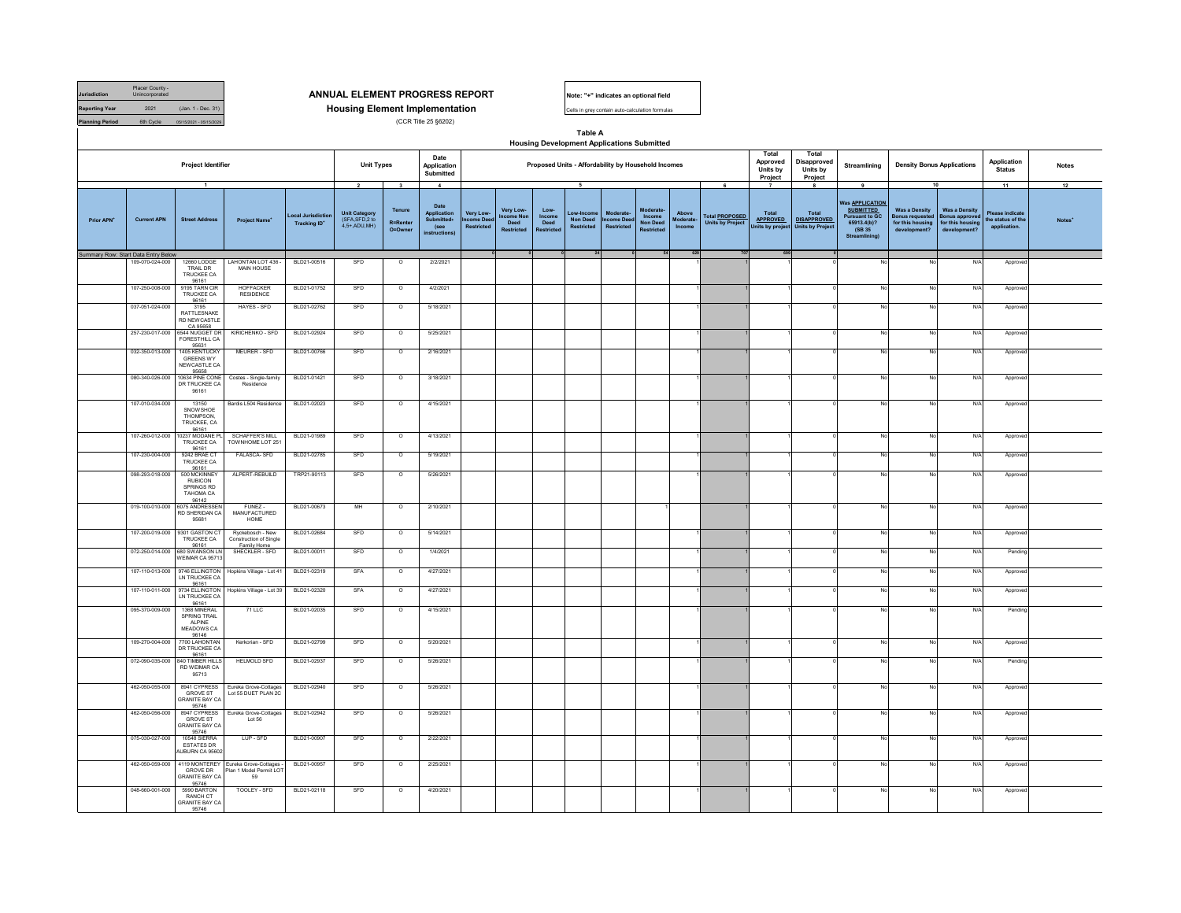| Jurisdiction | Placer County - Unincorporated | |
|---|---|---|
| Reporting Year | 2021 | (Jan. 1 - Dec. 31) |
| Planning Period | 6th Cycle | 05/15/2021 - 05/15/2029 |

# ANNUAL ELEMENT PROGRESS REPORT

## Housing Element Implementation

(CCR Title 25 §6202)

**Note: "+" indicates an optional field**

Cells in grey contain auto-calculation formulas

### Table A

### Housing Development Applications Submitted

| Project Identifier | | | | | Unit Types | | Date Application Submitted | Proposed Units - Affordability by Household Incomes | | | | | | | Total Approved Units by Project | Total Disapproved Units by Project | Streamlining | Density Bonus Applications | | Application Status | Notes | |
|---|---|---|---|---|---|---|---|---|---|---|---|---|---|---|---|---|---|---|---|---|---|---|
| 1 | | | | | 2 | 3 | 4 | 5 | | | | | | | 6 | 7 | 8 | 9 | 10 | | 11 | 12 |
| Prior APN+ | Current APN | Street Address | Project Name+ | Local Jurisdiction Tracking ID+ | Unit Category (SFA,SFD,2 to 4,5+,ADU,MH) | Tenure R=Renter O=Owner | Date Application Submitted+ (see instructions) | Very Low-Income Deed Restricted | Very Low-Income Non Deed Restricted | Low-Income Deed Restricted | Low-Income Non Deed Restricted | Moderate-Income Deed Restricted | Moderate-Income Non Deed Restricted | Above Moderate-Income | Total PROPOSED Units by Project | Total APPROVED Units by project | Total DISAPPROVED Units by Project | Was APPLICATION SUBMITTED Pursuant to GC 65913.4(b)? (SB 35 Streamlining) | Was a Density Bonus requested for this housing development? | Was a Density Bonus approved for this housing development? | Please indicate the status of the application. | Notes+ |
| Summary Row: Start Data Entry Below | | | | | | | | 0 | 8 | 0 | 24 | 0 | 54 | 620 | 707 | 699 | 0 | | | | | |
| | 109-070-024-000 | 12660 LODGE TRAIL DR TRUCKEE CA 96161 | LAHONTAN LOT 436 - MAIN HOUSE | BLD21-00516 | SFD | O | 2/2/2021 | | | | | | | 1 | 1 | 1 | 0 | No | No | N/A | Approved | |
| | 107-250-008-000 | 9195 TARN CIR TRUCKEE CA 96161 | HOFFACKER RESIDENCE | BLD21-01752 | SFD | O | 4/2/2021 | | | | | | | 1 | 1 | 1 | 0 | No | No | N/A | Approved | |
| | 037-051-024-000 | 3195 RATTLESNAKE RD NEWCASTLE CA 95658 | HAYES - SFD | BLD21-02762 | SFD | O | 5/18/2021 | | | | | | | 1 | 1 | 1 | 0 | No | No | N/A | Approved | |
| | 257-230-017-000 | 6544 NUGGET DR FORESTHILL CA 95631 | KIRICHENKO - SFD | BLD21-02924 | SFD | O | 5/25/2021 | | | | | | | 1 | 1 | 1 | 0 | No | No | N/A | Approved | |
| | 032-350-013-000 | 1405 KENTUCKY GREENS WY NEWCASTLE CA 95658 | MEURER - SFD | BLD21-00766 | SFD | O | 2/16/2021 | | | | | | | 1 | 1 | 1 | 0 | No | No | N/A | Approved | |
| | 080-340-026-000 | 10634 PINE CONE DR TRUCKEE CA 96161 | Costes - Single-family Residence | BLD21-01421 | SFD | O | 3/18/2021 | | | | | | | 1 | 1 | 1 | 0 | No | No | N/A | Approved | |
| | 107-010-034-000 | 13150 SNOWSHOE THOMPSON, TRUCKEE, CA 96161 | Bardis L504 Residence | BLD21-02023 | SFD | O | 4/15/2021 | | | | | | | 1 | 1 | 1 | 0 | No | No | N/A | Approved | |
| | 107-260-012-000 | 10237 MODANE PL TRUCKEE CA 96161 | SCHAFFER'S MILL TOWNHOME LOT 251 | BLD21-01989 | SFD | O | 4/13/2021 | | | | | | | 1 | 1 | 1 | 0 | No | No | N/A | Approved | |
| | 107-230-004-000 | 9242 BRAE CT TRUCKEE CA 96161 | FALASCA- SFD | BLD21-02785 | SFD | O | 5/19/2021 | | | | | | | 1 | 1 | 1 | 0 | No | No | N/A | Approved | |
| | 098-293-018-000 | 500 MCKINNEY RUBICON SPRINGS RD TAHOMA CA 96142 | ALPERT-REBUILD | TRP21-90113 | SFD | O | 5/26/2021 | | | | | | | 1 | 1 | 1 | 0 | No | No | N/A | Approved | |
| | 019-100-010-000 | 6075 ANDRESSEN RD SHERIDAN CA 95681 | FUNEZ - MANUFACTURED HOME | BLD21-00673 | MH | O | 2/10/2021 | | | | | | 1 | | 1 | 1 | 0 | No | No | N/A | Approved | |
| | 107-200-019-000 | 9301 GASTON CT TRUCKEE CA 96161 | Ryckebosch - New Construction of Single Family Home | BLD21-02684 | SFD | O | 5/14/2021 | | | | | | | 1 | 1 | 1 | 0 | No | No | N/A | Approved | |
| | 072-250-014-000 | 680 SWANSON LN WEIMAR CA 95713 | SHECKLER - SFD | BLD21-00011 | SFD | O | 1/4/2021 | | | | | | | 1 | 1 | 1 | 0 | No | No | N/A | Pending | |
| | 107-110-013-000 | 9746 ELLINGTON LN TRUCKEE CA 96161 | Hopkins Village - Lot 41 | BLD21-02319 | SFA | O | 4/27/2021 | | | | | | | 1 | 1 | 1 | 0 | No | No | N/A | Approved | |
| | 107-110-011-000 | 9734 ELLINGTON LN TRUCKEE CA 96161 | Hopkins Village - Lot 39 | BLD21-02320 | SFA | O | 4/27/2021 | | | | | | | 1 | 1 | 1 | 0 | No | No | N/A | Approved | |
| | 095-370-009-000 | 1368 MINERAL SPRING TRAIL ALPINE MEADOWS CA 96146 | 71 LLC | BLD21-02035 | SFD | O | 4/15/2021 | | | | | | | 1 | 1 | 1 | 0 | No | No | N/A | Pending | |
| | 109-270-004-000 | 7700 LAHONTAN DR TRUCKEE CA 96161 | Kerkorian - SFD | BLD21-02799 | SFD | O | 5/20/2021 | | | | | | | 1 | 1 | 1 | 0 | No | No | N/A | Approved | |
| | 072-090-035-000 | 840 TIMBER HILLS RD WEIMAR CA 95713 | HELMOLD SFD | BLD21-02937 | SFD | O | 5/26/2021 | | | | | | | 1 | 1 | 1 | 0 | No | No | N/A | Pending | |
| | 462-050-055-000 | 8941 CYPRESS GROVE ST GRANITE BAY CA 95746 | Eureka Grove-Cottages Lot 55 DUET PLAN 2C | BLD21-02940 | SFD | O | 5/26/2021 | | | | | | | 1 | 1 | 1 | 0 | No | No | N/A | Approved | |
| | 462-050-056-000 | 8947 CYPRESS GROVE ST GRANITE BAY CA 95746 | Eureka Grove-Cottages Lot 56 | BLD21-02942 | SFD | O | 5/26/2021 | | | | | | | 1 | 1 | 1 | 0 | No | No | N/A | Approved | |
| | 075-030-027-000 | 10548 SIERRA ESTATES DR AUBURN CA 95602 | LUP - SFD | BLD21-00907 | SFD | O | 2/22/2021 | | | | | | | 1 | 1 | 1 | 0 | No | No | N/A | Approved | |
| | 462-050-059-000 | 4119 MONTEREY GROVE DR GRANITE BAY CA 95746 | Eureka Grove-Cottages - Plan 1 Model Permit LOT 59 | BLD21-00957 | SFD | O | 2/25/2021 | | | | | | | 1 | 1 | 1 | 0 | No | No | N/A | Approved | |
| | 048-660-001-000 | 5990 BARTON RANCH CT GRANITE BAY CA 95746 | TOOLEY - SFD | BLD21-02118 | SFD | O | 4/20/2021 | | | | | | | 1 | 1 | 1 | 0 | No | No | N/A | Approved | |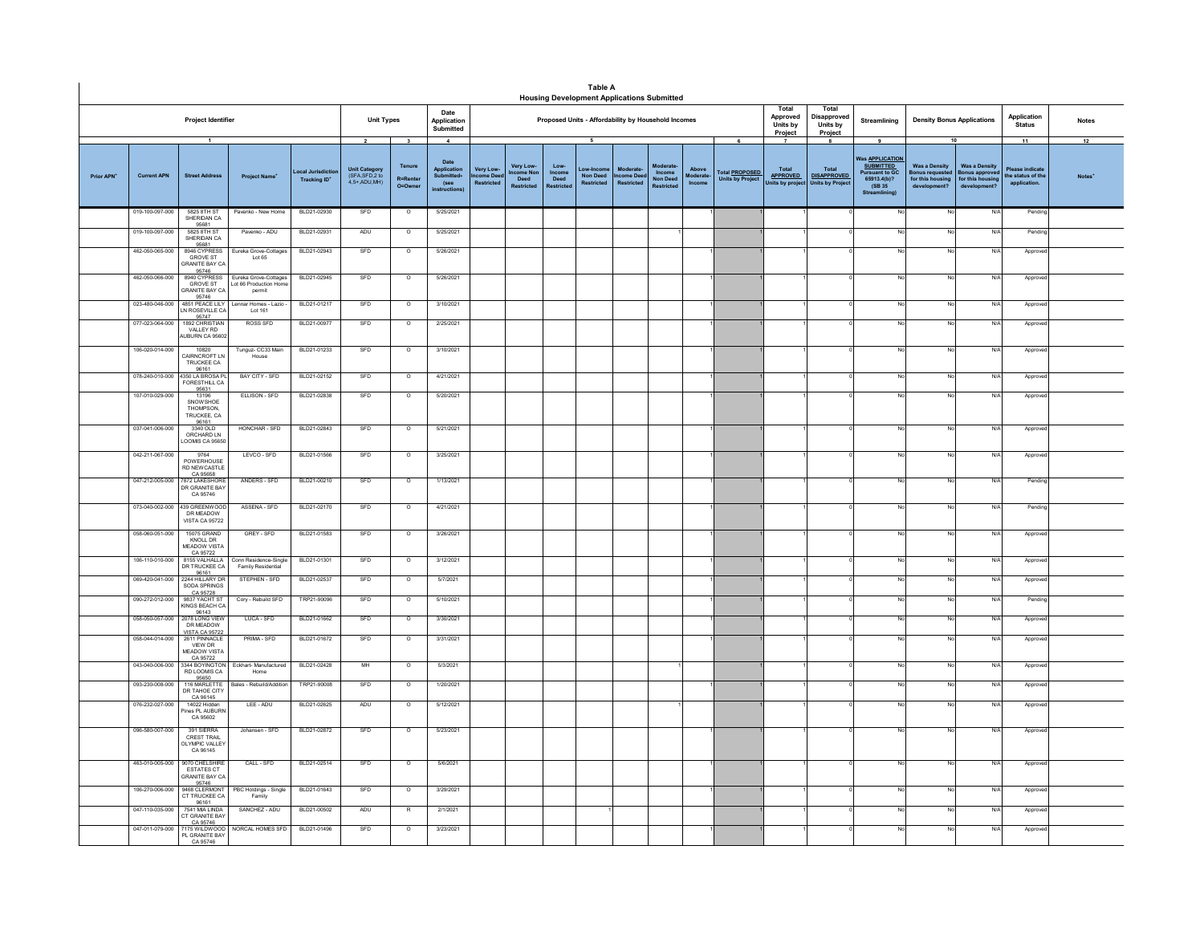# Table A

## Housing Development Applications Submitted

| Project Identifier | | | | | Unit Types | | Date Application Submitted | Proposed Units - Affordability by Household Incomes | | | | | | | | Total Approved Units by Project | Total Disapproved Units by Project | Streamlining | Density Bonus Applications | | Application Status | Notes |
|---|---|---|---|---|---|---|---|---|---|---|---|---|---|---|---|---|---|---|---|---|---|---|
| 1 | | | | | 2 | 3 | 4 | 5 | | | | | | | 6 | 7 | 8 | 9 | 10 | | 11 | 12 |
| Prior APN+ | Current APN | Street Address | Project Name+ | Local Jurisdiction Tracking ID+ | Unit Category (SFA,SFD,2 to 4,5+,ADU,MH) | Tenure R=Renter O=Owner | Date Application Submitted- (see instructions) | Very Low-Income Deed Restricted | Very Low-Income Non Deed Restricted | Low-Income Deed Restricted | Low-Income Non Deed Restricted | Moderate-Income Deed Restricted | Moderate-Income Non Deed Restricted | Above Moderate-Income | Total PROPOSED Units by Project | Total APPROVED Units by project | Total DISAPPROVED Units by Project | Was APPLICATION SUBMITTED Pursuant to GC 65913.4(b)? (SB 35 Streamlining) | Was a Density Bonus requested for this housing development? | Was a Density Bonus approved for this housing development? | Please indicate the status of the application. | Notes+ |
| | 019-100-097-000 | 5825 8TH ST SHERIDAN CA 95681 | Pavenko - New Home | BLD21-02930 | SFD | O | 5/25/2021 | | | | | | | 1 | 1 | 1 | 0 | No | No | N/A | Pending | |
| | 019-100-097-000 | 5825 8TH ST SHERIDAN CA 95681 | Pavenko - ADU | BLD21-02931 | ADU | O | 5/25/2021 | | | | | | 1 | | 1 | 1 | 0 | No | No | N/A | Pending | |
| | 462-050-065-000 | 8946 CYPRESS GROVE ST GRANITE BAY CA 95746 | Eureka Grove-Cottages Lot 65 | BLD21-02943 | SFD | O | 5/26/2021 | | | | | | | 1 | 1 | 1 | 0 | No | No | N/A | Approved | |
| | 462-050-066-000 | 8940 CYPRESS GROVE ST GRANITE BAY CA 95746 | Eureka Grove-Cottages Lot 66 Production Home permit | BLD21-02945 | SFD | O | 5/26/2021 | | | | | | | 1 | 1 | 1 | 0 | No | No | N/A | Approved | |
| | 023-480-046-000 | 4851 PEACE LILY LN ROSEVILLE CA 95747 | Lennar Homes - Lazio - Lot 161 | BLD21-01217 | SFD | O | 3/10/2021 | | | | | | | 1 | 1 | 1 | 0 | No | No | N/A | Approved | |
| | 077-023-064-000 | 1892 CHRISTIAN VALLEY RD AUBURN CA 95602 | ROSS SFD | BLD21-00977 | SFD | O | 2/25/2021 | | | | | | | 1 | 1 | 1 | 0 | No | No | N/A | Approved | |
| | 106-020-014-000 | 10820 CAIRNCROFT LN TRUCKEE CA 96161 | Tunguz- CC33 Main House | BLD21-01233 | SFD | O | 3/10/2021 | | | | | | | 1 | 1 | 1 | 0 | No | No | N/A | Approved | |
| | 078-240-010-000 | 4350 LA BROSA PL FORESTHILL CA 95631 | BAY CITY - SFD | BLD21-02152 | SFD | O | 4/21/2021 | | | | | | | 1 | 1 | 1 | 0 | No | No | N/A | Approved | |
| | 107-010-029-000 | 13196 SNOWSHOE THOMPSON, TRUCKEE, CA 96161 | ELLISON - SFD | BLD21-02838 | SFD | O | 5/20/2021 | | | | | | | 1 | 1 | 1 | 0 | No | No | N/A | Approved | |
| | 037-041-006-000 | 3340 OLD ORCHARD LN LOOMIS CA 95650 | HONCHAR - SFD | BLD21-02843 | SFD | O | 5/21/2021 | | | | | | | 1 | 1 | 1 | 0 | No | No | N/A | Approved | |
| | 042-211-067-000 | 9764 POWERHOUSE RD NEWCASTLE CA 95658 | LEVCO - SFD | BLD21-01566 | SFD | O | 3/25/2021 | | | | | | | 1 | 1 | 1 | 0 | No | No | N/A | Approved | |
| | 047-212-005-000 | 7872 LAKESHORE DR GRANITE BAY CA 95746 | ANDERS - SFD | BLD21-00210 | SFD | O | 1/13/2021 | | | | | | | 1 | 1 | 1 | 0 | No | No | N/A | Pending | |
| | 073-040-002-000 | 439 GREENWOOD DR MEADOW VISTA CA 95722 | ASSENA - SFD | BLD21-02170 | SFD | O | 4/21/2021 | | | | | | | 1 | 1 | 1 | 0 | No | No | N/A | Pending | |
| | 058-060-051-000 | 15075 GRAND KNOLL DR MEADOW VISTA CA 95722 | GREY - SFD | BLD21-01583 | SFD | O | 3/26/2021 | | | | | | | 1 | 1 | 1 | 0 | No | No | N/A | Approved | |
| | 106-110-010-000 | 8155 VALHALLA DR TRUCKEE CA 96161 | Conn Residence-Single Family Residential | BLD21-01301 | SFD | O | 3/12/2021 | | | | | | | 1 | 1 | 1 | 0 | No | No | N/A | Approved | |
| | 069-420-041-000 | 2244 HILLARY DR SODA SPRINGS CA 95728 | STEPHEN - SFD | BLD21-02537 | SFD | O | 5/7/2021 | | | | | | | 1 | 1 | 1 | 0 | No | No | N/A | Approved | |
| | 090-272-012-000 | 9837 YACHT ST KINGS BEACH CA 96143 | Cory - Rebuild SFD | TRP21-90096 | SFD | O | 5/10/2021 | | | | | | | 1 | 1 | 1 | 0 | No | No | N/A | Pending | |
| | 058-050-057-000 | 2078 LONG VIEW DR MEADOW VISTA CA 95722 | LUCA - SFD | BLD21-01662 | SFD | O | 3/30/2021 | | | | | | | 1 | 1 | 1 | 0 | No | No | N/A | Approved | |
| | 058-044-014-000 | 2611 PINNACLE VIEW DR MEADOW VISTA CA 95722 | PRIMA - SFD | BLD21-01672 | SFD | O | 3/31/2021 | | | | | | | 1 | 1 | 1 | 0 | No | No | N/A | Approved | |
| | 043-040-006-000 | 3344 BOYINGTON RD LOOMIS CA 95650 | Eckhart- Manufactured Home | BLD21-02428 | MH | O | 5/3/2021 | | | | | | 1 | | 1 | 1 | 0 | No | No | N/A | Approved | |
| | 093-230-008-000 | 116 MARLETTE DR TAHOE CITY CA 96145 | Bales - Rebuild/Addition | TRP21-90008 | SFD | O | 1/20/2021 | | | | | | | 1 | 1 | 1 | 0 | No | No | N/A | Approved | |
| | 076-232-027-000 | 14022 Hidden Pines PL AUBURN CA 95602 | LEE - ADU | BLD21-02625 | ADU | O | 5/12/2021 | | | | | | 1 | | 1 | 1 | 0 | No | No | N/A | Approved | |
| | 096-580-007-000 | 391 SIERRA CREST TRAIL OLYMPIC VALLEY CA 96145 | Johansen - SFD | BLD21-02872 | SFD | O | 5/23/2021 | | | | | | | 1 | 1 | 1 | 0 | No | No | N/A | Approved | |
| | 463-010-005-000 | 9070 CHELSHIRE ESTATES CT GRANITE BAY CA 95746 | CALL - SFD | BLD21-02514 | SFD | O | 5/6/2021 | | | | | | | 1 | 1 | 1 | 0 | No | No | N/A | Approved | |
| | 106-270-006-000 | 9468 CLERMONT CT TRUCKEE CA 96161 | PBC Holdings - Single Family | BLD21-01643 | SFD | O | 3/29/2021 | | | | | | | 1 | 1 | 1 | 0 | No | No | N/A | Approved | |
| | 047-110-035-000 | 7541 MIA LINDA CT GRANITE BAY CA 95746 | SANCHEZ - ADU | BLD21-00502 | ADU | R | 2/1/2021 | | | 1 | | | | | 1 | 1 | 0 | No | No | N/A | Approved | |
| | 047-011-079-000 | 7175 WILDWOOD PL GRANITE BAY CA 95746 | NORCAL HOMES SFD | BLD21-01496 | SFD | O | 3/23/2021 | | | | | | | 1 | 1 | 1 | 0 | No | No | N/A | Approved | |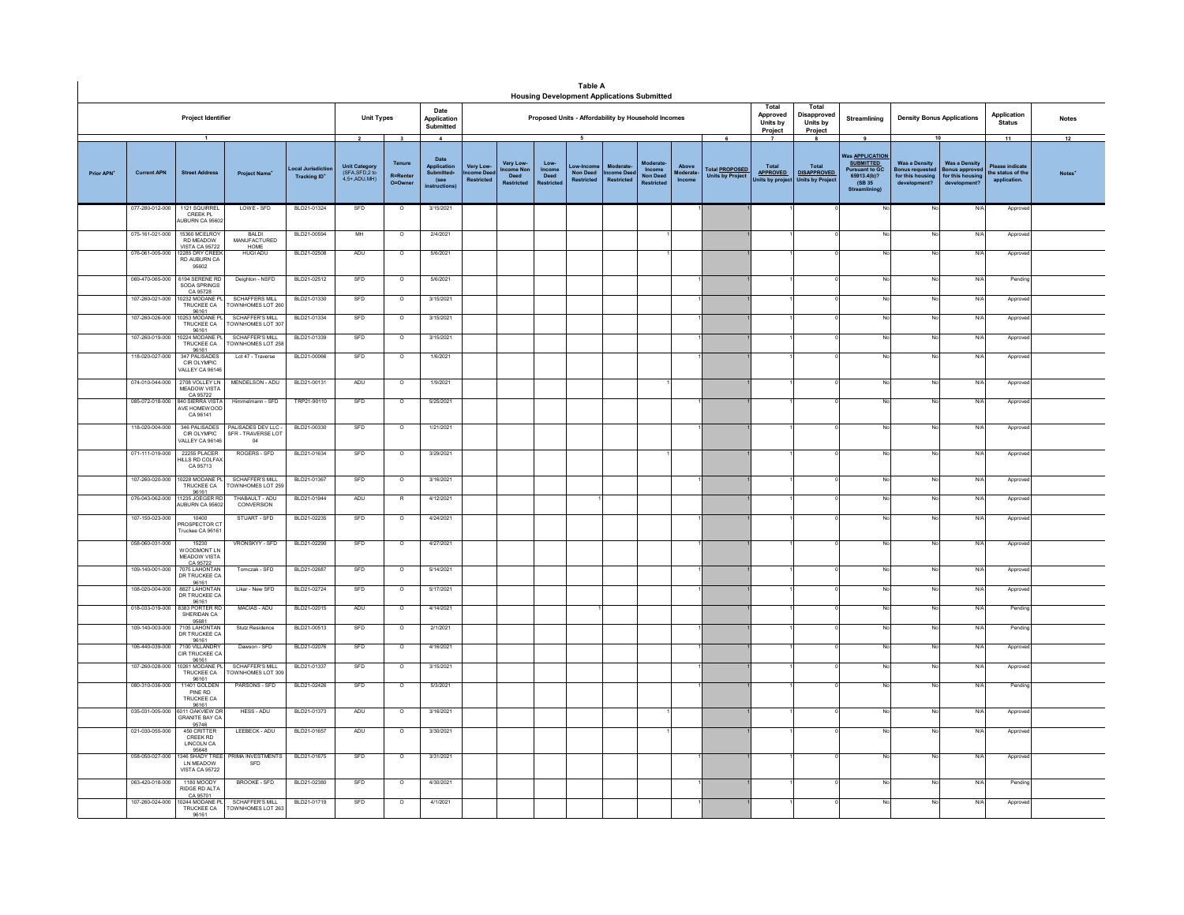**Table A**

**Housing Development Applications Submitted**

| Project Identifier | | | | Unit Types | | Date Application Submitted | Proposed Units - Affordability by Household Incomes | | | | | | | | Total Approved Units by Project | Total Disapproved Units by Project | Streamlining | Density Bonus Applications | | Application Status | Notes |
|---|---|---|---|---|---|---|---|---|---|---|---|---|---|---|---|---|---|---|---|---|---|
| 1 | | | | 2 | 3 | 4 | 5 | | | | | | | 6 | 7 | 8 | 9 | 10 | | 11 | 12 |
| Prior APN[+] | Current APN | Street Address | Project Name[+] | Local Jurisdiction Tracking ID[+] | Unit Category (SFA,SFD,2 to 4,5+,ADU,MH) | Tenure R=Renter O=Owner | Date Application Submitted- (see instructions) | Very Low-Income Deed Restricted | Very Low-Income Non Deed Restricted | Low-Income Deed Restricted | Low-Income Non Deed Restricted | Moderate-Income Deed Restricted | Moderate-Income Non Deed Restricted | Above Moderate-Income | Total PROPOSED Units by Project | Total APPROVED Units by project | Total DISAPPROVED Units by Project | Was APPLICATION SUBMITTED Pursuant to GC 65913.4(b)? (SB 35 Streamlining) | Was a Density Bonus requested for this housing development? | Was a Density Bonus approved for this housing development? | Please indicate the status of the application. | Notes[+] |
| | 077-280-012-000 | 1121 SQUIRREL CREEK PL AUBURN CA 95602 | LOWE - SFD | BLD21-01324 | SFD | O | 3/15/2021 | | | | | | | 1 | 1 | 1 | 0 | No | No | N/A | Approved | |
| | 075-161-021-000 | 15360 MCELROY RD MEADOW VISTA CA 95722 | BALDI MANUFACTURED HOME | BLD21-00594 | MH | O | 2/4/2021 | | | | | | 1 | | 1 | 1 | 0 | No | No | N/A | Approved | |
| | 076-061-005-000 | 12285 DRY CREEK RD AUBURN CA 95602 | HUGI ADU | BLD21-02508 | ADU | O | 5/6/2021 | | | | | | 1 | | 1 | 1 | 0 | No | No | N/A | Approved | |
| | 069-470-065-000 | 6194 SERENE RD SODA SPRINGS CA 95728 | Deighton - NSFD | BLD21-02512 | SFD | O | 5/6/2021 | | | | | | | 1 | 1 | 1 | 0 | No | No | N/A | Pending | |
| | 107-260-021-000 | 10232 MODANE PL TRUCKEE CA 96161 | SCHAFFERS MILL TOWNHOMES LOT 260 | BLD21-01330 | SFD | O | 3/15/2021 | | | | | | | 1 | 1 | 1 | 0 | No | No | N/A | Approved | |
| | 107-260-026-000 | 10253 MODANE PL TRUCKEE CA 96161 | SCHAFFER'S MILL TOWNHOMES LOT 307 | BLD21-01334 | SFD | O | 3/15/2021 | | | | | | | 1 | 1 | 1 | 0 | No | No | N/A | Approved | |
| | 107-260-019-000 | 10224 MODANE PL TRUCKEE CA 96161 | SCHAFFER'S MILL TOWNHOMES LOT 258 | BLD21-01339 | SFD | O | 3/15/2021 | | | | | | | 1 | 1 | 1 | 0 | No | No | N/A | Approved | |
| | 118-020-027-000 | 347 PALISADES CIR OLYMPIC VALLEY CA 96146 | Lot 47 - Traverse | BLD21-00066 | SFD | O | 1/6/2021 | | | | | | | 1 | 1 | 1 | 0 | No | No | N/A | Approved | |
| | 074-010-044-000 | 2708 VOLLEY LN MEADOW VISTA CA 95722 | MENDELSON - ADU | BLD21-00131 | ADU | O | 1/9/2021 | | | | | | 1 | | 1 | 1 | 0 | No | No | N/A | Approved | |
| | 085-072-018-000 | 840 SIERRA VISTA AVE HOMEWOOD CA 96141 | Himmelmann - SFD | TRP21-90110 | SFD | O | 5/25/2021 | | | | | | | 1 | 1 | 1 | 0 | No | No | N/A | Approved | |
| | 118-020-004-000 | 346 PALISADES CIR OLYMPIC VALLEY CA 96146 | PALISADES DEV LLC - SFR - TRAVERSE LOT 04 | BLD21-00330 | SFD | O | 1/21/2021 | | | | | | | 1 | 1 | 1 | 0 | No | No | N/A | Approved | |
| | 071-111-019-000 | 22255 PLACER HILLS RD COLFAX CA 95713 | ROGERS - SFD | BLD21-01634 | SFD | O | 3/29/2021 | | | | | | 1 | | 1 | 1 | 0 | No | No | N/A | Approved | |
| | 107-260-020-000 | 10228 MODANE PL TRUCKEE CA 96161 | SCHAFFER'S MILL TOWNHOMES LOT 259 | BLD21-01367 | SFD | O | 3/16/2021 | | | | | | | 1 | 1 | 1 | 0 | No | No | N/A | Approved | |
| | 076-043-062-000 | 11235 JOEGER RD AUBURN CA 95602 | THABAULT - ADU CONVERSION | BLD21-01944 | ADU | R | 4/12/2021 | | | | 1 | | | | 1 | 1 | 0 | No | No | N/A | Approved | |
| | 107-150-023-000 | 10400 PROSPECTOR CT Truckee CA 96161 | STUART - SFD | BLD21-02235 | SFD | O | 4/24/2021 | | | | | | | 1 | 1 | 1 | 0 | No | No | N/A | Approved | |
| | 058-060-031-000 | 15230 WOODMONT LN MEADOW VISTA CA 95722 | VRONSKYY - SFD | BLD21-02290 | SFD | O | 4/27/2021 | | | | | | | 1 | 1 | 1 | 0 | No | No | N/A | Approved | |
| | 109-140-001-000 | 7075 LAHONTAN DR TRUCKEE CA 96161 | Tomczak - SFD | BLD21-02687 | SFD | O | 5/14/2021 | | | | | | | 1 | 1 | 1 | 0 | No | No | N/A | Approved | |
| | 108-020-004-000 | 8827 LAHONTAN DR TRUCKEE CA 96161 | Likar - New SFD | BLD21-02724 | SFD | O | 5/17/2021 | | | | | | | 1 | 1 | 1 | 0 | No | No | N/A | Approved | |
| | 018-033-019-000 | 8383 PORTER RD SHERIDAN CA 95681 | MACIAS - ADU | BLD21-02015 | ADU | O | 4/14/2021 | | | | 1 | | | | 1 | 1 | 0 | No | No | N/A | Pending | |
| | 109-140-003-000 | 7105 LAHONTAN DR TRUCKEE CA 96161 | Stutz Residence | BLD21-00513 | SFD | O | 2/1/2021 | | | | | | | 1 | 1 | 1 | 0 | No | No | N/A | Pending | |
| | 106-440-039-000 | 7100 VILLANDRY CIR TRUCKEE CA 96161 | Dawson - SFD | BLD21-02076 | SFD | O | 4/16/2021 | | | | | | | 1 | 1 | 1 | 0 | No | No | N/A | Approved | |
| | 107-260-028-000 | 10261 MODANE PL TRUCKEE CA 96161 | SCHAFFER'S MILL TOWNHOMES LOT 309 | BLD21-01337 | SFD | O | 3/15/2021 | | | | | | | 1 | 1 | 1 | 0 | No | No | N/A | Approved | |
| | 080-310-036-000 | 11401 GOLDEN PINE RD TRUCKEE CA 96161 | PARSONS - SFD | BLD21-02426 | SFD | O | 5/3/2021 | | | | | | | 1 | 1 | 1 | 0 | No | No | N/A | Pending | |
| | 035-031-005-000 | 6011 OAKVIEW DR GRANITE BAY CA 95746 | HESS - ADU | BLD21-01373 | ADU | O | 3/16/2021 | | | | | | 1 | | 1 | 1 | 0 | No | No | N/A | Approved | |
| | 021-030-055-000 | 450 CRITTER CREEK RD LINCOLN CA 95648 | LEEBECK - ADU | BLD21-01657 | ADU | O | 3/30/2021 | | | | | | 1 | | 1 | 1 | 0 | No | No | N/A | Approved | |
| | 058-050-027-000 | 1346 SHADY TREE LN MEADOW VISTA CA 95722 | PRIMA INVESTMENTS SFD | BLD21-01675 | SFD | O | 3/31/2021 | | | | | | | 1 | 1 | 1 | 0 | No | No | N/A | Approved | |
| | 063-420-018-000 | 1180 MOODY RIDGE RD ALTA CA 95701 | BROOKE - SFD | BLD21-02380 | SFD | O | 4/30/2021 | | | | | | | 1 | 1 | 1 | 0 | No | No | N/A | Pending | |
| | 107-260-024-000 | 10244 MODANE PL TRUCKEE CA 96161 | SCHAFFER'S MILL TOWNHOMES LOT 263 | BLD21-01719 | SFD | O | 4/1/2021 | | | | | | | 1 | 1 | 1 | 0 | No | No | N/A | Approved | |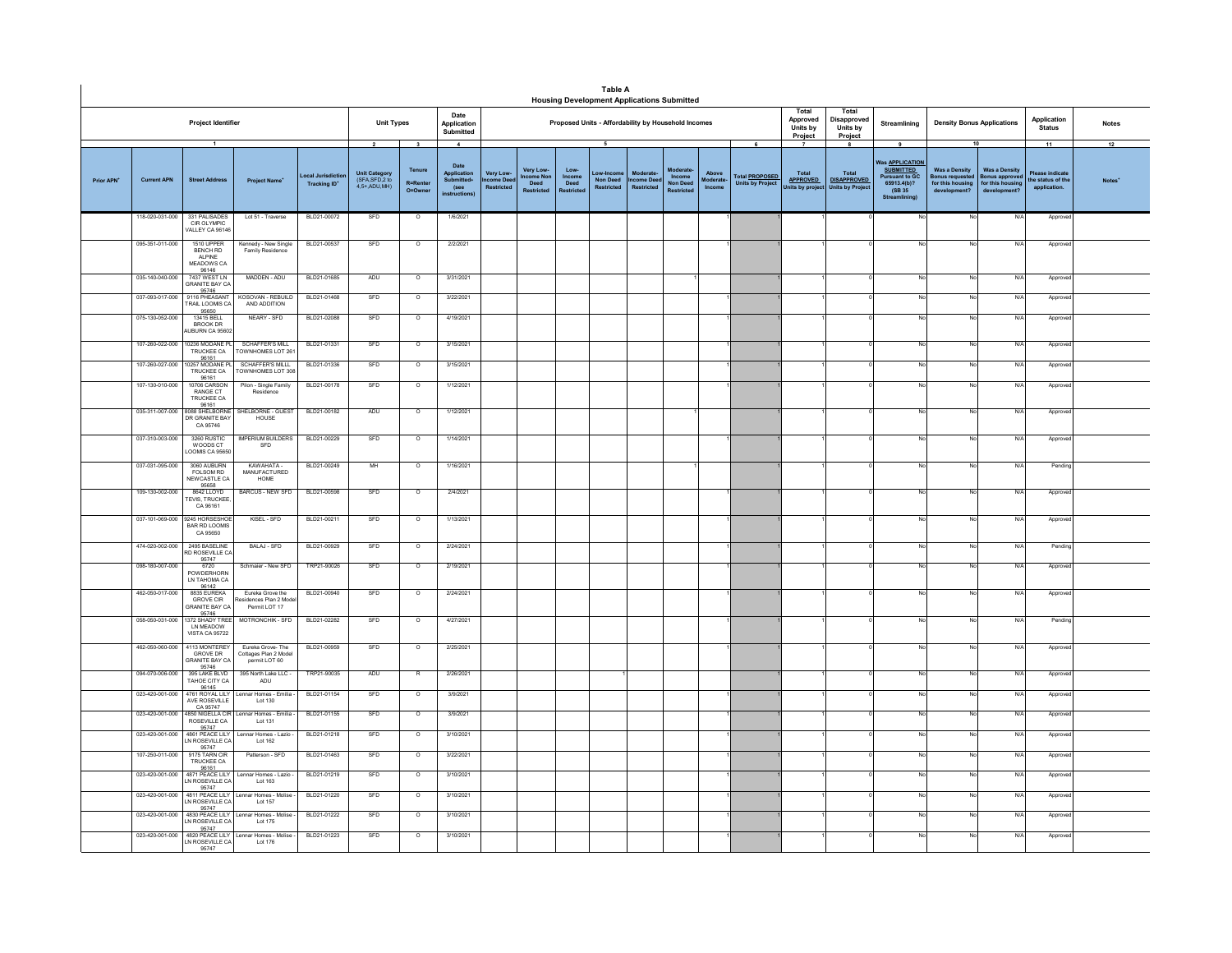# Table A

## Housing Development Applications Submitted

| Project Identifier | | | | | Unit Types | | Date Application Submitted | Proposed Units - Affordability by Household Incomes | | | | | | | | Total Approved Units by Project | Total Disapproved Units by Project | Streamlining | Density Bonus Applications | | Application Status | Notes |
|---|---|---|---|---|---|---|---|---|---|---|---|---|---|---|---|---|---|---|---|---|---|---|
| 1 | | | | | 2 | 3 | 4 | 5 | | | | | | | 6 | 7 | 8 | 9 | 10 | | 11 | 12 |
| Prior APN+ | Current APN | Street Address | Project Name+ | Local Jurisdiction Tracking ID+ | Unit Category (SFA,SFD,2 to 4,5+,ADU,MH) | Tenure R=Renter O=Owner | Date Application Submitted+ (see instructions) | Very Low-Income Deed Restricted | Very Low-Income Non Deed Restricted | Low-Income Deed Restricted | Low-Income Non Deed Restricted | Moderate-Income Deed Restricted | Moderate-Income Non Deed Restricted | Above Moderate-Income | Total PROPOSED Units by Project | Total APPROVED Units by project | Total DISAPPROVED Units by Project | Was APPLICATION SUBMITTED Pursuant to GC 65913.4(b)? (SB 35 Streamlining) | Was a Density Bonus requested for this housing development? | Was a Density Bonus approved for this housing development? | Please indicate the status of the application. | Notes+ |
| | 118-020-031-000 | 331 PALISADES CIR OLYMPIC VALLEY CA 96146 | Lot 51 - Traverse | BLD21-00072 | SFD | O | 1/6/2021 | | | | | | | 1 | 1 | 1 | 0 | No | No | N/A | Approved | |
| | 095-351-011-000 | 1510 UPPER BENCH RD ALPINE MEADOWS CA 96146 | Kennedy - New Single Family Residence | BLD21-00537 | SFD | O | 2/2/2021 | | | | | | | 1 | 1 | 1 | 0 | No | No | N/A | Approved | |
| | 035-140-040-000 | 7437 WEST LN GRANITE BAY CA 95746 | MADDEN - ADU | BLD21-01685 | ADU | O | 3/31/2021 | | | | | | 1 | | 1 | 1 | 0 | No | No | N/A | Approved | |
| | 037-093-017-000 | 9116 PHEASANT TRAIL LOOMIS CA 95650 | KOSOVAN - REBUILD AND ADDITION | BLD21-01468 | SFD | O | 3/22/2021 | | | | | | | 1 | 1 | 1 | 0 | No | No | N/A | Approved | |
| | 075-130-052-000 | 13415 BELL BROOK DR AUBURN CA 95602 | NEARY - SFD | BLD21-02088 | SFD | O | 4/19/2021 | | | | | | | 1 | 1 | 1 | 0 | No | No | N/A | Approved | |
| | 107-280-022-000 | 10236 MODANE PL TRUCKEE CA 96161 | SCHAFFER'S MILL TOWNHOMES LOT 261 | BLD21-01331 | SFD | O | 3/15/2021 | | | | | | | 1 | 1 | 1 | 0 | No | No | N/A | Approved | |
| | 107-260-027-000 | 10257 MODANE PL TRUCKEE CA 96161 | SCHAFFER'S MILLL TOWNHOMES LOT 308 | BLD21-01336 | SFD | O | 3/15/2021 | | | | | | | 1 | 1 | 1 | 0 | No | No | N/A | Approved | |
| | 107-130-010-000 | 10706 CARSON RANGE CT TRUCKEE CA 96161 | Pilon - Single Family Residence | BLD21-00178 | SFD | O | 1/12/2021 | | | | | | | 1 | 1 | 1 | 0 | No | No | N/A | Approved | |
| | 035-311-007-000 | 8088 SHELBORNE DR GRANITE BAY CA 95746 | SHELBORNE - GUEST HOUSE | BLD21-00182 | ADU | O | 1/12/2021 | | | | | | 1 | | 1 | 1 | 0 | No | No | N/A | Approved | |
| | 037-310-003-000 | 3260 RUSTIC WOODS CT LOOMIS CA 95650 | IMPERIUM BUILDERS SFD | BLD21-00229 | SFD | O | 1/14/2021 | | | | | | | 1 | 1 | 1 | 0 | No | No | N/A | Approved | |
| | 037-031-095-000 | 3060 AUBURN FOLSOM RD NEWCASTLE CA 95658 | KAWAHATA - MANUFACTURED HOME | BLD21-00249 | MH | O | 1/16/2021 | | | | | | 1 | | 1 | 1 | 0 | No | No | N/A | Pending | |
| | 109-130-002-000 | 8642 LLOYD TEVIS, TRUCKEE, CA 96161 | BARCUS - NEW SFD | BLD21-00598 | SFD | O | 2/4/2021 | | | | | | | 1 | 1 | 1 | 0 | No | No | N/A | Approved | |
| | 037-101-069-000 | 9245 HORSESHOE BAR RD LOOMIS CA 95650 | KISEL - SFD | BLD21-00211 | SFD | O | 1/13/2021 | | | | | | | 1 | 1 | 1 | 0 | No | No | N/A | Approved | |
| | 474-020-002-000 | 2495 BASELINE RD ROSEVILLE CA 95747 | BALAJ - SFD | BLD21-00929 | SFD | O | 2/24/2021 | | | | | | | 1 | 1 | 1 | 0 | No | No | N/A | Pending | |
| | 098-180-007-000 | 6720 POWDERHORN LN TAHOMA CA 96142 | Schmaier - New SFD | TRP21-90026 | SFD | O | 2/19/2021 | | | | | | | 1 | 1 | 1 | 0 | No | No | N/A | Approved | |
| | 462-050-017-000 | 8835 EUREKA GROVE CIR GRANITE BAY CA 95746 | Eureka Grove the Residences Plan 2 Model Permit LOT 17 | BLD21-00940 | SFD | O | 2/24/2021 | | | | | | | 1 | 1 | 1 | 0 | No | No | N/A | Approved | |
| | 058-050-031-000 | 1372 SHADY TREE LN MEADOW VISTA CA 95722 | MOTRONCHIK - SFD | BLD21-02282 | SFD | O | 4/27/2021 | | | | | | | 1 | 1 | 1 | 0 | No | No | N/A | Pending | |
| | 462-050-060-000 | 4113 MONTEREY GROVE DR GRANITE BAY CA 95746 | Eureka Grove- The Cottages Plan 2 Model permit LOT 60 | BLD21-00959 | SFD | O | 2/25/2021 | | | | | | | 1 | 1 | 1 | 0 | No | No | N/A | Approved | |
| | 094-070-006-000 | 395 LAKE BLVD TAHOE CITY CA 96145 | 395 North Lake LLC - ADU | TRP21-90035 | ADU | R | 2/26/2021 | | | 1 | | | | | 1 | 1 | 0 | No | No | N/A | Approved | |
| | 023-420-001-000 | 4761 ROYAL LILY AVE ROSEVILLE CA 95747 | Lennar Homes - Emilia - Lot 130 | BLD21-01154 | SFD | O | 3/9/2021 | | | | | | | 1 | 1 | 1 | 0 | No | No | N/A | Approved | |
| | 023-420-001-000 | 4850 NIGELLA CIR ROSEVILLE CA 95747 | Lennar Homes - Emilia - Lot 131 | BLD21-01155 | SFD | O | 3/9/2021 | | | | | | | 1 | 1 | 1 | 0 | No | No | N/A | Approved | |
| | 023-420-001-000 | 4861 PEACE LILY LN ROSEVILLE CA 95747 | Lennar Homes - Lazio - Lot 162 | BLD21-01218 | SFD | O | 3/10/2021 | | | | | | | 1 | 1 | 1 | 0 | No | No | N/A | Approved | |
| | 107-250-011-000 | 9175 TARN CIR TRUCKEE CA 96161 | Patterson - SFD | BLD21-01463 | SFD | O | 3/22/2021 | | | | | | | 1 | 1 | 1 | 0 | No | No | N/A | Approved | |
| | 023-420-001-000 | 4871 PEACE LILY LN ROSEVILLE CA 95747 | Lennar Homes - Lazio - Lot 163 | BLD21-01219 | SFD | O | 3/10/2021 | | | | | | | 1 | 1 | 1 | 0 | No | No | N/A | Approved | |
| | 023-420-001-000 | 4811 PEACE LILY LN ROSEVILLE CA 95747 | Lennar Homes - Molise - Lot 157 | BLD21-01220 | SFD | O | 3/10/2021 | | | | | | | 1 | 1 | 1 | 0 | No | No | N/A | Approved | |
| | 023-420-001-000 | 4830 PEACE LILY LN ROSEVILLE CA 95747 | Lennar Homes - Molise - Lot 175 | BLD21-01222 | SFD | O | 3/10/2021 | | | | | | | 1 | 1 | 1 | 0 | No | No | N/A | Approved | |
| | 023-420-001-000 | 4820 PEACE LILY LN ROSEVILLE CA 95747 | Lennar Homes - Molise - Lot 176 | BLD21-01223 | SFD | O | 3/10/2021 | | | | | | | 1 | 1 | 1 | 0 | No | No | N/A | Approved | |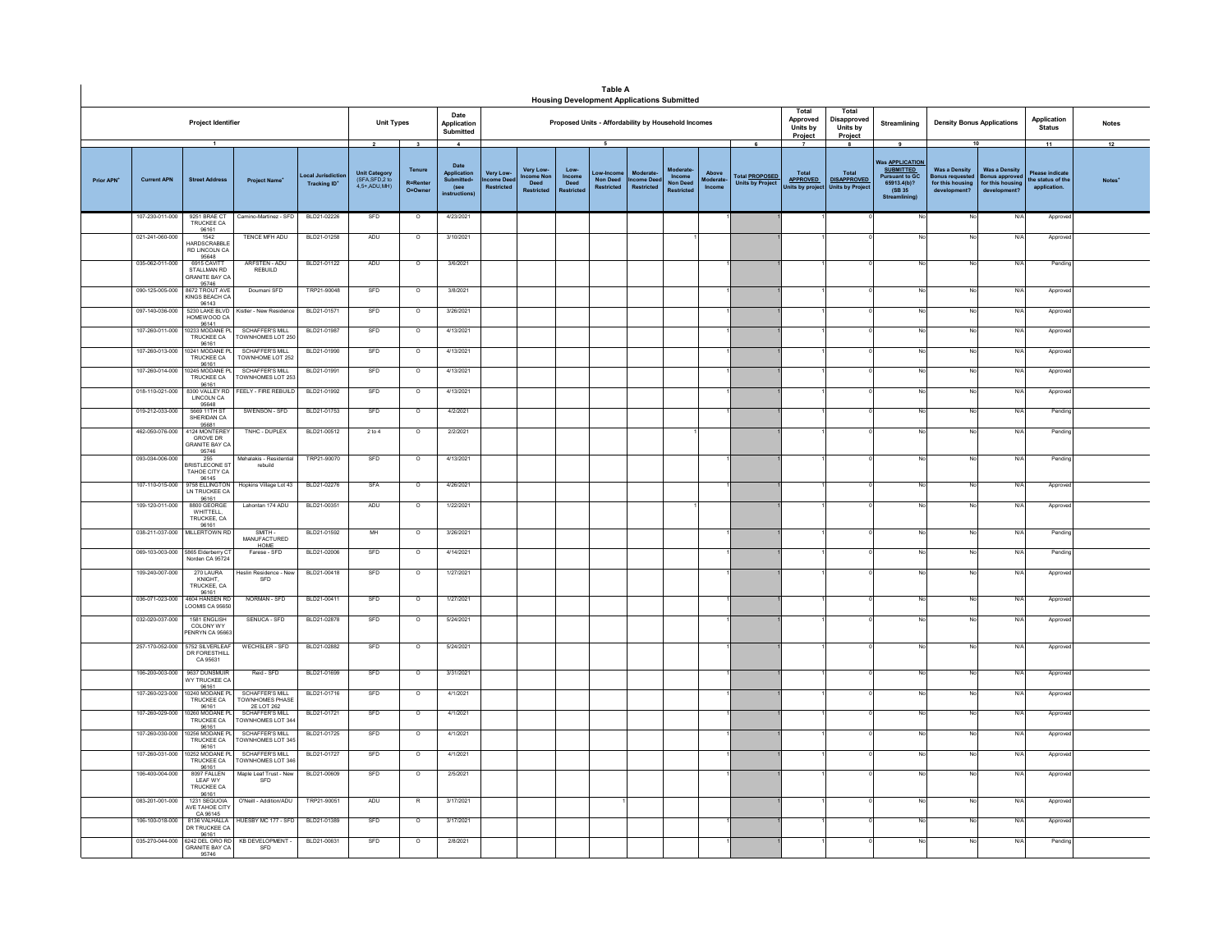# Table A

## Housing Development Applications Submitted

| Project Identifier | | | | | Unit Types | | Date Application Submitted | Proposed Units - Affordability by Household Incomes | | | | | | | | Total Approved Units by Project | Total Disapproved Units by Project | Streamlining | Density Bonus Applications | | Application Status | Notes |
|---|---|---|---|---|---|---|---|---|---|---|---|---|---|---|---|---|---|---|---|---|---|---|
| 1 | | | | | 2 | 3 | 4 | 5 | | | | | | | 6 | 7 | 8 | 9 | 10 | | 11 | 12 |
| Prior APN+ | Current APN | Street Address | Project Name+ | Local Jurisdiction Tracking ID+ | Unit Category (SFA,SFD,2 to 4,5+,ADU,MH) | Tenure R=Renter O=Owner | Date Application Submitted+ (see instructions) | Very Low-Income Deed Restricted | Very Low-Income Non Deed Restricted | Low-Income Deed Restricted | Low-Income Non Deed Restricted | Moderate-Income Deed Restricted | Moderate-Income Non Deed Restricted | Above Moderate-Income | Total PROPOSED Units by Project | Total APPROVED Units by project | Total DISAPPROVED Units by Project | Was APPLICATION SUBMITTED Pursuant to GC 65913.4(b)? (SB 35 Streamlining) | Was a Density Bonus requested for this housing development? | Was a Density Bonus approved for this housing development? | Please indicate the status of the application. | Notes+ |
| | 107-230-011-000 | 9251 BRAE CT TRUCKEE CA 96161 | Camino-Martinez - SFD | BLD21-02226 | SFD | O | 4/23/2021 | | | | | | | 1 | 1 | 1 | 0 | No | No | N/A | Approved | |
| | 021-241-060-000 | 1542 HARDSCRABBLE RD LINCOLN CA 95648 | TENCE MFH ADU | BLD21-01258 | ADU | O | 3/10/2021 | | | | | | 1 | | 1 | 1 | 0 | No | No | N/A | Approved | |
| | 035-062-011-000 | 6915 CAVITT STALLMAN RD GRANITE BAY CA 95746 | ARFSTEN - ADU REBUILD | BLD21-01122 | ADU | O | 3/6/2021 | | | | | | | 1 | 1 | 1 | 0 | No | No | N/A | Pending | |
| | 090-125-005-000 | 8672 TROUT AVE KINGS BEACH CA 96143 | Doumani SFD | TRP21-90048 | SFD | O | 3/8/2021 | | | | | | | 1 | 1 | 1 | 0 | No | No | N/A | Approved | |
| | 097-140-036-000 | 5230 LAKE BLVD HOMEWOOD CA 96141 | Kistler - New Residence | BLD21-01571 | SFD | O | 3/26/2021 | | | | | | | 1 | 1 | 1 | 0 | No | No | N/A | Approved | |
| | 107-260-011-000 | 10233 MODANE PL TRUCKEE CA 96161 | SCHAFFER'S MILL TOWNHOMES LOT 250 | BLD21-01987 | SFD | O | 4/13/2021 | | | | | | | 1 | 1 | 1 | 0 | No | No | N/A | Approved | |
| | 107-260-013-000 | 10241 MODANE PL TRUCKEE CA 96161 | SCHAFFER'S MILL TOWNHOME LOT 252 | BLD21-01990 | SFD | O | 4/13/2021 | | | | | | | 1 | 1 | 1 | 0 | No | No | N/A | Approved | |
| | 107-260-014-000 | 10245 MODANE PL TRUCKEE CA 96161 | SCHAFFER'S MILL TOWNHOMES LOT 253 | BLD21-01991 | SFD | O | 4/13/2021 | | | | | | | 1 | 1 | 1 | 0 | No | No | N/A | Approved | |
| | 018-110-021-000 | 8300 VALLEY RD LINCOLN CA 95648 | FEELY - FIRE REBUILD | BLD21-01992 | SFD | O | 4/13/2021 | | | | | | | 1 | 1 | 1 | 0 | No | No | N/A | Approved | |
| | 019-212-033-000 | 5669 11TH ST SHERIDAN CA 95681 | SWENSON - SFD | BLD21-01753 | SFD | O | 4/2/2021 | | | | | | | 1 | 1 | 1 | 0 | No | No | N/A | Pending | |
| | 462-050-076-000 | 4124 MONTEREY GROVE DR GRANITE BAY CA 95746 | TNHC - DUPLEX | BLD21-00512 | 2 to 4 | O | 2/2/2021 | | | | | | 1 | | 1 | 1 | 0 | No | No | N/A | Pending | |
| | 093-034-006-000 | 255 BRISTLECONE ST TAHOE CITY CA 96145 | Mehalakis - Residential rebuild | TRP21-90070 | SFD | O | 4/13/2021 | | | | | | | 1 | 1 | 1 | 0 | No | No | N/A | Pending | |
| | 107-110-015-000 | 9758 ELLINGTON LN TRUCKEE CA 96161 | Hopkins Village Lot 43 | BLD21-02276 | SFA | O | 4/26/2021 | | | | | | | 1 | 1 | 1 | 0 | No | No | N/A | Approved | |
| | 109-120-011-000 | 8800 GEORGE WHITTELL, TRUCKEE, CA 96161 | Lahontan 174 ADU | BLD21-00351 | ADU | O | 1/22/2021 | | | | | | 1 | | 1 | 1 | 0 | No | No | N/A | Approved | |
| | 038-211-037-000 | MILLERTOWN RD | SMITH - MANUFACTURED HOME | BLD21-01592 | MH | O | 3/26/2021 | | | | | | | 1 | 1 | 1 | 0 | No | No | N/A | Pending | |
| | 069-103-003-000 | 5865 Elderberry CT Norden CA 95724 | Farese - SFD | BLD21-02006 | SFD | O | 4/14/2021 | | | | | | | 1 | 1 | 1 | 0 | No | No | N/A | Pending | |
| | 109-240-007-000 | 270 LAURA KNIGHT, TRUCKEE, CA 96161 | Heslin Residence - New SFD | BLD21-00418 | SFD | O | 1/27/2021 | | | | | | | 1 | 1 | 1 | 0 | No | No | N/A | Approved | |
| | 036-071-023-000 | 4604 HANSEN RD LOOMIS CA 95650 | NORMAN - SFD | BLD21-00411 | SFD | O | 1/27/2021 | | | | | | | 1 | 1 | 1 | 0 | No | No | N/A | Approved | |
| | 032-020-037-000 | 1581 ENGLISH COLONY WY PENRYN CA 95663 | SENUCA - SFD | BLD21-02878 | SFD | O | 5/24/2021 | | | | | | | 1 | 1 | 1 | 0 | No | No | N/A | Approved | |
| | 257-170-052-000 | 5752 SILVERLEAF DR FORESTHILL CA 95631 | WECHSLER - SFD | BLD21-02882 | SFD | O | 5/24/2021 | | | | | | | 1 | 1 | 1 | 0 | No | No | N/A | Approved | |
| | 106-200-003-000 | 9637 DUNSMUIR WY TRUCKEE CA 96161 | Reid - SFD | BLD21-01699 | SFD | O | 3/31/2021 | | | | | | | 1 | 1 | 1 | 0 | No | No | N/A | Approved | |
| | 107-260-023-000 | 10240 MODANE PL TRUCKEE CA 96161 | SCHAFFER'S MILL TOWNHOMES PHASE 2E LOT 262 | BLD21-01716 | SFD | O | 4/1/2021 | | | | | | | 1 | 1 | 1 | 0 | No | No | N/A | Approved | |
| | 107-260-029-000 | 10260 MODANE PL TRUCKEE CA 96161 | SCHAFFER'S MILL TOWNHOMES LOT 344 | BLD21-01721 | SFD | O | 4/1/2021 | | | | | | | 1 | 1 | 1 | 0 | No | No | N/A | Approved | |
| | 107-260-030-000 | 10256 MODANE PL TRUCKEE CA 96161 | SCHAFFER'S MILL TOWNHOMES LOT 345 | BLD21-01725 | SFD | O | 4/1/2021 | | | | | | | 1 | 1 | 1 | 0 | No | No | N/A | Approved | |
| | 107-260-031-000 | 10252 MODANE PL TRUCKEE CA 96161 | SCHAFFER'S MILL TOWNHOMES LOT 346 | BLD21-01727 | SFD | O | 4/1/2021 | | | | | | | 1 | 1 | 1 | 0 | No | No | N/A | Approved | |
| | 106-400-004-000 | 8097 FALLEN LEAF WY TRUCKEE CA 96161 | Maple Leaf Trust - New SFD | BLD21-00609 | SFD | O | 2/5/2021 | | | | | | | 1 | 1 | 1 | 0 | No | No | N/A | Approved | |
| | 083-201-001-000 | 1231 SEQUOIA AVE TAHOE CITY CA 96145 | O'Neill - Addition/ADU | TRP21-90051 | ADU | R | 3/17/2021 | | | 1 | | | | | 1 | 1 | 0 | No | No | N/A | Approved | |
| | 106-100-018-000 | 8138 VALHALLA DR TRUCKEE CA 96161 | HUESBY MC 177 - SFD | BLD21-01389 | SFD | O | 3/17/2021 | | | | | | | 1 | 1 | 1 | 0 | No | No | N/A | Approved | |
| | 035-270-044-000 | 6242 DEL ORO RD GRANITE BAY CA 95746 | KB DEVELOPMENT - SFD | BLD21-00631 | SFD | O | 2/8/2021 | | | | | | | 1 | 1 | 1 | 0 | No | No | N/A | Pending | |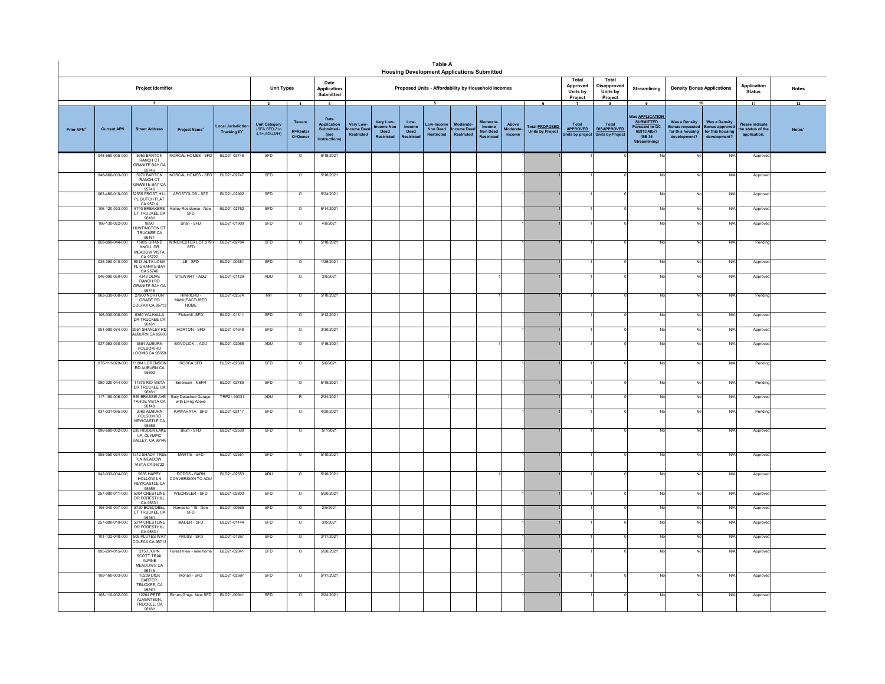**Table A**

**Housing Development Applications Submitted**

| Project Identifier | | | | | Unit Types | | Date Application Submitted | Proposed Units - Affordability by Household Incomes | | | | | | | | Total Approved Units by Project | Total Disapproved Units by Project | Streamlining | Density Bonus Applications | | Application Status | Notes |
|---|---|---|---|---|---|---|---|---|---|---|---|---|---|---|---|---|---|---|---|---|---|---|
| 1 | | | | | 2 | 3 | 4 | 5 | | | | | | | 6 | 7 | 8 | 9 | 10 | | 11 | 12 |
| Prior APN[+] | Current APN | Street Address | Project Name[+] | Local Jurisdiction Tracking ID[+] | Unit Category (SFA,SFD,2 to 4,5+,ADU,MH) | Tenure R=Renter O=Owner | Date Application Submitted- (see instructions) | Very Low-Income Deed Restricted | Very Low-Income Non Deed Restricted | Low-Income Deed Restricted | Low-Income Non Deed Restricted | Moderate-Income Deed Restricted | Moderate-Income Non Deed Restricted | Above Moderate-Income | Total PROPOSED Units by Project | Total APPROVED Units by project | Total DISAPPROVED Units by Project | Was APPLICATION SUBMITTED Pursuant to GC 65913.4(b)? (SB 35 Streamlining) | Was a Density Bonus requested for this housing development? | Was a Density Bonus approved for this housing development? | Please indicate the status of the application. | Notes[+] |
| | 048-660-005-000 | 5950 BARTON RANCH CT GRANITE BAY CA 95746 | NORCAL HOMES - SFD | BLD21-02746 | SFD | O | 5/18/2021 | | | | | | | 1 | 1 | 1 | 0 | No | No | N/A | Approved | |
| | 048-660-003-000 | 5970 BARTON RANCH CT GRANITE BAY CA 95746 | NORCAL HOMES - SFD | BLD21-02747 | SFD | O | 5/18/2021 | | | | | | | 1 | 1 | 1 | 0 | No | No | N/A | Approved | |
| | 063-480-010-000 | 32555 FROST HILL PL DUTCH FLAT CA 95714 | APOSTOLOS - SFD | BLD21-02902 | SFD | O | 5/24/2021 | | | | | | | 1 | 1 | 1 | 0 | No | No | N/A | Approved | |
| | 106-120-033-000 | 8740 BREAKERS CT TRUCKEE CA 96161 | Kelley Residence - New SFD | BLD21-02752 | SFD | O | 5/14/2021 | | | | | | | 1 | 1 | 1 | 0 | No | No | N/A | Approved | |
| | 106-130-022-000 | 8690 HUNTINGTON CT TRUCKEE CA 96161 | Shah - SFD | BLD21-01900 | SFD | O | 4/8/2021 | | | | | | | 1 | 1 | 1 | 0 | No | No | N/A | Approved | |
| | 058-060-044-000 | 15005 GRAND KNOLL DR MEADOW VISTA CA 95722 | WINCHESTER LOT 279 - SFD | BLD21-02764 | SFD | O | 5/18/2021 | | | | | | | 1 | 1 | 1 | 0 | No | No | N/A | Pending | |
| | 035-390-010-000 | 6013 ALTA LOMA PL GRANITE BAY CA 95746 | LE - SFD | BLD21-00381 | SFD | O | 1/26/2021 | | | | | | | 1 | 1 | 1 | 0 | No | No | N/A | Approved | |
| | 046-090-050-000 | 4343 OLIVE RANCH RD GRANITE BAY CA 95746 | STEWART - ADU | BLD21-01129 | ADU | O | 3/8/2021 | | | | | | 1 | | 1 | 1 | 0 | No | No | N/A | Approved | |
| | 063-330-008-000 | 27900 NORTON GRADE RD COLFAX CA 95713 | HINRICHS - MANUFACTURED HOME | BLD21-02574 | MH | O | 5/10/2021 | | | | | | 1 | | 1 | 1 | 0 | No | No | N/A | Pending | |
| | 106-030-008-000 | 8360 VALHALLA DR TRUCKEE CA 96161 | Fleischli -SFD | BLD21-01311 | SFD | O | 3/12/2021 | | | | | | | 1 | 1 | 1 | 0 | No | No | N/A | Approved | |
| | 051-080-074-000 | 2951 SHANLEY RD AUBURN CA 95603 | HORTON - SFD | BLD21-01648 | SFD | O | 3/30/2021 | | | | | | | 1 | 1 | 1 | 0 | No | No | N/A | Approved | |
| | 037-093-030-000 | 3584 AUBURN FOLSOM RD LOOMIS CA 95650 | BOVOLICK -- ADU | BLD21-02065 | ADU | O | 4/16/2021 | | | | | | 1 | | 1 | 1 | 0 | No | No | N/A | Approved | |
| | 076-111-029-000 | 11804 LORENSON RD AUBURN CA 95602 | ROSCA SFD | BLD21-02500 | SFD | O | 5/6/2021 | | | | | | | 1 | 1 | 1 | 0 | No | No | N/A | Pending | |
| | 080-320-044-000 | 11875 RIO VISTA DR TRUCKEE CA 96161 | Sorensen - NSFR | BLD21-02789 | SFD | O | 5/19/2021 | | | | | | | 1 | 1 | 1 | 0 | No | No | N/A | Pending | |
| | 117-190-006-000 | 555 BRASSIE AVE TAHOE VISTA CA 96148 | Buty Detached Garage with Living Above | TRP21-90031 | ADU | R | 2/24/2021 | | | | 1 | | | | 1 | 1 | 0 | No | No | N/A | Approved | |
| | 037-031-095-000 | 3060 AUBURN FOLSOM RD NEWCASTLE CA 95658 | KAWAHATA - SFD | BLD21-02117 | SFD | O | 4/20/2021 | | | | | | | 1 | 1 | 1 | 0 | No | No | N/A | Pending | |
| | 096-560-002-000 | 230 HIDDEN LAKE LP, OLYMPIC VALLEY, CA 96146 | Blum - SFD | BLD21-02539 | SFD | O | 5/7/2021 | | | | | | | 1 | 1 | 1 | 0 | No | No | N/A | Approved | |
| | 058-050-024-000 | 1312 SHADY TREE LN MEADOW VISTA CA 95722 | MARTIS - SFD | BLD21-02551 | SFD | O | 5/10/2021 | | | | | | | 1 | 1 | 1 | 0 | No | No | N/A | Approved | |
| | 042-032-004-000 | 9565 HAPPY HOLLOW LN NEWCASTLE CA 95658 | DODDS - BARN CONVERSION TO ADU | BLD21-02553 | ADU | O | 5/10/2021 | | | | | | 1 | | 1 | 1 | 0 | No | No | N/A | Approved | |
| | 257-080-011-000 | 5304 CRESTLINE DR FORESTHILL CA 95631 | WECHSLER - SFD | BLD21-02800 | SFD | O | 5/20/2021 | | | | | | | 1 | 1 | 1 | 0 | No | No | N/A | Approved | |
| | 106-040-007-000 | 8720 BOSCOBEL CT TRUCKEE CA 96161 | Homesite 115 - New SFD | BLD21-00665 | SFD | O | 2/9/2021 | | | | | | | 1 | 1 | 1 | 0 | No | No | N/A | Approved | |
| | 257-080-010-000 | 5314 CRESTLINE DR FORESTHILL CA 95631 | MADER - SFD | BLD21-01144 | SFD | O | 3/8/2021 | | | | | | | 1 | 1 | 1 | 0 | No | No | N/A | Approved | |
| | 101-132-048-000 | 509 PLUTES WAY COLFAX CA 95713 | PRUSS - SFD | BLD21-01267 | SFD | O | 3/11/2021 | | | | | | | 1 | 1 | 1 | 0 | No | No | N/A | Approved | |
| | 095-261-015-000 | 2150 JOHN SCOTT TRAIL ALPINE MEADOWS CA 96146 | Forest View - new home | BLD21-02841 | SFD | O | 5/20/2021 | | | | | | | 1 | 1 | 1 | 0 | No | No | N/A | Approved | |
| | 109-160-003-000 | 10209 DICK BARTER, TRUCKEE, CA 96161 | Mohan - SFD | BLD21-02597 | SFD | O | 5/11/2021 | | | | | | | 1 | 1 | 1 | 0 | No | No | N/A | Approved | |
| | 108-110-002-000 | 12204 PETE ALVERTSON, TRUCKEE, CA 96161 | Elmen-Gruys New SFD | BLD21-00941 | SFD | O | 2/24/2021 | | | | | | | 1 | 1 | 1 | 0 | No | No | N/A | Approved | |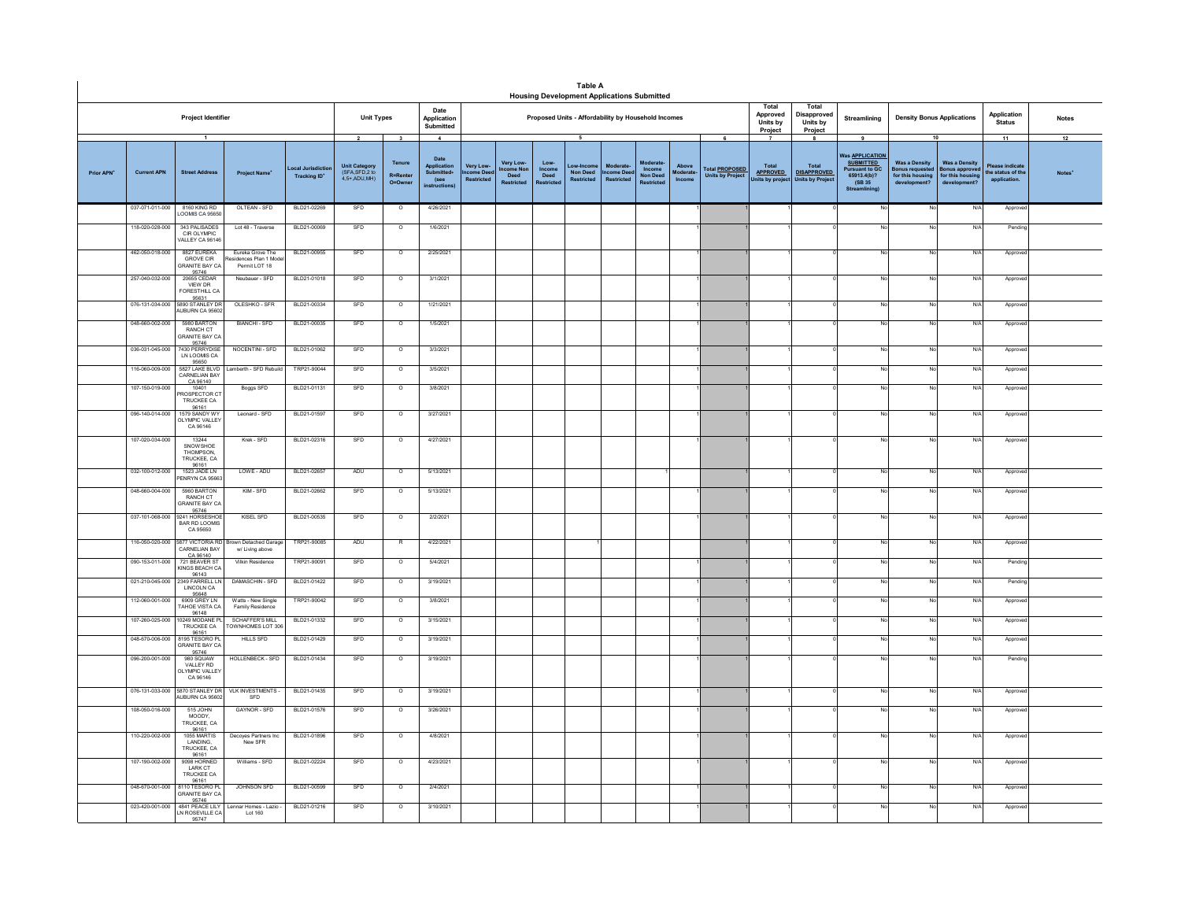# Table A

## Housing Development Applications Submitted

| Project Identifier | | | | | Unit Types | | Date Application Submitted | Proposed Units - Affordability by Household Incomes | | | | | | | | Total Approved Units by Project | Total Disapproved Units by Project | Streamlining | Density Bonus Applications | | Application Status | Notes |
|---|---|---|---|---|---|---|---|---|---|---|---|---|---|---|---|---|---|---|---|---|---|---|
| 1 | | | | | 2 | 3 | 4 | 5 | | | | | | | 6 | 7 | 8 | 9 | 10 | | 11 | 12 |
| Prior APN* | Current APN | Street Address | Project Name* | Local Jurisdiction Tracking ID* | Unit Category (SFA,SFD,2 to 4,5+,ADU,MH) | Tenure R=Renter O=Owner | Date Application Submitted- (see instructions) | Very Low-Income Deed Restricted | Very Low-Income Non Deed Restricted | Low-Income Deed Restricted | Low-Income Non Deed Restricted | Moderate-Income Deed Restricted | Moderate-Income Non Deed Restricted | Above Moderate-Income | Total PROPOSED Units by Project | Total APPROVED Units by project | Total DISAPPROVED Units by Project | Was APPLICATION SUBMITTED Pursuant to GC 65913.4(b)? (SB 35 Streamlining) | Was a Density Bonus requested for this housing development? | Was a Density Bonus approved for this housing development? | Please indicate the status of the application. | Notes* |
| | 037-071-011-000 | 8160 KING RD LOOMIS CA 95650 | OLTEAN - SFD | BLD21-02269 | SFD | O | 4/26/2021 | | | | | | | 1 | 1 | 1 | 0 | No | No | N/A | Approved | |
| | 118-020-028-000 | 343 PALISADES CIR OLYMPIC VALLEY CA 96146 | Lot 48 - Traverse | BLD21-00069 | SFD | O | 1/6/2021 | | | | | | | 1 | 1 | 1 | 0 | No | No | N/A | Pending | |
| | 462-050-018-000 | 8827 EUREKA GROVE CIR GRANITE BAY CA 95746 | Eureka Grove The Residences Plan 1 Model Permit LOT 18 | BLD21-00956 | SFD | O | 2/25/2021 | | | | | | | 1 | 1 | 1 | 0 | No | No | N/A | Approved | |
| | 257-040-032-000 | 20655 CEDAR VIEW DR FORESTHILL CA 95631 | Neubauer - SFD | BLD21-01018 | SFD | O | 3/1/2021 | | | | | | | 1 | 1 | 1 | 0 | No | No | N/A | Approved | |
| | 076-131-034-000 | 5890 STANLEY DR AUBURN CA 95602 | OLESHKO - SFR | BLD21-00334 | SFD | O | 1/21/2021 | | | | | | | 1 | 1 | 1 | 0 | No | No | N/A | Approved | |
| | 048-660-002-000 | 5980 BARTON RANCH CT GRANITE BAY CA 95746 | BIANCHI - SFD | BLD21-00035 | SFD | O | 1/5/2021 | | | | | | | 1 | 1 | 1 | 0 | No | No | N/A | Approved | |
| | 036-031-045-000 | 7430 PERRYDISE LN LOOMIS CA 95650 | NOCENTINI - SFD | BLD21-01062 | SFD | O | 3/3/2021 | | | | | | | 1 | 1 | 1 | 0 | No | No | N/A | Approved | |
| | 116-060-009-000 | 5827 LAKE BLVD CARNELIAN BAY CA 96140 | Lamberth - SFD Rebuild | TRP21-90044 | SFD | O | 3/5/2021 | | | | | | | 1 | 1 | 1 | 0 | No | No | N/A | Approved | |
| | 107-150-019-000 | 10401 PROSPECTOR CT TRUCKEE CA 96161 | Boggs SFD | BLD21-01131 | SFD | O | 3/8/2021 | | | | | | | 1 | 1 | 1 | 0 | No | No | N/A | Approved | |
| | 096-140-014-000 | 1579 SANDY WY OLYMPIC VALLEY CA 96146 | Leonard - SFD | BLD21-01597 | SFD | O | 3/27/2021 | | | | | | | 1 | 1 | 1 | 0 | No | No | N/A | Approved | |
| | 107-020-034-000 | 13244 SNOWSHOE THOMPSON, TRUCKEE, CA 96161 | Krek - SFD | BLD21-02316 | SFD | O | 4/27/2021 | | | | | | | 1 | 1 | 1 | 0 | No | No | N/A | Approved | |
| | 032-100-012-000 | 1523 JADE LN PENRYN CA 95663 | LOWE - ADU | BLD21-02657 | ADU | O | 5/13/2021 | | | | | | 1 | | 1 | 1 | 0 | No | No | N/A | Approved | |
| | 048-660-004-000 | 5960 BARTON RANCH CT GRANITE BAY CA 95746 | KIM - SFD | BLD21-02662 | SFD | O | 5/13/2021 | | | | | | | 1 | 1 | 1 | 0 | No | No | N/A | Approved | |
| | 037-101-068-000 | 9241 HORSESHOE BAR RD LOOMIS CA 95650 | KISEL SFD | BLD21-00535 | SFD | O | 2/2/2021 | | | | | | | 1 | 1 | 1 | 0 | No | No | N/A | Approved | |
| | 116-050-020-000 | 5877 VICTORIA RD CARNELIAN BAY CA 96140 | Brown Detached Garage w/ Living above | TRP21-90085 | ADU | R | 4/22/2021 | | | | 1 | | | | 1 | 1 | 0 | No | No | N/A | Approved | |
| | 090-153-011-000 | 721 BEAVER ST KINGS BEACH CA 96143 | Vilkin Residence | TRP21-90091 | SFD | O | 5/4/2021 | | | | | | | 1 | 1 | 1 | 0 | No | No | N/A | Pending | |
| | 021-210-045-000 | 2349 FARRELL LN LINCOLN CA 95648 | DAMASCHIN - SFD | BLD21-01422 | SFD | O | 3/19/2021 | | | | | | | 1 | 1 | 1 | 0 | No | No | N/A | Pending | |
| | 112-060-001-000 | 6909 GREY LN TAHOE VISTA CA 96148 | Watts - New Single Family Residence | TRP21-90042 | SFD | O | 3/8/2021 | | | | | | | 1 | 1 | 1 | 0 | No | No | N/A | Approved | |
| | 107-260-025-000 | 10249 MODANE PL TRUCKEE CA 96161 | SCHAFFER'S MILL TOWNHOMES LOT 306 | BLD21-01332 | SFD | O | 3/15/2021 | | | | | | | 1 | 1 | 1 | 0 | No | No | N/A | Approved | |
| | 048-670-006-000 | 8195 TESORO PL GRANITE BAY CA 95746 | HILLS SFD | BLD21-01429 | SFD | O | 3/19/2021 | | | | | | | 1 | 1 | 1 | 0 | No | No | N/A | Approved | |
| | 096-200-001-000 | 980 SQUAW VALLEY RD OLYMPIC VALLEY CA 96146 | HOLLENBECK - SFD | BLD21-01434 | SFD | O | 3/19/2021 | | | | | | | 1 | 1 | 1 | 0 | No | No | N/A | Pending | |
| | 076-131-033-000 | 5870 STANLEY DR AUBURN CA 95602 | VLK INVESTMENTS - SFD | BLD21-01435 | SFD | O | 3/19/2021 | | | | | | | 1 | 1 | 1 | 0 | No | No | N/A | Approved | |
| | 108-050-016-000 | 515 JOHN MOODY, TRUCKEE, CA 96161 | GAYNOR - SFD | BLD21-01576 | SFD | O | 3/26/2021 | | | | | | | 1 | 1 | 1 | 0 | No | No | N/A | Approved | |
| | 110-220-002-000 | 1055 MARTIS LANDING, TRUCKEE, CA 96161 | Decoyes Partners Inc New SFR | BLD21-01896 | SFD | O | 4/8/2021 | | | | | | | 1 | 1 | 1 | 0 | No | No | N/A | Approved | |
| | 107-190-002-000 | 9098 HORNED LARK CT TRUCKEE CA 96161 | Williams - SFD | BLD21-02224 | SFD | O | 4/23/2021 | | | | | | | 1 | 1 | 1 | 0 | No | No | N/A | Approved | |
| | 048-670-001-000 | 8110 TESORO PL GRANITE BAY CA 95746 | JOHNSON SFD | BLD21-00599 | SFD | O | 2/4/2021 | | | | | | | 1 | 1 | 1 | 0 | No | No | N/A | Approved | |
| | 023-420-001-000 | 4841 PEACE LILY LN ROSEVILLE CA 95747 | Lennar Homes - Lazio - Lot 160 | BLD21-01216 | SFD | O | 3/10/2021 | | | | | | | 1 | 1 | 1 | 0 | No | No | N/A | Approved | |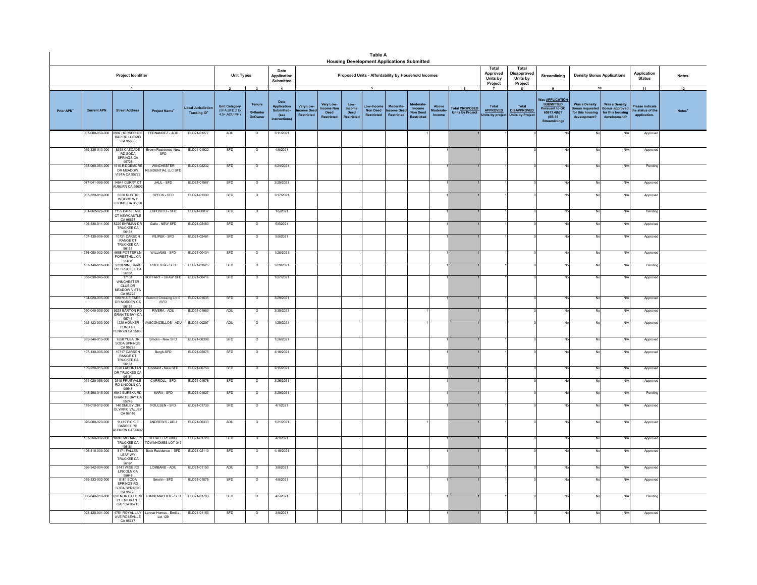**Table A**

**Housing Development Applications Submitted**

| Project Identifier | | | | | Unit Types | | Date Application Submitted | Proposed Units - Affordability by Household Incomes | | | | | | | | Total Approved Units by Project | Total Disapproved Units by Project | Streamlining | Density Bonus Applications | | Application Status | Notes |
|---|---|---|---|---|---|---|---|---|---|---|---|---|---|---|---|---|---|---|---|---|---|---|
| 1 | | | | | 2 | 3 | 4 | 5 | | | | | | | 6 | 7 | 8 | 9 | 10 | | 11 | 12 |
| Prior APN⁺ | Current APN | Street Address | Project Name⁺ | Local Jurisdiction Tracking ID⁺ | Unit Category (SFA,SFD,2 to 4,5+,ADU,MH) | Tenure R=Renter O=Owner | Date Application Submitted- (see instructions) | Very Low-Income Deed Restricted | Very Low-Income Non Deed Restricted | Low-Income Deed Restricted | Low-Income Non Deed Restricted | Moderate-Income Deed Restricted | Moderate-Income Non Deed Restricted | Above Moderate-Income | Total PROPOSED Units by Project | Total APPROVED Units by project | Total DISAPPROVED Units by Project | Was APPLICATION SUBMITTED Pursuant to GC 65913.4(b)? (SB 35 Streamlining) | Was a Density Bonus requested for this housing development? | Was a Density Bonus approved for this housing development? | Please indicate the status of the application. | Notes⁺ |
| | 037-080-059-000 | 8997 HORSESHOE BAR RD LOOMIS CA 95650 | FERNANDEZ - ADU | BLD21-01277 | ADU | O | 3/11/2021 | | | | | | 1 | | 1 | 1 | 0 | No | No | N/A | Approved | |
| | 069-335-010-000 | 8358 CASCADE RD SODA SPRINGS CA 95728 | Brown Residence-New SFD | BLD21-01922 | SFD | O | 4/9/2021 | | | | | | | 1 | 1 | 1 | 0 | No | No | N/A | Approved | |
| | 058-060-054-000 | 1510 RIDGEMORE DR MEADOW VISTA CA 95722 | WINCHESTER RESIDENTIAL LLC SFD | BLD21-02232 | SFD | O | 4/24/2021 | | | | | | | 1 | 1 | 1 | 0 | No | No | N/A | Pending | |
| | 077-041-095-000 | 14541 CURRY CT AUBURN CA 95602 | JAUL - SFD | BLD21-01567 | SFD | O | 3/25/2021 | | | | | | | 1 | 1 | 1 | 0 | No | No | N/A | Approved | |
| | 037-320-010-000 | 8320 RUSTIC WOODS WY LOOMIS CA 95650 | SPECK - SFD | BLD21-01390 | SFD | O | 3/17/2021 | | | | | | | 1 | 1 | 1 | 0 | No | No | N/A | Approved | |
| | 031-062-026-000 | 1155 PARK LAKE CT NEWCASTLE CA 95658 | ESPOSITO - SFD | BLD21-00032 | SFD | O | 1/5/2021 | | | | | | | 1 | 1 | 1 | 0 | No | No | N/A | Pending | |
| | 106-330-011-000 | 8220 EHRMAN DR TRUCKEE CA 96161 | Gallo - NEW SFD | BLD21-02460 | SFD | O | 5/5/2021 | | | | | | | 1 | 1 | 1 | 0 | No | No | N/A | Approved | |
| | 107-130-006-000 | 10721 CARSON RANGE CT TRUCKEE CA 96161 | FILIPEK - SFD | BLD21-02461 | SFD | O | 5/5/2021 | | | | | | | 1 | 1 | 1 | 0 | No | No | N/A | Approved | |
| | 256-080-032-000 | 6686 POTTER LN FORESTHILL CA 95631 | WILLIAMS - SFD | BLD21-00434 | SFD | O | 1/28/2021 | | | | | | | 1 | 1 | 1 | 0 | No | No | N/A | Approved | |
| | 107-140-011-000 | 9320 NINEBARK RD TRUCKEE CA 96161 | PODESTA - SFD | BLD21-01625 | SFD | O | 3/29/2021 | | | | | | | 1 | 1 | 1 | 0 | No | No | N/A | Pending | |
| | 058-030-045-000 | 17101 WINCHESTER CLUB DR MEADOW VISTA CA 95722 | HOFFART - SHAW SFD | BLD21-00416 | SFD | O | 1/27/2021 | | | | | | | 1 | 1 | 1 | 0 | No | No | N/A | Approved | |
| | 104-020-005-000 | 680 MULE EARS DR NORDEN CA 96161 | Summit Crossing Lot 5 /SFD | BLD21-01635 | SFD | O | 3/29/2021 | | | | | | | 1 | 1 | 1 | 0 | No | No | N/A | Approved | |
| | 050-040-005-000 | 9328 BARTON RD GRANITE BAY CA 95746 | RIVERA - ADU | BLD21-01660 | ADU | O | 3/30/2021 | | | | | | 1 | | 1 | 1 | 0 | No | No | N/A | Approved | |
| | 032-123-003-000 | 1220 HONKER POND CT PENRYN CA 95663 | VASCONCELLOS - ADU | BLD21-00297 | ADU | O | 1/20/2021 | | | | | | 1 | | 1 | 1 | 0 | No | No | N/A | Approved | |
| | 069-346-015-000 | 7658 YUBA DR SODA SPRINGS CA 95728 | Smolin - New SFD | BLD21-00398 | SFD | O | 1/26/2021 | | | | | | | 1 | 1 | 1 | 0 | No | No | N/A | Approved | |
| | 107-130-005-000 | 10717 CARSON RANGE CT TRUCKEE CA 96161 | Bergh-SFD | BLD21-02075 | SFD | O | 4/16/2021 | | | | | | | 1 | 1 | 1 | 0 | No | No | N/A | Approved | |
| | 109-220-015-000 | 7520 LAHONTAN DR TRUCKEE CA 96161 | Goddard - New SFD | BLD21-00750 | SFD | O | 2/15/2021 | | | | | | | 1 | 1 | 1 | 0 | No | No | N/A | Approved | |
| | 031-020-058-000 | 3545 FRUITVALE RD LINCOLN CA 95648 | CARROLL - SFD | BLD21-01578 | SFD | O | 3/26/2021 | | | | | | | 1 | 1 | 1 | 0 | No | No | N/A | Approved | |
| | 048-290-015-000 | 6043 EUREKA RD GRANITE BAY CA 95746 | MARA - SFD | BLD21-01627 | SFD | O | 3/29/2021 | | | | | | | 1 | 1 | 1 | 0 | No | No | N/A | Pending | |
| | 118-010-012-000 | 140 SMILEY CIR OLYMPIC VALLEY CA 96146 | POULSEN - SFD | BLD21-01739 | SFD | O | 4/1/2021 | | | | | | | 1 | 1 | 1 | 0 | No | No | N/A | Approved | |
| | 076-080-020-000 | 11419 PICKLE BARREL RD AUBURN CA 95602 | ANDREWS - ADU | BLD21-00333 | ADU | O | 1/21/2021 | | | | | | 1 | | 1 | 1 | 0 | No | No | N/A | Approved | |
| | 107-260-032-000 | 10248 MODANE PL TRUCKEE CA 96161 | SCHAFFER'S MILL TOWNHOMES LOT 347 | BLD21-01729 | SFD | O | 4/1/2021 | | | | | | | 1 | 1 | 1 | 0 | No | No | N/A | Approved | |
| | 106-410-009-000 | 8171 FALLEN LEAF WY TRUCKEE CA 96161 | Bock Residence - SFD | BLD21-02110 | SFD | O | 4/19/2021 | | | | | | | 1 | 1 | 1 | 0 | No | No | N/A | Approved | |
| | 026-342-004-000 | 5141 WISE RD LINCOLN CA 95648 | LOMBARD - ADU | BLD21-01150 | ADU | O | 3/8/2021 | | | | | | 1 | | 1 | 1 | 0 | No | No | N/A | Approved | |
| | 069-333-002-000 | 8181 SODA SPRINGS RD SODA SPRINGS CA 95728 | Smolin - SFD | BLD21-01875 | SFD | O | 4/8/2021 | | | | | | | 1 | 1 | 1 | 0 | No | No | N/A | Approved | |
| | 066-040-018-000 | 620 NORTH FORK PL EMIGRANT GAP CA 95715 | TONNEMACHER - SFD | BLD21-01793 | SFD | O | 4/5/2021 | | | | | | | 1 | 1 | 1 | 0 | No | No | N/A | Pending | |
| | 023-420-001-000 | 4751 ROYAL LILY AVE ROSEVILLE CA 95747 | Lennar Homes - Emilia - Lot 129 | BLD21-01153 | SFD | O | 3/9/2021 | | | | | | | 1 | 1 | 1 | 0 | No | No | N/A | Approved | |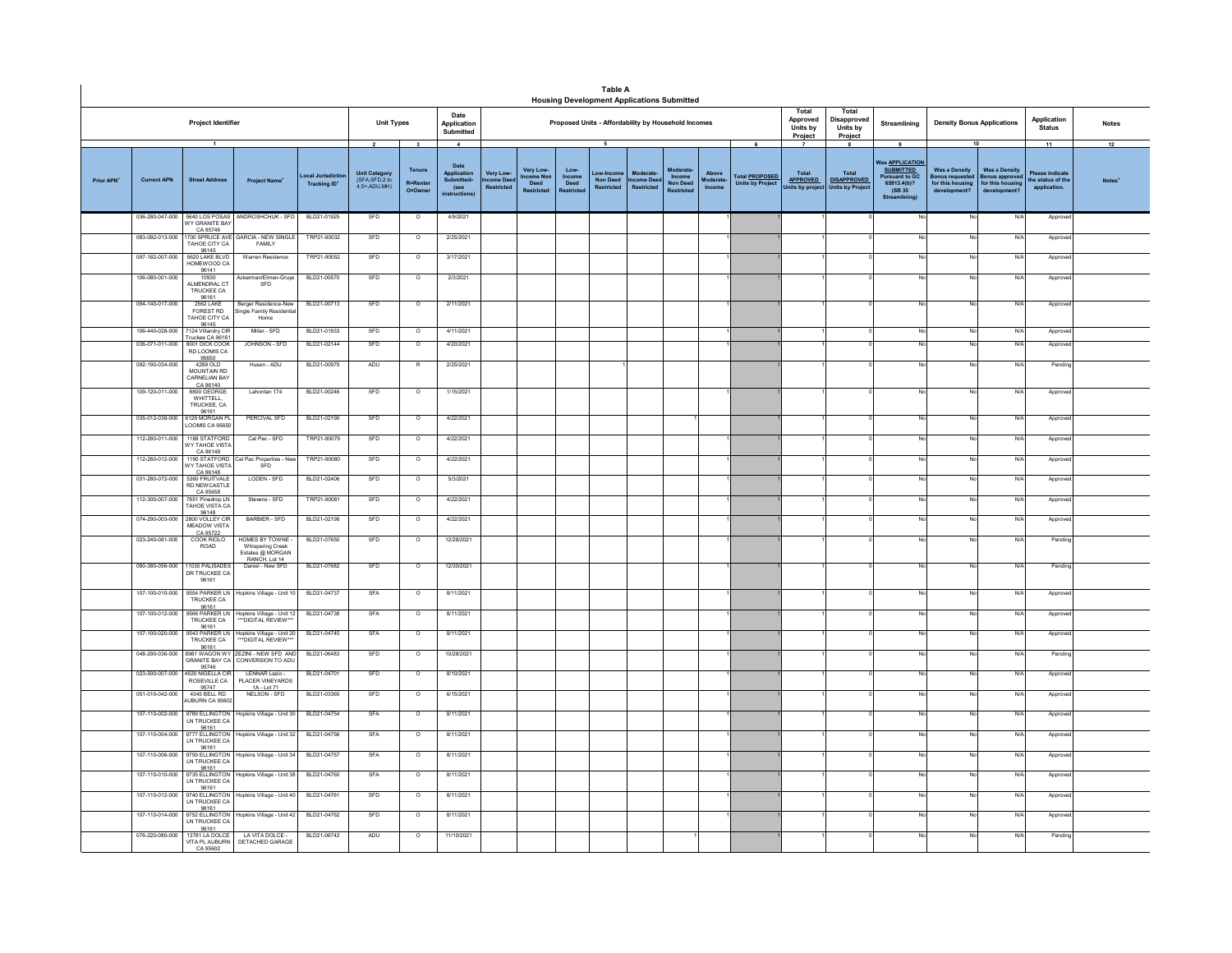# Table A

## Housing Development Applications Submitted

| Project Identifier | | | | | Unit Types | | Date Application Submitted | Proposed Units - Affordability by Household Incomes | | | | | | | | Total Approved Units by Project | Total Disapproved Units by Project | Streamlining | Density Bonus Applications | | Application Status | Notes |
|---|---|---|---|---|---|---|---|---|---|---|---|---|---|---|---|---|---|---|---|---|---|---|
| 1 | | | | | 2 | 3 | 4 | 5 | | | | | | | 6 | 7 | 8 | 9 | 10 | | 11 | 12 |
| Prior APN[+] | Current APN | Street Address | Project Name[+] | Local Jurisdiction Tracking ID[+] | Unit Category (SFA,SFD,2 to 4,5+,ADU,MH) | Tenure R=Renter O=Owner | Date Application Submitted- (see instructions) | Very Low-Income Deed Restricted | Very Low-Income Non Deed Restricted | Low-Income Deed Restricted | Low-Income Non Deed Restricted | Moderate-Income Deed Restricted | Moderate-Income Non Deed Restricted | Above Moderate-Income | Total PROPOSED Units by Project | Total APPROVED Units by project | Total DISAPPROVED Units by Project | Was APPLICATION SUBMITTED Pursuant to GC 65913.4(b)? (SB 35 Streamlining) | Was a Density Bonus requested for this housing development? | Was a Density Bonus approved for this housing development? | Please indicate the status of the application. | Notes[+] |
| | 036-280-047-000 | 5640 LOS POSAS WY GRANITE BAY CA 95746 | ANDROSHCHUK - SFD | BLD21-01925 | SFD | O | 4/9/2021 | | | | | | | 1 | 1 | 1 | 0 | No | No | N/A | Approved | |
| | 083-092-013-000 | 1700 SPRUCE AVE TAHOE CITY CA 96145 | GARCIA - NEW SINGLE FAMILY | TRP21-90032 | SFD | O | 2/25/2021 | | | | | | | 1 | 1 | 1 | 0 | No | No | N/A | Approved | |
| | 097-182-007-000 | 5620 LAKE BLVD HOMEWOOD CA 96141 | Warren Residence | TRP21-90052 | SFD | O | 3/17/2021 | | | | | | | 1 | 1 | 1 | 0 | No | No | N/A | Approved | |
| | 106-080-001-000 | 10930 ALMENDRAL CT TRUCKEE CA 96161 | Ackerman/Eimen-Gruys SFD | BLD21-00570 | SFD | O | 2/3/2021 | | | | | | | 1 | 1 | 1 | 0 | No | No | N/A | Approved | |
| | 094-140-017-000 | 2562 LAKE FOREST RD TAHOE CITY CA 96145 | Berger Residence-New Single Family Residential Home | BLD21-00713 | SFD | O | 2/11/2021 | | | | | | | 1 | 1 | 1 | 0 | No | No | N/A | Approved | |
| | 106-440-028-000 | 7124 Villandry CIR Truckee CA 96161 | Miller - SFD | BLD21-01933 | SFD | O | 4/11/2021 | | | | | | | 1 | 1 | 1 | 0 | No | No | N/A | Approved | |
| | 036-071-011-000 | 8001 DICK COOK RD LOOMIS CA 95650 | JOHNSON - SFD | BLD21-02144 | SFD | O | 4/20/2021 | | | | | | | 1 | 1 | 1 | 0 | No | No | N/A | Approved | |
| | 092-190-034-000 | 4289 OLD MOUNTAIN RD CARNELIAN BAY CA 96140 | Husen - ADU | BLD21-00975 | ADU | R | 2/25/2021 | | | | 1 | | | | 1 | 1 | 0 | No | No | N/A | Pending | |
| | 109-120-011-000 | 8800 GEORGE WHITTELL, TRUCKEE, CA 96161 | Lahontan 174 | BLD21-00246 | SFD | O | 1/15/2021 | | | | | | | 1 | 1 | 1 | 0 | No | No | N/A | Approved | |
| | 035-012-038-000 | 6126 MORGAN PL LOOMIS CA 95650 | PERCIVAL SFD | BLD21-02190 | SFD | O | 4/22/2021 | | | | | | 1 | | 1 | 1 | 0 | No | No | N/A | Approved | |
| | 112-260-011-000 | 1188 STATFORD WY TAHOE VISTA CA 96148 | Cal Pac - SFD | TRP21-90079 | SFD | O | 4/22/2021 | | | | | | | 1 | 1 | 1 | 0 | No | No | N/A | Approved | |
| | 112-260-012-000 | 1190 STATFORD WY TAHOE VISTA CA 96148 | Cal Pac Properties - New SFD | TRP21-90080 | SFD | O | 4/22/2021 | | | | | | | 1 | 1 | 1 | 0 | No | No | N/A | Approved | |
| | 031-280-072-000 | 5360 FRUITVALE RD NEWCASTLE CA 95658 | LODEN - SFD | BLD21-02406 | SFD | O | 5/3/2021 | | | | | | | 1 | 1 | 1 | 0 | No | No | N/A | Approved | |
| | 112-300-007-000 | 7651 Pinedrop LN TAHOE VISTA CA 96148 | Stevens - SFD | TRP21-90081 | SFD | O | 4/22/2021 | | | | | | | 1 | 1 | 1 | 0 | No | No | N/A | Approved | |
| | 074-290-003-000 | 2800 VOLLEY CIR MEADOW VISTA CA 95722 | BARBIER - SFD | BLD21-02199 | SFD | O | 4/22/2021 | | | | | | | 1 | 1 | 1 | 0 | No | No | N/A | Approved | |
| | 023-240-081-000 | COOK RIOLO ROAD | HOMES BY TOWNE - Whispering Creek Estates @ MORGAN RANCH, Lot 14 | BLD21-07650 | SFD | O | 12/28/2021 | | | | | | | 1 | 1 | 1 | 0 | No | No | N/A | Pending | |
| | 080-380-056-000 | 11035 PALISADES DR TRUCKEE CA 96161 | Daniel - New SFD | BLD21-07682 | SFD | O | 12/30/2021 | | | | | | | 1 | 1 | 1 | 0 | No | No | N/A | Pending | |
| | 107-100-010-000 | 9554 PARKER LN TRUCKEE CA 96161 | Hopkins Village - Unit 10 | BLD21-04737 | SFA | O | 8/11/2021 | | | | | | | 1 | 1 | 1 | 0 | No | No | N/A | Approved | |
| | 107-100-012-000 | 9566 PARKER LN TRUCKEE CA 96161 | Hopkins Village - Unit 12 ***DIGITAL REVIEW*** | BLD21-04738 | SFA | O | 8/11/2021 | | | | | | | 1 | 1 | 1 | 0 | No | No | N/A | Approved | |
| | 107-100-020-000 | 9543 PARKER LN TRUCKEE CA 96161 | Hopkins Village - Unit 20 ***DIGITAL REVIEW*** | BLD21-04745 | SFA | O | 8/11/2021 | | | | | | | 1 | 1 | 1 | 0 | No | No | N/A | Approved | |
| | 048-290-036-000 | 8981 WAGON WY GRANITE BAY CA 95746 | ZEZINI - NEW SFD AND CONVERSION TO ADU | BLD21-06483 | SFD | O | 10/28/2021 | | | | | | | 1 | 1 | 1 | 0 | No | No | N/A | Pending | |
| | 023-500-007-000 | 4620 NIGELLA CIR ROSEVILLE CA 95747 | LENNAR Lazio - PLACER VINEYARDS 1A - Lot 71 | BLD21-04701 | SFD | O | 8/10/2021 | | | | | | | 1 | 1 | 1 | 0 | No | No | N/A | Approved | |
| | 051-010-042-000 | 4345 BELL RD AUBURN CA 95602 | NELSON - SFD | BLD21-03365 | SFD | O | 6/15/2021 | | | | | | | 1 | 1 | 1 | 0 | No | No | N/A | Approved | |
| | 107-110-002-000 | 9789 ELLINGTON LN TRUCKEE CA 96161 | Hopkins Village - Unit 30 | BLD21-04754 | SFA | O | 8/11/2021 | | | | | | | 1 | 1 | 1 | 0 | No | No | N/A | Approved | |
| | 107-110-004-000 | 9777 ELLINGTON LN TRUCKEE CA 96161 | Hopkins Village - Unit 32 | BLD21-04756 | SFA | O | 8/11/2021 | | | | | | | 1 | 1 | 1 | 0 | No | No | N/A | Approved | |
| | 107-110-006-000 | 9759 ELLINGTON LN TRUCKEE CA 96161 | Hopkins Village - Unit 34 | BLD21-04757 | SFA | O | 8/11/2021 | | | | | | | 1 | 1 | 1 | 0 | No | No | N/A | Approved | |
| | 107-110-010-000 | 9735 ELLINGTON LN TRUCKEE CA 96161 | Hopkins Village - Unit 38 | BLD21-04760 | SFA | O | 8/11/2021 | | | | | | | 1 | 1 | 1 | 0 | No | No | N/A | Approved | |
| | 107-110-012-000 | 9740 ELLINGTON LN TRUCKEE CA 96161 | Hopkins Village - Unit 40 | BLD21-04761 | SFD | O | 8/11/2021 | | | | | | | 1 | 1 | 1 | 0 | No | No | N/A | Approved | |
| | 107-110-014-000 | 9752 ELLINGTON LN TRUCKEE CA 96161 | Hopkins Village - Unit 42 | BLD21-04762 | SFD | O | 8/11/2021 | | | | | | | 1 | 1 | 1 | 0 | No | No | N/A | Approved | |
| | 076-220-080-000 | 13781 LA DOLCE VITA PL AUBURN CA 95602 | LA VITA DOLCE - DETACHED GARAGE | BLD21-06742 | ADU | O | 11/10/2021 | | | | | | 1 | | 1 | 1 | 0 | No | No | N/A | Pending | |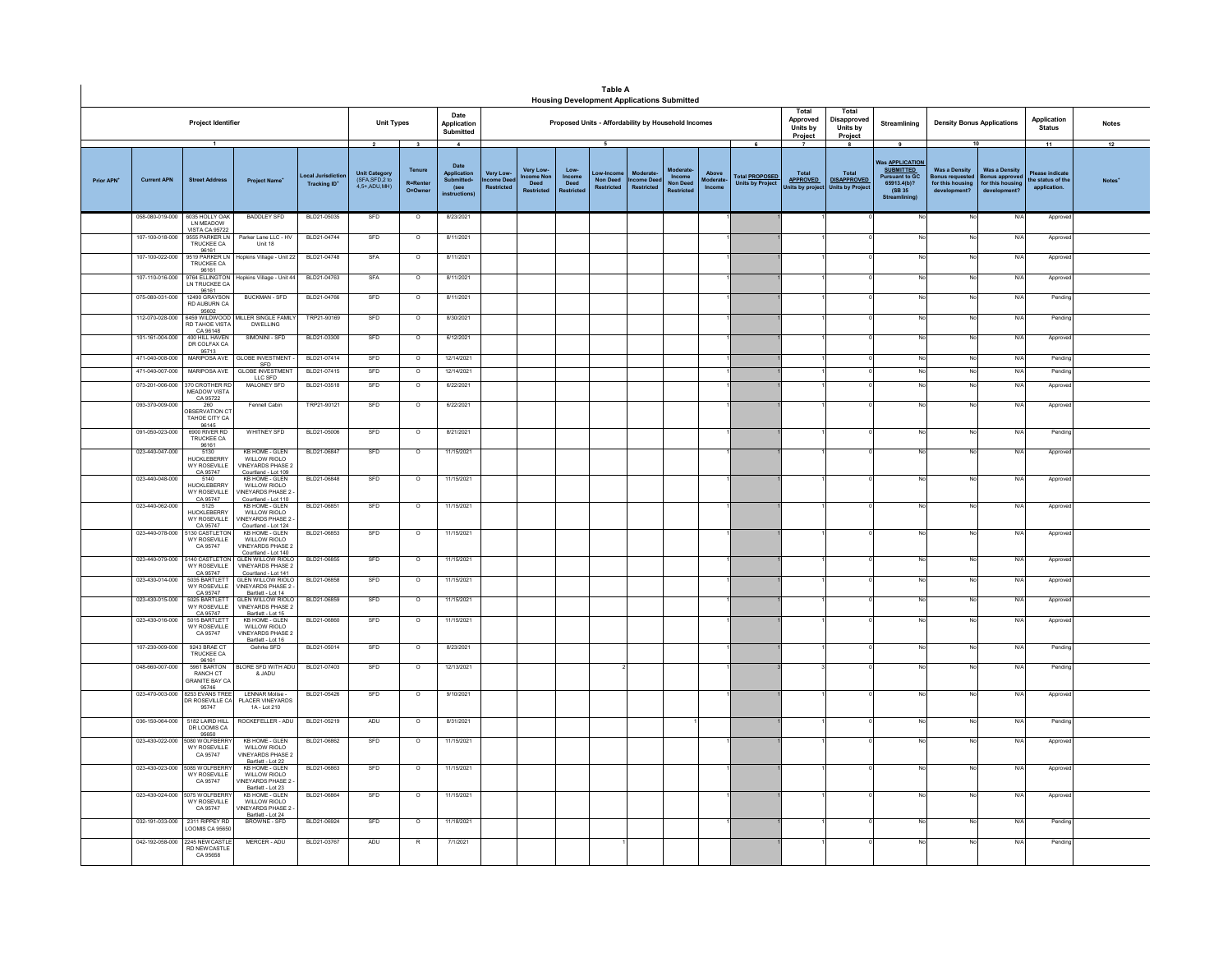**Table A**

**Housing Development Applications Submitted**

| Project Identifier | | | | | Unit Types | | Date Application Submitted | Proposed Units - Affordability by Household Incomes | | | | | | | | Total Approved Units by Project | Total Disapproved Units by Project | Streamlining | Density Bonus Applications | | Application Status | Notes |
|---|---|---|---|---|---|---|---|---|---|---|---|---|---|---|---|---|---|---|---|---|---|---|
| 1 | | | | | 2 | 3 | 4 | 5 | | | | | | | 6 | 7 | 8 | 9 | 10 | | 11 | 12 |
| Prior APN⁺ | Current APN | Street Address | Project Name⁺ | Local Jurisdiction Tracking ID⁺ | Unit Category (SFA,SFD,2 to 4,5+,ADU,MH) | Tenure R=Renter O=Owner | Date Application Submitted- (see instructions) | Very Low-Income Deed Restricted | Very Low-Income Non Deed Restricted | Low-Income Deed Restricted | Low-Income Non Deed Restricted | Moderate-Income Deed Restricted | Moderate-Income Non Deed Restricted | Above Moderate-Income | Total PROPOSED Units by Project | Total APPROVED Units by project | Total DISAPPROVED Units by Project | Was APPLICATION SUBMITTED Pursuant to GC 65913.4(b)? (SB 35 Streamlining) | Was a Density Bonus requested for this housing development? | Was a Density Bonus approved for this housing development? | Please indicate the status of the application. | Notes⁺ |
| | 058-080-019-000 | 6035 HOLLY OAK LN MEADOW VISTA CA 95722 | BADDLEY SFD | BLD21-05035 | SFD | O | 8/23/2021 | | | | | | | 1 | 1 | 1 | 0 | No | No | N/A | Approved | |
| | 107-100-018-000 | 9555 PARKER LN TRUCKEE CA 96161 | Parker Lane LLC - HV Unit 18 | BLD21-04744 | SFD | O | 8/11/2021 | | | | | | | 1 | 1 | 1 | 0 | No | No | N/A | Approved | |
| | 107-100-022-000 | 9519 PARKER LN TRUCKEE CA 96161 | Hopkins Village - Unit 22 | BLD21-04748 | SFA | O | 8/11/2021 | | | | | | | 1 | 1 | 1 | 0 | No | No | N/A | Approved | |
| | 107-110-016-000 | 9764 ELLINGTON LN TRUCKEE CA 96161 | Hopkins Village - Unit 44 | BLD21-04763 | SFA | O | 8/11/2021 | | | | | | | 1 | 1 | 1 | 0 | No | No | N/A | Approved | |
| | 075-080-031-000 | 12490 GRAYSON RD AUBURN CA 95602 | BUCKMAN - SFD | BLD21-04766 | SFD | O | 8/11/2021 | | | | | | | 1 | 1 | 1 | 0 | No | No | N/A | Pending | |
| | 112-070-028-000 | 6459 WILDWOOD RD TAHOE VISTA CA 96148 | MILLER SINGLE FAMILY DWELLING | TRP21-90169 | SFD | O | 8/30/2021 | | | | | | | 1 | 1 | 1 | 0 | No | No | N/A | Pending | |
| | 101-161-004-000 | 400 HILL HAVEN DR COLFAX CA 95713 | SIMONINI - SFD | BLD21-03300 | SFD | O | 6/12/2021 | | | | | | | 1 | 1 | 1 | 0 | No | No | N/A | Approved | |
| | 471-040-008-000 | MARIPOSA AVE | GLOBE INVESTMENT - SFD | BLD21-07414 | SFD | O | 12/14/2021 | | | | | | | 1 | 1 | 1 | 0 | No | No | N/A | Pending | |
| | 471-040-007-000 | MARIPOSA AVE | GLOBE INVESTMENT LLC SFD | BLD21-07415 | SFD | O | 12/14/2021 | | | | | | | 1 | 1 | 1 | 0 | No | No | N/A | Pending | |
| | 073-201-006-000 | 370 CROTHER RD MEADOW VISTA CA 95722 | MALONEY SFD | BLD21-03518 | SFD | O | 6/22/2021 | | | | | | | 1 | 1 | 1 | 0 | No | No | N/A | Approved | |
| | 093-370-009-000 | 260 OBSERVATION CT TAHOE CITY CA 96145 | Fennell Cabin | TRP21-90121 | SFD | O | 6/22/2021 | | | | | | | 1 | 1 | 1 | 0 | No | No | N/A | Approved | |
| | 091-050-023-000 | 6900 RIVER RD TRUCKEE CA 96161 | WHITNEY SFD | BLD21-05006 | SFD | O | 8/21/2021 | | | | | | | 1 | 1 | 1 | 0 | No | No | N/A | Pending | |
| | 023-440-047-000 | 5130 HUCKLEBERRY WY ROSEVILLE CA 95747 | KB HOME - GLEN WILLOW RIOLO VINEYARDS PHASE 2 Courtland - Lot 109 | BLD21-06847 | SFD | O | 11/15/2021 | | | | | | | 1 | 1 | 1 | 0 | No | No | N/A | Approved | |
| | 023-440-048-000 | 5140 HUCKLEBERRY WY ROSEVILLE CA 95747 | KB HOME - GLEN WILLOW RIOLO VINEYARDS PHASE 2 - Courtland - Lot 110 | BLD21-06848 | SFD | O | 11/15/2021 | | | | | | | 1 | 1 | 1 | 0 | No | No | N/A | Approved | |
| | 023-440-062-000 | 5125 HUCKLEBERRY WY ROSEVILLE CA 95747 | KB HOME - GLEN WILLOW RIOLO VINEYARDS PHASE 2 - Courtland - Lot 124 | BLD21-06851 | SFD | O | 11/15/2021 | | | | | | | 1 | 1 | 1 | 0 | No | No | N/A | Approved | |
| | 023-440-078-000 | 5130 CASTLETON WY ROSEVILLE CA 95747 | KB HOME - GLEN WILLOW RIOLO VINEYARDS PHASE 2 Courtland - Lot 140 | BLD21-06853 | SFD | O | 11/15/2021 | | | | | | | 1 | 1 | 1 | 0 | No | No | N/A | Approved | |
| | 023-440-079-000 | 5140 CASTLETON WY ROSEVILLE CA 95747 | GLEN WILLOW RIOLO VINEYARDS PHASE 2 Courtland - Lot 141 | BLD21-06855 | SFD | O | 11/15/2021 | | | | | | | 1 | 1 | 1 | 0 | No | No | N/A | Approved | |
| | 023-430-014-000 | 5035 BARTLETT WY ROSEVILLE CA 95747 | GLEN WILLOW RIOLO VINEYARDS PHASE 2 - Bartlett - Lot 14 | BLD21-06858 | SFD | O | 11/15/2021 | | | | | | | 1 | 1 | 1 | 0 | No | No | N/A | Approved | |
| | 023-430-015-000 | 5025 BARTLETT WY ROSEVILLE CA 95747 | GLEN WILLOW RIOLO VINEYARDS PHASE 2 Bartlett - Lot 15 | BLD21-06859 | SFD | O | 11/15/2021 | | | | | | | 1 | 1 | 1 | 0 | No | No | N/A | Approved | |
| | 023-430-016-000 | 5015 BARTLETT WY ROSEVILLE CA 95747 | KB HOME - GLEN WILLOW RIOLO VINEYARDS PHASE 2 Bartlett - Lot 16 | BLD21-06860 | SFD | O | 11/15/2021 | | | | | | | 1 | 1 | 1 | 0 | No | No | N/A | Approved | |
| | 107-230-009-000 | 9243 BRAE CT TRUCKEE CA 96161 | Gehrke SFD | BLD21-05014 | SFD | O | 8/23/2021 | | | | | | | 1 | 1 | 1 | 0 | No | No | N/A | Pending | |
| | 048-660-007-000 | 5961 BARTON RANCH CT GRANITE BAY CA 95746 | BLORE SFD WITH ADU & JADU | BLD21-07403 | SFD | O | 12/13/2021 | | | 2 | | | | 1 | 3 | 3 | 0 | No | No | N/A | Pending | |
| | 023-470-003-000 | 8253 EVANS TREE DR ROSEVILLE CA 95747 | LENNAR Molise - PLACER VINEYARDS 1A - Lot 210 | BLD21-05426 | SFD | O | 9/10/2021 | | | | | | | 1 | 1 | 1 | 0 | No | No | N/A | Approved | |
| | 036-150-064-000 | 5182 LAIRD HILL DR LOOMIS CA 95650 | ROCKEFELLER - ADU | BLD21-05219 | ADU | O | 8/31/2021 | | | | | | 1 | | 1 | 1 | 0 | No | No | N/A | Pending | |
| | 023-430-022-000 | 5080 WOLFBERRY WY ROSEVILLE CA 95747 | KB HOME - GLEN WILLOW RIOLO VINEYARDS PHASE 2 Bartlett - Lot 22 | BLD21-06862 | SFD | O | 11/15/2021 | | | | | | | 1 | 1 | 1 | 0 | No | No | N/A | Approved | |
| | 023-430-023-000 | 5085 WOLFBERRY WY ROSEVILLE CA 95747 | KB HOME - GLEN WILLOW RIOLO VINEYARDS PHASE 2 - Bartlett - Lot 23 | BLD21-06863 | SFD | O | 11/15/2021 | | | | | | | 1 | 1 | 1 | 0 | No | No | N/A | Approved | |
| | 023-430-024-000 | 5075 WOLFBERRY WY ROSEVILLE CA 95747 | KB HOME - GLEN WILLOW RIOLO VINEYARDS PHASE 2 - Bartlett - Lot 24 | BLD21-06864 | SFD | O | 11/15/2021 | | | | | | | 1 | 1 | 1 | 0 | No | No | N/A | Approved | |
| | 032-191-033-000 | 2311 RIPPEY RD LOOMIS CA 95650 | BROWNE - SFD | BLD21-06924 | SFD | O | 11/18/2021 | | | | | | | 1 | 1 | 1 | 0 | No | No | N/A | Pending | |
| | 042-192-058-000 | 2245 NEWCASTLE RD NEWCASTLE CA 95658 | MERCER - ADU | BLD21-03767 | ADU | R | 7/1/2021 | | | 1 | | | | | 1 | 1 | 0 | No | No | N/A | Pending | |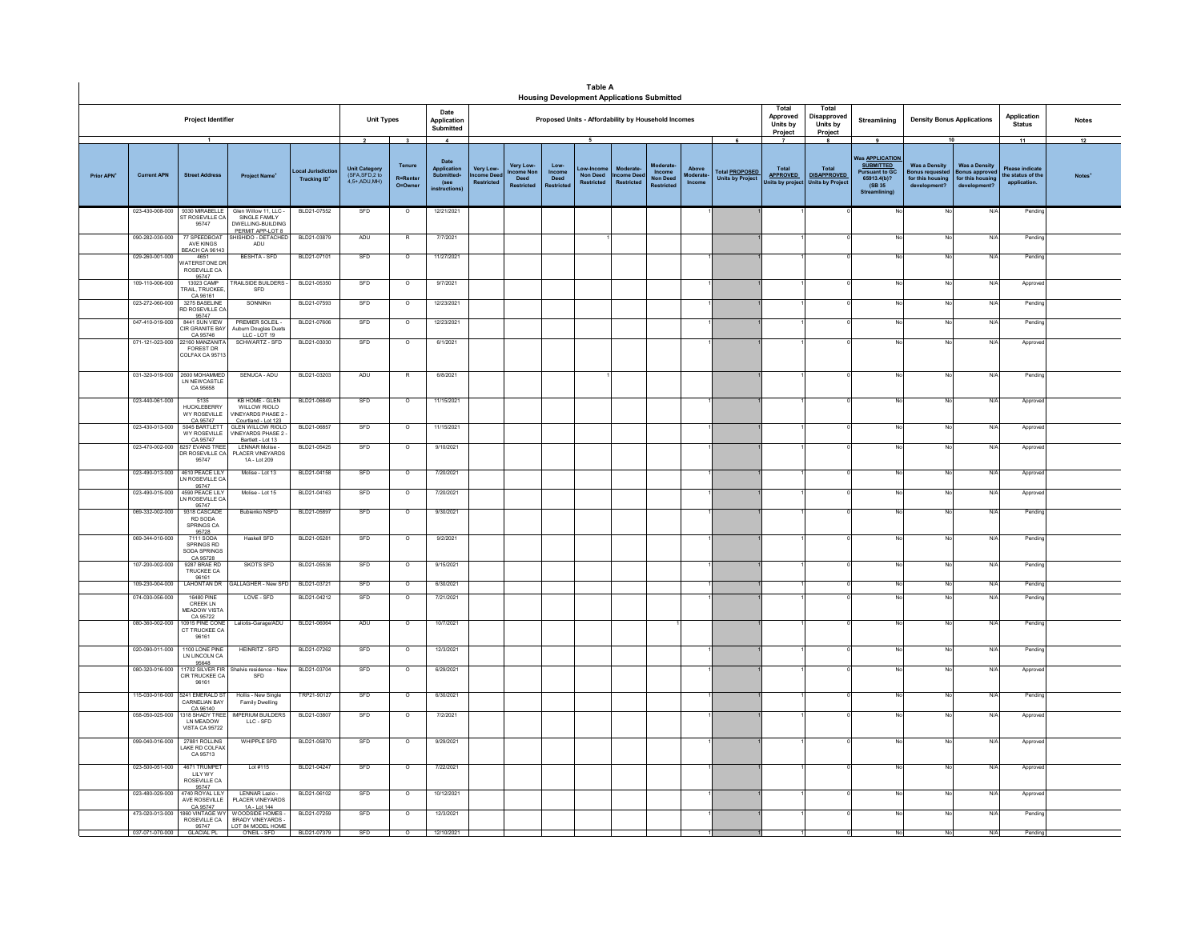# Table A

## Housing Development Applications Submitted

| Project Identifier | | | | | Unit Types | | Date Application Submitted | Proposed Units - Affordability by Household Incomes | | | | | | | | Total Approved Units by Project | Total Disapproved Units by Project | Streamlining | Density Bonus Applications | | Application Status | Notes |
|---|---|---|---|---|---|---|---|---|---|---|---|---|---|---|---|---|---|---|---|---|---|---|
| 1 | | | | | 2 | 3 | 4 | 5 | | | | | | | 6 | 7 | 8 | 9 | 10 | | 11 | 12 |
| Prior APN⁺ | Current APN | Street Address | Project Name⁺ | Local Jurisdiction Tracking ID⁺ | Unit Category (SFA,SFD,2 to 4,5+,ADU,MH) | Tenure R=Renter O=Owner | Date Application Submitted (see instructions) | Very Low-Income Deed Restricted | Very Low-Income Non Deed Restricted | Low-Income Deed Restricted | Low-Income Non Deed Restricted | Moderate-Income Deed Restricted | Moderate-Income Non Deed Restricted | Above Moderate-Income | Total PROPOSED Units by Project | Total APPROVED Units by project | Total DISAPPROVED Units by Project | Was APPLICATION SUBMITTED Pursuant to GC 65913.4(b)? (SB 35 Streamlining) | Was a Density Bonus requested for this housing development? | Was a Density Bonus approved for this housing development? | Please indicate the status of the application. | Notes⁺ |
| | 023-430-008-000 | 9330 MIRABELLE ST ROSEVILLE CA 95747 | Glen Willow 11, LLC - SINGLE FAMILY DWELLING-BUILDING PERMIT APP-LOT 8 | BLD21-07552 | SFD | O | 12/21/2021 | | | | | | | 1 | 1 | 1 | 0 | No | No | N/A | Pending | |
| | 090-282-030-000 | 77 SPEEDBOAT AVE KINGS BEACH CA 96143 | SHISHIDO - DETACHED ADU | BLD21-03879 | ADU | R | 7/7/2021 | | | | 1 | | | | 1 | 1 | 0 | No | No | N/A | Pending | |
| | 029-260-001-000 | 4651 WATERSTONE DR ROSEVILLE CA 95747 | BESHTA - SFD | BLD21-07101 | SFD | O | 11/27/2021 | | | | | | | 1 | 1 | 1 | 0 | No | No | N/A | Pending | |
| | 109-110-006-000 | 13023 CAMP TRAIL, TRUCKEE, CA 96161 | TRAILSIDE BUILDERS - SFD | BLD21-05350 | SFD | O | 9/7/2021 | | | | | | | 1 | 1 | 1 | 0 | No | No | N/A | Approved | |
| | 023-272-060-000 | 3275 BASELINE RD ROSEVILLE CA 95747 | SONNIKm | BLD21-07593 | SFD | O | 12/23/2021 | | | | | | | 1 | 1 | 1 | 0 | No | No | N/A | Pending | |
| | 047-410-019-000 | 8441 SUN VIEW CIR GRANITE BAY CA 95746 | PREMIER SOLEIL - Auburn Douglas Duets LLC - LOT 19 | BLD21-07606 | SFD | O | 12/23/2021 | | | | | | | 1 | 1 | 1 | 0 | No | No | N/A | Pending | |
| | 071-121-023-000 | 22160 MANZANITA FOREST DR COLFAX CA 95713 | SCHWARTZ - SFD | BLD21-03030 | SFD | O | 6/1/2021 | | | | | | | 1 | 1 | 1 | 0 | No | No | N/A | Approved | |
| | 031-320-019-000 | 2600 MOHAMMED LN NEWCASTLE CA 95658 | SENUCA - ADU | BLD21-03203 | ADU | R | 6/8/2021 | | | | 1 | | | | 1 | 1 | 0 | No | No | N/A | Pending | |
| | 023-440-061-000 | 5135 HUCKLEBERRY WY ROSEVILLE CA 95747 | KB HOME - GLEN WILLOW RIOLO VINEYARDS PHASE 2 - Courtland - Lot 123 | BLD21-06849 | SFD | O | 11/15/2021 | | | | | | | 1 | 1 | 1 | 0 | No | No | N/A | Approved | |
| | 023-430-013-000 | 5045 BARTLETT WY ROSEVILLE CA 95747 | GLEN WILLOW RIOLO VINEYARDS PHASE 2 - Bartlett - Lot 13 | BLD21-06857 | SFD | O | 11/15/2021 | | | | | | | 1 | 1 | 1 | 0 | No | No | N/A | Approved | |
| | 023-470-002-000 | 8257 EVANS TREE DR ROSEVILLE CA 95747 | LENNAR Molise - PLACER VINEYARDS 1A - Lot 209 | BLD21-05425 | SFD | O | 9/10/2021 | | | | | | | 1 | 1 | 1 | 0 | No | No | N/A | Approved | |
| | 023-490-013-000 | 4610 PEACE LILY LN ROSEVILLE CA 95747 | Molise - Lot 13 | BLD21-04158 | SFD | O | 7/20/2021 | | | | | | | 1 | 1 | 1 | 0 | No | No | N/A | Approved | |
| | 023-490-015-000 | 4590 PEACE LILY LN ROSEVILLE CA 95747 | Molise - Lot 15 | BLD21-04163 | SFD | O | 7/20/2021 | | | | | | | 1 | 1 | 1 | 0 | No | No | N/A | Approved | |
| | 069-332-002-000 | 9318 CASCADE RD SODA SPRINGS CA 95728 | Bubienko NSFD | BLD21-05897 | SFD | O | 9/30/2021 | | | | | | | 1 | 1 | 1 | 0 | No | No | N/A | Pending | |
| | 069-344-010-000 | 7111 SODA SPRINGS RD SODA SPRINGS CA 95728 | Haskell SFD | BLD21-05281 | SFD | O | 9/2/2021 | | | | | | | 1 | 1 | 1 | 0 | No | No | N/A | Pending | |
| | 107-200-002-000 | 9287 BRAE RD TRUCKEE CA 96161 | SKOTS SFD | BLD21-05536 | SFD | O | 9/15/2021 | | | | | | | 1 | 1 | 1 | 0 | No | No | N/A | Pending | |
| | 109-230-004-000 | LAHONTAN DR | GALLAGHER - New SFD | BLD21-03721 | SFD | O | 6/30/2021 | | | | | | | 1 | 1 | 1 | 0 | No | No | N/A | Pending | |
| | 074-030-056-000 | 16480 PINE CREEK LN MEADOW VISTA CA 95722 | LOVE - SFD | BLD21-04212 | SFD | O | 7/21/2021 | | | | | | | 1 | 1 | 1 | 0 | No | No | N/A | Pending | |
| | 080-360-002-000 | 10915 PINE CONE CT TRUCKEE CA 96161 | Laliotis-Garage/ADU | BLD21-06064 | ADU | O | 10/7/2021 | | | | | | 1 | | 1 | 1 | 0 | No | No | N/A | Pending | |
| | 020-090-011-000 | 1100 LONE PINE LN LINCOLN CA 95648 | HEINRITZ - SFD | BLD21-07262 | SFD | O | 12/3/2021 | | | | | | | 1 | 1 | 1 | 0 | No | No | N/A | Pending | |
| | 080-320-016-000 | 11702 SILVER FIR CIR TRUCKEE CA 96161 | Shalvis residence - New SFD | BLD21-03704 | SFD | O | 6/29/2021 | | | | | | | 1 | 1 | 1 | 0 | No | No | N/A | Approved | |
| | 115-030-016-000 | 5241 EMERALD ST CARNELIAN BAY CA 96140 | Hollis - New Single Family Dwelling | TRP21-90127 | SFD | O | 6/30/2021 | | | | | | | 1 | 1 | 1 | 0 | No | No | N/A | Pending | |
| | 058-050-025-000 | 1318 SHADY TREE LN MEADOW VISTA CA 95722 | IMPERIUM BUILDERS LLC - SFD | BLD21-03807 | SFD | O | 7/2/2021 | | | | | | | 1 | 1 | 1 | 0 | No | No | N/A | Approved | |
| | 099-040-016-000 | 27881 ROLLINS LAKE RD COLFAX CA 95713 | WHIPPLE SFD | BLD21-05870 | SFD | O | 9/29/2021 | | | | | | | 1 | 1 | 1 | 0 | No | No | N/A | Approved | |
| | 023-500-051-000 | 4671 TRUMPET LILY WY ROSEVILLE CA 95747 | Lot #115 | BLD21-04247 | SFD | O | 7/22/2021 | | | | | | | 1 | 1 | 1 | 0 | No | No | N/A | Approved | |
| | 023-480-029-000 | 4740 ROYAL LILY AVE ROSEVILLE CA 95747 | LENNAR Lazio - PLACER VINEYARDS 1A - Lot 144 | BLD21-06102 | SFD | O | 10/12/2021 | | | | | | | 1 | 1 | 1 | 0 | No | No | N/A | Approved | |
| | 473-020-013-000 | 1860 VINTAGE WY ROSEVILLE CA 95747 | WOODSIDE HOMES - BRADY VINEYARDS - LOT 84 MODEL HOME | BLD21-07259 | SFD | O | 12/3/2021 | | | | | | | 1 | 1 | 1 | 0 | No | No | N/A | Pending | |
| | 037-071-070-000 | GLACIAL PL | O'NEIL - SFD | BLD21-07379 | SFD | O | 12/10/2021 | | | | | | | 1 | 1 | 1 | 0 | No | No | N/A | Pending | |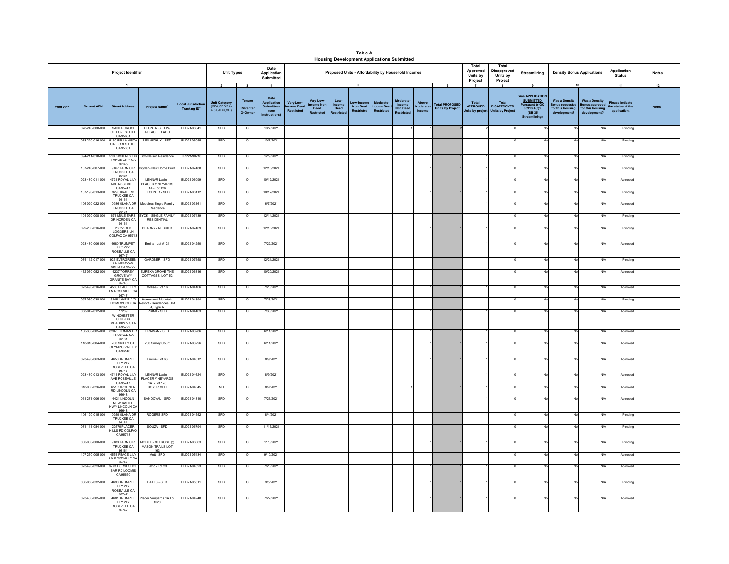# Table A

## Housing Development Applications Submitted

| Project Identifier | | | | | Unit Types | | Date Application Submitted | Proposed Units - Affordability by Household Incomes | | | | | | | | Total Approved Units by Project | Total Disapproved Units by Project | Streamlining | Density Bonus Applications | | Application Status | Notes |
|---|---|---|---|---|---|---|---|---|---|---|---|---|---|---|---|---|---|---|---|---|---|---|
| 1 | | | | | 2 | 3 | 4 | 5 | | | | | | | 6 | 7 | 8 | 9 | 10 | | 11 | 12 |
| Prior APN+ | Current APN | Street Address | Project Name+ | Local Jurisdiction Tracking ID+ | Unit Category (SFA,SFD,2 to 4,5+,ADU,MH) | Tenure R=Renter O=Owner | Date Application Submitted+ (see instructions) | Very Low-Income Deed Restricted | Very Low-Income Non Deed Restricted | Low-Income Deed Restricted | Low-Income Non Deed Restricted | Moderate-Income Deed Restricted | Moderate-Income Non Deed Restricted | Above Moderate-Income | Total PROPOSED Units by Project | Total APPROVED Units by project | Total DISAPPROVED Units by Project | Was APPLICATION SUBMITTED Pursuant to GC 65913.4(b)? (SB 35 Streamlining) | Was a Density Bonus requested for this housing development? | Was a Density Bonus approved for this housing development? | Please indicate the status of the application. | Notes+ |
| | 078-240-008-000 | SANTA CROCE CT FORESTHILL CA 95631 | LEONTIY SFD W/ ATTACHED ADU | BLD21-06041 | SFD | O | 10/7/2021 | | | | | | 1 | 1 | 2 | 2 | 0 | No | No | N/A | Pending | |
| | 078-220-016-000 | 5160 BELLA VISTA CIR FORESTHILL CA 95631 | MELNICHUK - SFD | BLD21-06055 | SFD | O | 10/7/2021 | | | | | | | 1 | 1 | 1 | 0 | No | No | N/A | Pending | |
| | 094-211-018-000 | 510 KIMBERLY DR TAHOE CITY CA 96145 | Stitt-Nelson Residence | TRP21-90216 | SFD | O | 12/9/2021 | | | | | | | 1 | 1 | 1 | 0 | No | No | N/A | Pending | |
| | 107-240-007-000 | 9167 TARN CIR TRUCKEE CA 96161 | Dryden- New Home Build | BLD21-07488 | SFD | O | 12/16/2021 | | | | | | | 1 | 1 | 1 | 0 | No | No | N/A | Pending | |
| | 023-480-011-000 | 4721 ROYAL LILY AVE ROSEVILLE CA 95747 | LENNAR Lazio - PLACER VINEYARDS 1A - Lot 126 | BLD21-06099 | SFD | O | 10/12/2021 | | | | | | | 1 | 1 | 1 | 0 | No | No | N/A | Approved | |
| | 107-190-013-000 | 9290 BRAE RD TRUCKEE CA 96161 | FECHNER - SFD | BLD21-06112 | SFD | O | 10/12/2021 | | | | | | | 1 | 1 | 1 | 0 | No | No | N/A | Pending | |
| | 106-020-022-000 | 10986 OLANA DR TRUCKEE CA 96161 | Medeiros Single Family Residence | BLD21-03161 | SFD | O | 6/7/2021 | | | | | | | 1 | 1 | 1 | 0 | No | No | N/A | Approved | |
| | 104-020-008-000 | 671 MULE EARS DR NORDEN CA 96161 | BYCK - SINGLE FAMILY RESIDENTIAL | BLD21-07439 | SFD | O | 12/14/2021 | | | | | | | 1 | 1 | 1 | 0 | No | No | N/A | Pending | |
| | 099-200-016-000 | 26622 OLD LOGGERS LN COLFAX CA 95713 | BEARRY - REBUILD | BLD21-07469 | SFD | O | 12/16/2021 | | | | | | | 1 | 1 | 1 | 0 | No | No | N/A | Pending | |
| | 023-480-006-000 | 4680 TRUMPET LILY WY ROSEVILLE CA 95747 | Emilia - Lot #121 | BLD21-04250 | SFD | O | 7/22/2021 | | | | | | | 1 | 1 | 1 | 0 | No | No | N/A | Approved | |
| | 074-112-017-000 | 925 EVERGREEN LN MEADOW VISTA CA 95722 | GARDNER - SFD | BLD21-07558 | SFD | O | 12/21/2021 | | | | | | | 1 | 1 | 1 | 0 | No | No | N/A | Pending | |
| | 462-050-052-000 | 4237 TORREY GROVE WY GRANITE BAY CA 95746 | EUREKA GROVE THE COTTAGES LOT 52 | BLD21-06316 | SFD | O | 10/20/2021 | | | | | | | 1 | 1 | 1 | 0 | No | No | N/A | Approved | |
| | 023-490-016-000 | 4580 PEACE LILY LN ROSEVILLE CA 95747 | Molise - Lot 16 | BLD21-04166 | SFD | O | 7/20/2021 | | | | | | | 1 | 1 | 1 | 0 | No | No | N/A | Approved | |
| | 097-060-038-000 | 5145 LAKE BLVD HOMEWOOD CA 96141 | Homewood Mountain Resort - Residences Unit 4, Type A | BLD21-04394 | SFD | O | 7/28/2021 | | | | | | | 1 | 1 | 1 | 0 | No | No | N/A | Pending | |
| | 058-042-012-000 | 17289 WINCHESTER CLUB DR MEADOW VISTA CA 95722 | PRIMA - SFD | BLD21-04463 | SFD | O | 7/30/2021 | | | | | | | 1 | 1 | 1 | 0 | No | No | N/A | Approved | |
| | 106-330-005-000 | 8207 EHRMAN DR TRUCKEE CA 96161 | FRAIMAN - SFD | BLD21-03286 | SFD | O | 6/11/2021 | | | | | | | 1 | 1 | 1 | 0 | No | No | N/A | Approved | |
| | 118-010-004-000 | 200 SMILEY CT OLYMPIC VALLEY CA 96146 | 200 Smiley Court | BLD21-03296 | SFD | O | 6/11/2021 | | | | | | | 1 | 1 | 1 | 0 | No | No | N/A | Approved | |
| | 023-490-063-000 | 4650 TRUMPET LILY WY ROSEVILLE CA 95747 | Emilia - Lot 63 | BLD21-04612 | SFD | O | 8/9/2021 | | | | | | | 1 | 1 | 1 | 0 | No | No | N/A | Approved | |
| | 023-480-013-000 | 4741 ROYAL LILY AVE ROSEVILLE CA 95747 | LENNAR Lazio - PLACER VINEYARDS 1A - Lot 128 | BLD21-04624 | SFD | O | 8/9/2021 | | | | | | | 1 | 1 | 1 | 0 | No | No | N/A | Approved | |
| | 018-080-026-000 | 651 KARCHNER RD LINCOLN CA 95648 | BOYER MFH | BLD21-04645 | MH | O | 8/9/2021 | | | | | | 1 | | 1 | 1 | 0 | No | No | N/A | Approved | |
| | 031-271-006-000 | 4421 LINCOLN NEWCASTLE HWY LINCOLN CA 95648 | SANDOVAL - SFD | BLD21-04310 | SFD | O | 7/26/2021 | | | | | | | 1 | 1 | 1 | 0 | No | No | N/A | Approved | |
| | 106-120-015-000 | 10259 OLANA DR TRUCKEE CA 96161 | ROGERS SFD | BLD21-04552 | SFD | O | 8/4/2021 | | | | | | | 1 | 1 | 1 | 0 | No | No | N/A | Pending | |
| | 071-111-084-000 | 22670 PLACER HILLS RD COLFAX CA 95713 | SOUZA - SFD | BLD21-06794 | SFD | O | 11/13/2021 | | | | | | | 1 | 1 | 1 | 0 | No | No | N/A | Pending | |
| | 000-000-000-000 | 9183 TARN CIR TRUCKEE CA 96161 | MODEL - MELROSE @ MASON TRAILS LOT 163 | BLD21-06663 | SFD | O | 11/8/2021 | | | | | | | 1 | 1 | 1 | 0 | No | No | N/A | Pending | |
| | 107-250-005-000 | 4551 PEACE LILY LN ROSEVILLE CA 95747 | Mott - SFD | BLD21-05434 | SFD | O | 9/10/2021 | | | | | | | 1 | 1 | 1 | 0 | No | No | N/A | Approved | |
| | 023-490-023-000 | 8273 HORSESHOE BAR RD LOOMIS CA 95650 | Lazio - Lot 23 | BLD21-04323 | SFD | O | 7/26/2021 | | | | | | | 1 | 1 | 1 | 0 | No | No | N/A | Approved | |
| | 036-050-032-000 | 4690 TRUMPET LILY WY ROSEVILLE CA 95747 | BATES - SFD | BLD21-05311 | SFD | O | 9/5/2021 | | | | | | | 1 | 1 | 1 | 0 | No | No | N/A | Pending | |
| | 023-480-005-000 | 4681 TRUMPET LILY WY ROSEVILLE CA 95747 | Placer Vineyards 1A Lot #120 | BLD21-04248 | SFD | O | 7/22/2021 | | | | | | | 1 | 1 | 1 | 0 | No | No | N/A | Approved | |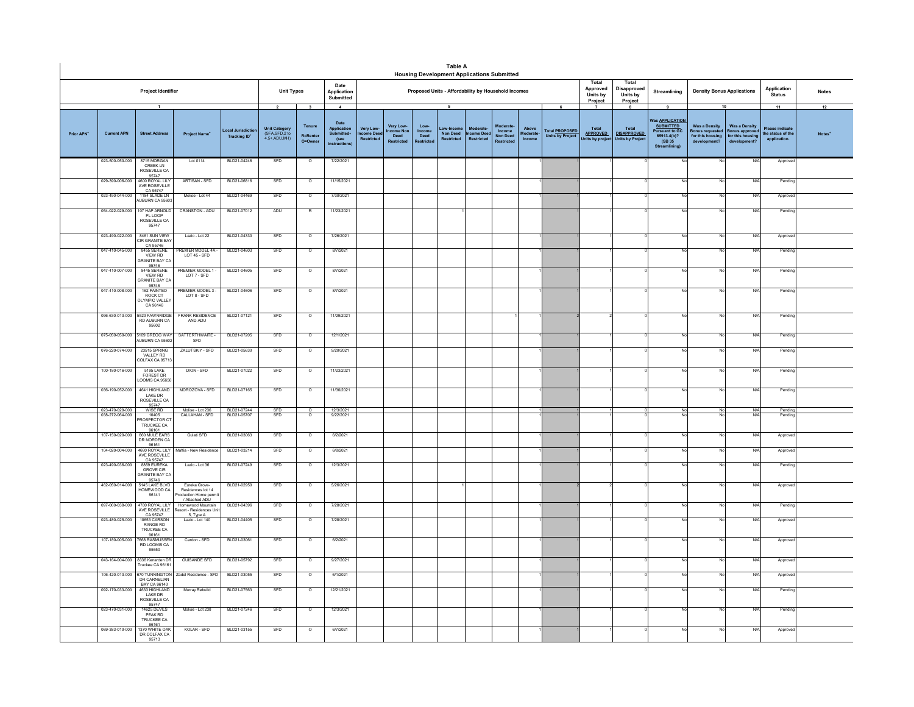# Table A

## Housing Development Applications Submitted

| Project Identifier | | | | | Unit Types | | Date Application Submitted | Proposed Units - Affordability by Household Incomes | | | | | | | | Total Approved Units by Project | Total Disapproved Units by Project | Streamlining | Density Bonus Applications | | Application Status | Notes |
|---|---|---|---|---|---|---|---|---|---|---|---|---|---|---|---|---|---|---|---|---|---|---|
| 1 | | | | | 2 | 3 | 4 | 5 | | | | | | | 6 | 7 | 8 | 9 | 10 | | 11 | 12 |
| Prior APN⁺ | Current APN | Street Address | Project Name⁺ | Local Jurisdiction Tracking ID⁺ | Unit Category (SFA,SFD,2 to 4,5+,ADU,MH) | Tenure R=Renter O=Owner | Date Application Submitted- (see instructions) | Very Low-Income Deed Restricted | Very Low-Income Non Deed Restricted | Low-Income Deed Restricted | Low-Income Non Deed Restricted | Moderate-Income Deed Restricted | Moderate-Income Non Deed Restricted | Above Moderate-Income | Total PROPOSED Units by Project | Total APPROVED Units by project | Total DISAPPROVED Units by Project | Was APPLICATION SUBMITTED Pursuant to GC 65913.4(b)? (SB 35 Streamlining) | Was a Density Bonus requested for this housing development? | Was a Density Bonus approved for this housing development? | Please indicate the status of the application. | Notes⁺ |
| | 023-500-050-000 | 8715 MORGAN CREEK LN ROSEVILLE CA 95747 | Lot #114 | BLD21-04246 | SFD | O | 7/22/2021 | | | | | | | 1 | 1 | 1 | 0 | No | No | N/A | Approved | |
| | 029-390-006-000 | 4600 ROYAL LILY AVE ROSEVILLE CA 95747 | ARTISAN - SFD | BLD21-06816 | SFD | O | 11/15/2021 | | | | | | | 1 | 1 | 1 | 0 | No | No | N/A | Pending | |
| | 023-490-044-000 | 1184 SLADE LN AUBURN CA 95603 | Molise - Lot 44 | BLD21-04469 | SFD | O | 7/30/2021 | | | | | | | 1 | 1 | 1 | 0 | No | No | N/A | Approved | |
| | 054-022-029-000 | 107 HAP ARNOLD PL LOOP ROSEVILLE CA 95747 | CRANSTON - ADU | BLD21-07012 | ADU | R | 11/23/2021 | | | | 1 | | | | 1 | 1 | 0 | No | No | N/A | Pending | |
| | 023-490-022-000 | 8461 SUN VIEW CIR GRANITE BAY CA 95746 | Lazio - Lot 22 | BLD21-04330 | SFD | O | 7/26/2021 | | | | | | | 1 | 1 | 1 | 0 | No | No | N/A | Approved | |
| | 047-410-045-000 | 8455 SERENE VIEW RD GRANITE BAY CA 95746 | PREMIER MODEL 4A - LOT 45 - SFD | BLD21-04603 | SFD | O | 8/7/2021 | | | | | | | 1 | 1 | 1 | 0 | No | No | N/A | Pending | |
| | 047-410-007-000 | 8445 SERENE VIEW RD GRANITE BAY CA 95746 | PREMIER MODEL 1 - LOT 7 - SFD | BLD21-04605 | SFD | O | 8/7/2021 | | | | | | | 1 | 1 | 1 | 0 | No | No | N/A | Pending | |
| | 047-410-008-000 | 162 PAINTED ROCK CT OLYMPIC VALLEY CA 96146 | PREMIER MODEL 3 - LOT 8 - SFD | BLD21-04606 | SFD | O | 8/7/2021 | | | | | | | 1 | 1 | 1 | 0 | No | No | N/A | Pending | |
| | 096-630-013-000 | 5520 FAWNRIDGE RD AUBURN CA 95602 | FRANK RESIDENCE AND ADU | BLD21-07121 | SFD | O | 11/29/2021 | | | | | | 1 | 1 | 2 | 2 | 0 | No | No | N/A | Pending | |
| | 075-050-050-000 | 5109 GREGG WAY AUBURN CA 95602 | SATTERTHWAITE - SFD | BLD21-07205 | SFD | O | 12/1/2021 | | | | | | | 1 | 1 | 1 | 0 | No | No | N/A | Pending | |
| | 076-220-074-000 | 23515 SPRING VALLEY RD COLFAX CA 95713 | ZALUTSKIY - SFD | BLD21-05630 | SFD | O | 9/20/2021 | | | | | | | 1 | 1 | 1 | 0 | No | No | N/A | Pending | |
| | 100-180-016-000 | 5195 LAKE FOREST DR LOOMIS CA 95650 | DION - SFD | BLD21-07022 | SFD | O | 11/23/2021 | | | | | | | 1 | 1 | 1 | 0 | No | No | N/A | Pending | |
| | 036-190-052-000 | 4641 HIGHLAND LAKE DR ROSEVILLE CA 95747 | MOROZOVA - SFD | BLD21-07165 | SFD | O | 11/30/2021 | | | | | | | 1 | 1 | 1 | 0 | No | No | N/A | Pending | |
| | 023-470-029-000 | WISE RD | Molise - Lot 236 | BLD21-07244 | SFD | O | 12/3/2021 | | | | | | | 1 | 1 | 1 | 0 | No | No | N/A | Pending | |
| | 038-272-064-000 | 10405 PROSPECTOR CT TRUCKEE CA 96161 | CALLAHAN - SFD | BLD21-05707 | SFD | O | 9/22/2021 | | | | | | | 1 | 1 | 1 | 0 | No | No | N/A | Pending | |
| | 107-150-020-000 | 660 MULE EARS DR NORDEN CA 96161 | Gulati SFD | BLD21-03063 | SFD | O | 6/2/2021 | | | | | | | 1 | 1 | 1 | 0 | No | No | N/A | Approved | |
| | 104-020-004-000 | 4680 ROYAL LILY AVE ROSEVILLE CA 95747 | Maffia - New Residence | BLD21-03214 | SFD | O | 6/8/2021 | | | | | | | 1 | 1 | 1 | 0 | No | No | N/A | Approved | |
| | 023-490-036-000 | 8859 EUREKA GROVE CIR GRANITE BAY CA 95746 | Lazio - Lot 36 | BLD21-07249 | SFD | O | 12/3/2021 | | | | | | | 1 | 1 | 1 | 0 | No | No | N/A | Pending | |
| | 482-050-014-000 | 5145 LAKE BLVD HOMEWOOD CA 96141 | Eureka Grove- Residences lot 14 Production Home permit / Attached ADU | BLD21-02950 | SFD | O | 5/26/2021 | | | | 1 | | | 1 | 2 | 2 | 0 | No | No | N/A | Approved | |
| | 097-060-038-000 | 4780 ROYAL LILY AVE ROSEVILLE CA 95747 | Homewood Mountain Resort - Residences Unit 5, Type A | BLD21-04396 | SFD | O | 7/28/2021 | | | | | | | 1 | 1 | 1 | 0 | No | No | N/A | Pending | |
| | 023-480-025-000 | 10653 CARSON RANGE RD TRUCKEE CA 96161 | Lazio - Lot 140 | BLD21-04405 | SFD | O | 7/28/2021 | | | | | | | 1 | 1 | 1 | 0 | No | No | N/A | Approved | |
| | 107-180-005-000 | 7668 RASMUSSEN RD LOOMIS CA 95650 | Cardon - SFD | BLD21-03061 | SFD | O | 6/2/2021 | | | | | | | 1 | 1 | 1 | 0 | No | No | N/A | Approved | |
| | 043-164-004-000 | 8336 Kenarden Dr Truckee CA 96161 | GUISANDE SFD | BLD21-05792 | SFD | O | 9/27/2021 | | | | | | | 1 | 1 | 1 | 0 | No | No | N/A | Approved | |
| | 106-420-013-000 | 670 TUNNINGTON DR CARNELIAN BAY CA 96140 | Zadel Residence - SFD | BLD21-03055 | SFD | O | 6/1/2021 | | | | | | | 1 | 1 | 1 | 0 | No | No | N/A | Approved | |
| | 092-170-033-000 | 4633 HIGHLAND LAKE DR ROSEVILLE CA 95747 | Murray Rebuild | BLD21-07563 | SFD | O | 12/21/2021 | | | | | | | 1 | 1 | 1 | 0 | No | No | N/A | Pending | |
| | 023-470-031-000 | 14625 DEVILS PEAK RD TRUCKEE CA 96161 | Molise - Lot 238 | BLD21-07246 | SFD | O | 12/3/2021 | | | | | | | 1 | 1 | 1 | 0 | No | No | N/A | Pending | |
| | 069-383-010-000 | 1370 WHITE OAK DR COLFAX CA 95713 | KOLAR - SFD | BLD21-03155 | SFD | O | 6/7/2021 | | | | | | | 1 | 1 | 1 | 0 | No | No | N/A | Approved | |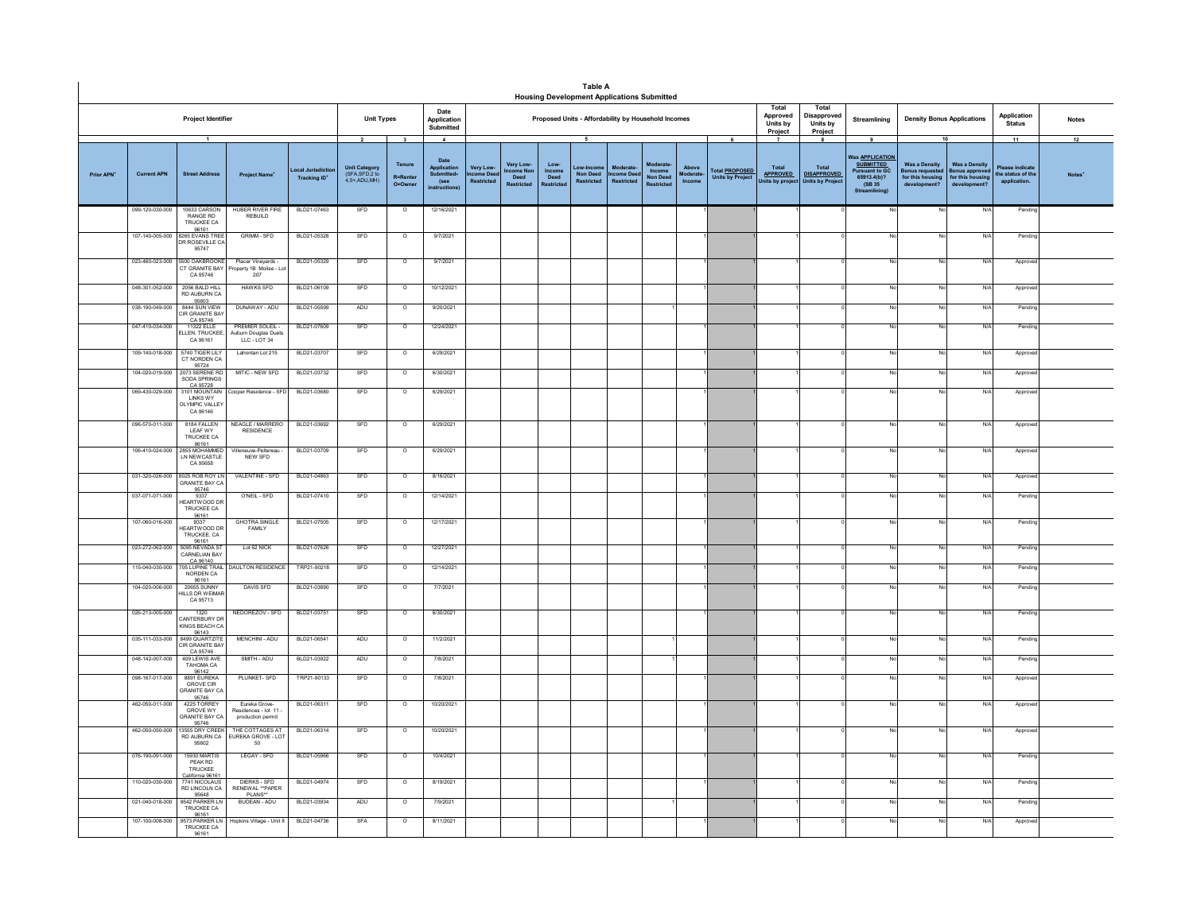# Table A

## Housing Development Applications Submitted

| Project Identifier | | | | | Unit Types | | Date Application Submitted | Proposed Units - Affordability by Household Incomes | | | | | | | | Total Approved Units by Project | Total Disapproved Units by Project | Streamlining | Density Bonus Applications | | Application Status | Notes |
|---|---|---|---|---|---|---|---|---|---|---|---|---|---|---|---|---|---|---|---|---|---|---|
| 1 | | | | | 2 | 3 | 4 | 5 | | | | | | | 6 | 7 | 8 | 9 | 10 | | 11 | 12 |
| Prior APN* | Current APN | Street Address | Project Name* | Local Jurisdiction Tracking ID* | Unit Category (SFA,SFD,2 to 4,5+,ADU,MH) | Tenure R=Renter O=Owner | Date Application Submitted- (see instructions) | Very Low-Income Deed Restricted | Very Low-Income Non Deed Restricted | Low-Income Deed Restricted | Low-Income Non Deed Restricted | Moderate-Income Deed Restricted | Moderate-Income Non Deed Restricted | Above Moderate-Income | Total PROPOSED Units by Project | Total APPROVED Units by project | Total DISAPPROVED Units by Project | Was APPLICATION SUBMITTED Pursuant to GC 65913.4(b)? (SB 35 Streamlining) | Was a Density Bonus requested for this housing development? | Was a Density Bonus approved for this housing development? | Please indicate the status of the application. | Notes* |
| | 099-120-030-000 | 10833 CARSON RANGE RD TRUCKEE CA 96161 | HUBER RIVER FIRE REBUILD | BLD21-07463 | SFD | O | 12/16/2021 | | | | | | | 1 | 1 | 1 | 0 | No | No | N/A | Pending | |
| | 107-140-005-000 | 8265 EVANS TREE DR ROSEVILLE CA 95747 | GRIMM - SFD | BLD21-05328 | SFD | O | 9/7/2021 | | | | | | | 1 | 1 | 1 | 0 | No | No | N/A | Pending | |
| | 023-460-023-000 | 5500 OAKBROOKE CT GRANITE BAY CA 95746 | Placer Vineyards - Property 1B Molise - Lot 207 | BLD21-05329 | SFD | O | 9/7/2021 | | | | | | | 1 | 1 | 1 | 0 | No | No | N/A | Approved | |
| | 048-301-052-000 | 2056 BALD HILL RD AUBURN CA 95603 | HAWKS SFD | BLD21-06109 | SFD | O | 10/12/2021 | | | | | | | 1 | 1 | 1 | 0 | No | No | N/A | Approved | |
| | 038-190-049-000 | 8444 SUN VIEW CIR GRANITE BAY CA 95746 | DUNAWAY - ADU | BLD21-05599 | ADU | O | 9/20/2021 | | | | | | 1 | | 1 | 1 | 0 | No | No | N/A | Pending | |
| | 047-410-034-000 | 11322 ELLE ELLEN, TRUCKEE, CA 96161 | PREMIER SOLEIL - Auburn Douglas Duets LLC - LOT 34 | BLD21-07609 | SFD | O | 12/24/2021 | | | | | | | 1 | 1 | 1 | 0 | No | No | N/A | Pending | |
| | 109-140-018-000 | 5740 TIGER LILY CT NORDEN CA 95724 | Lahontan Lot 215 | BLD21-03707 | SFD | O | 6/29/2021 | | | | | | | 1 | 1 | 1 | 0 | No | No | N/A | Approved | |
| | 104-020-019-000 | 2073 SERENE RD SODA SPRINGS CA 95728 | MITIC - NEW SFD | BLD21-03732 | SFD | O | 6/30/2021 | | | | | | | 1 | 1 | 1 | 0 | No | No | N/A | Approved | |
| | 069-430-029-000 | 3101 MOUNTAIN LINKS WY OLYMPIC VALLEY CA 96146 | Cooper Residence - SFD | BLD21-03680 | SFD | O | 6/29/2021 | | | | | | | 1 | 1 | 1 | 0 | No | No | N/A | Approved | |
| | 096-570-011-000 | 8184 FALLEN LEAF WY TRUCKEE CA 96161 | NEAGLE / MARRERO RESIDENCE | BLD21-03692 | SFD | O | 6/29/2021 | | | | | | | 1 | 1 | 1 | 0 | No | No | N/A | Approved | |
| | 106-410-024-000 | 2855 MOHAMMED LN NEWCASTLE CA 95658 | Villeneuve-Peltereau - NEW SFD | BLD21-03709 | SFD | O | 6/29/2021 | | | | | | | 1 | 1 | 1 | 0 | No | No | N/A | Approved | |
| | 031-320-026-000 | 8025 ROB ROY LN GRANITE BAY CA 95746 | VALENTINE - SFD | BLD21-04863 | SFD | O | 8/16/2021 | | | | | | | 1 | 1 | 1 | 0 | No | No | N/A | Approved | |
| | 037-071-071-000 | 9337 HEARTWOOD DR TRUCKEE CA 96161 | O'NEIL - SFD | BLD21-07410 | SFD | O | 12/14/2021 | | | | | | | 1 | 1 | 1 | 0 | No | No | N/A | Pending | |
| | 107-060-016-000 | 9337 HEARTWOOD DR TRUCKEE, CA 96161 | GHOTRA SINGLE FAMILY | BLD21-07505 | SFD | O | 12/17/2021 | | | | | | | 1 | 1 | 1 | 0 | No | No | N/A | Pending | |
| | 023-272-062-000 | 5095 NEVADA ST CARNELIAN BAY CA 96140 | Lot 62 NICK | BLD21-07626 | SFD | O | 12/27/2021 | | | | | | | 1 | 1 | 1 | 0 | No | No | N/A | Pending | |
| | 115-040-030-000 | 705 LUPINE TRAIL NORDEN CA 96161 | DAULTON RESIDENCE | TRP21-90218 | SFD | O | 12/14/2021 | | | | | | | 1 | 1 | 1 | 0 | No | No | N/A | Pending | |
| | 104-020-006-000 | 20655 SUNNY HILLS DR WEIMAR CA 95713 | DAVIS SFD | BLD21-03890 | SFD | O | 7/7/2021 | | | | | | | 1 | 1 | 1 | 0 | No | No | N/A | Pending | |
| | 026-213-005-000 | 1320 CANTERBURY DR KINGS BEACH CA 96143 | NEDOREZOV - SFD | BLD21-03751 | SFD | O | 6/30/2021 | | | | | | | 1 | 1 | 1 | 0 | No | No | N/A | Pending | |
| | 035-111-033-000 | 8499 QUARTZITE CIR GRANITE BAY CA 95746 | MENCHINI - ADU | BLD21-06541 | ADU | O | 11/2/2021 | | | | | | 1 | | 1 | 1 | 0 | No | No | N/A | Pending | |
| | 048-142-007-000 | 409 LEWIS AVE TAHOMA CA 96142 | SMITH - ADU | BLD21-03922 | ADU | O | 7/8/2021 | | | | | | 1 | | 1 | 1 | 0 | No | No | N/A | Pending | |
| | 098-167-017-000 | 8891 EUREKA GROVE CIR GRANITE BAY CA 95746 | PLUNKET- SFD | TRP21-90133 | SFD | O | 7/8/2021 | | | | | | | 1 | 1 | 1 | 0 | No | No | N/A | Approved | |
| | 462-050-011-000 | 4225 TORREY GROVE WY GRANITE BAY CA 95746 | Eureka Grove- Residences - lot 11 - production permit | BLD21-06311 | SFD | O | 10/20/2021 | | | | | | | 1 | 1 | 1 | 0 | No | No | N/A | Approved | |
| | 462-050-050-000 | 13555 DRY CREEK RD AUBURN CA 95602 | THE COTTAGES AT EUREKA GROVE - LOT 50 | BLD21-06314 | SFD | O | 10/20/2021 | | | | | | | 1 | 1 | 1 | 0 | No | No | N/A | Approved | |
| | 076-190-091-000 | 15930 MARTIS PEAK RD TRUCKEE California 96161 | LEGAY - SFD | BLD21-05966 | SFD | O | 10/4/2021 | | | | | | | 1 | 1 | 1 | 0 | No | No | N/A | Pending | |
| | 110-020-030-000 | 7741 NICOLAUS RD LINCOLN CA 95648 | DIERKS - SFD RENEWAL **PAPER PLANS** | BLD21-04974 | SFD | O | 8/19/2021 | | | | | | | 1 | 1 | 1 | 0 | No | No | N/A | Pending | |
| | 021-040-018-000 | 9542 PARKER LN TRUCKEE CA 96161 | BUDEAN - ADU | BLD21-03934 | ADU | O | 7/9/2021 | | | | | | 1 | | 1 | 1 | 0 | No | No | N/A | Pending | |
| | 107-100-008-000 | 9573 PARKER LN TRUCKEE CA 96161 | Hopkins Village - Unit 8 | BLD21-04736 | SFA | O | 8/11/2021 | | | | | | | 1 | 1 | 1 | 0 | No | No | N/A | Approved | |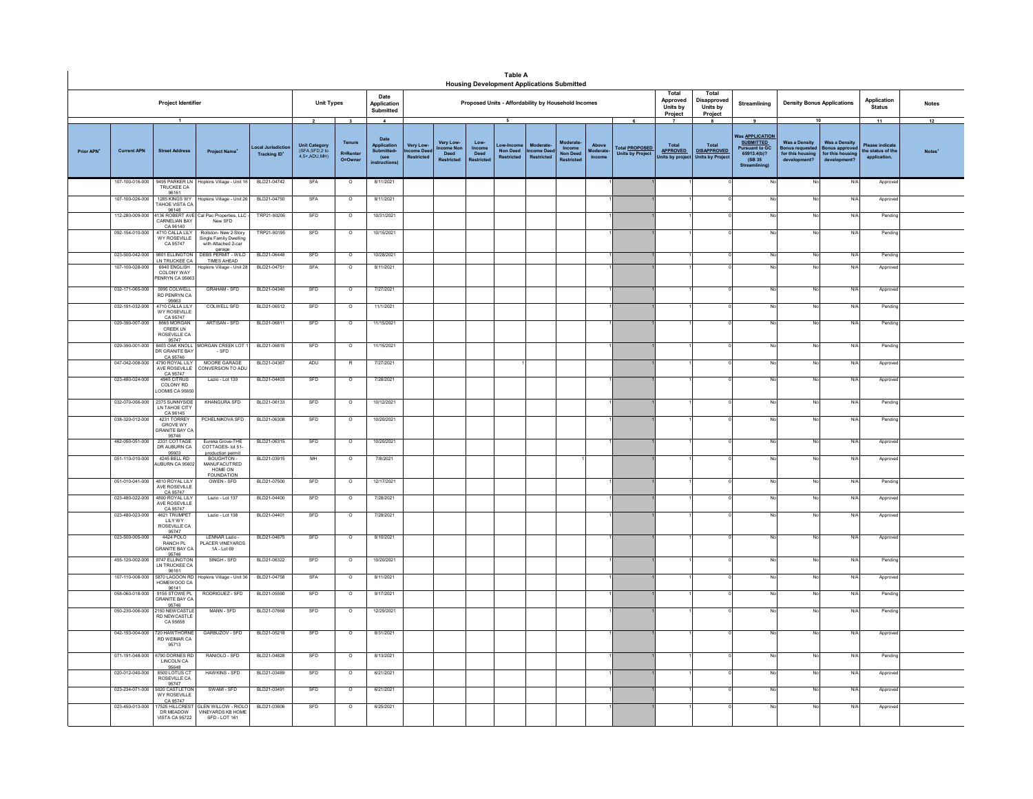# Table A

## Housing Development Applications Submitted

| Project Identifier | | | | Unit Types | | Date Application Submitted | Proposed Units - Affordability by Household Incomes | | | | | | | | Total Approved Units by Project | Total Disapproved Units by Project | Streamlining | Density Bonus Applications | | Application Status | Notes |
|---|---|---|---|---|---|---|---|---|---|---|---|---|---|---|---|---|---|---|---|---|---|---|
| 1 | | | | 2 | 3 | 4 | 5 | | | | | | | 6 | 7 | 8 | 9 | 10 | | 11 | 12 |
| Prior APN⁺ | Current APN | Street Address | Project Name⁺ | Local Jurisdiction Tracking ID⁺ | Unit Category (SFA,SFD,2 to 4,5+,ADU,MH) | Tenure R=Renter O=Owner | Date Application Submitted (see instructions) | Very Low-Income Deed Restricted | Very Low-Income Non Deed Restricted | Low-Income Deed Restricted | Low-Income Non Deed Restricted | Moderate-Income Deed Restricted | Moderate-Income Non Deed Restricted | Above Moderate-Income | Total PROPOSED Units by Project | Total APPROVED Units by project | Total DISAPPROVED Units by Project | Was APPLICATION SUBMITTED Pursuant to GC 65913.4(b)? (SB 35 Streamlining) | Was a Density Bonus requested for this housing development? | Was a Density Bonus approved for this housing development? | Please indicate the status of the application. | Notes⁺ |
| | 107-100-016-000 | 9495 PARKER LN TRUCKEE CA 96161 | Hopkins Village - Unit 16 | BLD21-04742 | SFA | O | 8/11/2021 | | | | | | | 1 | 1 | 1 | 0 | No | No | N/A | Approved | |
| | 107-100-026-000 | 1285 KINGS WY TAHOE VISTA CA 96148 | Hopkins Village - Unit 26 | BLD21-04750 | SFA | O | 8/11/2021 | | | | | | | 1 | 1 | 1 | 0 | No | No | N/A | Approved | |
| | 112-280-009-000 | 4136 ROBERT AVE CARNELIAN BAY CA 96140 | Cal Pac Properties, LLC - New SFD | TRP21-90206 | SFD | O | 10/31/2021 | | | | | | | 1 | 1 | 1 | 0 | No | No | N/A | Pending | |
| | 092-154-010-000 | 4710 CALLA LILY WY ROSEVILLE CA 95747 | Rollston- New 2 Story Single Family Dwelling with Attached 2-car garage | TRP21-90195 | SFD | O | 10/15/2021 | | | | | | | 1 | 1 | 1 | 0 | No | No | N/A | Pending | |
| | 023-500-042-000 | 9801 ELLINGTON LN TRUCKEE CA | DEBS PERMIT - WILD TIMES AHEAD | BLD21-06448 | SFD | O | 10/28/2021 | | | | | | | 1 | 1 | 1 | 0 | No | No | N/A | Pending | |
| | 107-100-028-000 | 6640 ENGLISH COLONY WAY PENRYN CA 95663 | Hopkins Village - Unit 28 | BLD21-04751 | SFA | O | 8/11/2021 | | | | | | | 1 | 1 | 1 | 0 | No | No | N/A | Approved | |
| | 032-171-065-000 | 5995 COLWELL RD PENRYN CA 95663 | GRAHAM - SFD | BLD21-04340 | SFD | O | 7/27/2021 | | | | | | | 1 | 1 | 1 | 0 | No | No | N/A | Approved | |
| | 032-191-032-000 | 4710 CALLA LILY WY ROSEVILLE CA 95747 | COLWELL SFD | BLD21-06512 | SFD | O | 11/1/2021 | | | | | | | 1 | 1 | 1 | 0 | No | No | N/A | Pending | |
| | 029-390-007-000 | 8665 MORGAN CREEK LN ROSEVILLE CA 95747 | ARTISAN - SFD | BLD21-06811 | SFD | O | 11/15/2021 | | | | | | | 1 | 1 | 1 | 0 | No | No | N/A | Pending | |
| | 029-390-001-000 | 8403 OAK KNOLL DR GRANITE BAY CA 95746 | MORGAN CREEK LOT 1 - SFD | BLD21-06815 | SFD | O | 11/15/2021 | | | | | | | 1 | 1 | 1 | 0 | No | No | N/A | Pending | |
| | 047-042-008-000 | 4790 ROYAL LILY AVE ROSEVILLE CA 95747 | MOORE GARAGE CONVERSION TO ADU | BLD21-04367 | ADU | R | 7/27/2021 | | | | 1 | | | | 1 | 1 | 0 | No | No | N/A | Approved | |
| | 023-480-024-000 | 4945 CITRUS COLONY RD LOOMIS CA 95650 | Lazio - Lot 139 | BLD21-04403 | SFD | O | 7/28/2021 | | | | | | | 1 | 1 | 1 | 0 | No | No | N/A | Approved | |
| | 032-070-056-000 | 2375 SUNNYSIDE LN TAHOE CITY CA 96145 | KHANGURA SFD | BLD21-06133 | SFD | O | 10/12/2021 | | | | | | | 1 | 1 | 1 | 0 | No | No | N/A | Pending | |
| | 038-320-012-000 | 4231 TORREY GROVE WY GRANITE BAY CA 95746 | PCHELNIKOVA SFD | BLD21-06308 | SFD | O | 10/20/2021 | | | | | | | 1 | 1 | 1 | 0 | No | No | N/A | Pending | |
| | 462-050-051-000 | 2331 COTTAGE DR AUBURN CA 95603 | Eureka Grove-THE COTTAGES- lot 51- production permit | BLD21-06315 | SFD | O | 10/20/2021 | | | | | | | 1 | 1 | 1 | 0 | No | No | N/A | Approved | |
| | 051-110-010-000 | 4245 BELL RD AUBURN CA 95602 | BOUGHTON - MANUFACTURED HOME ON FOUNDATION | BLD21-03915 | MH | O | 7/8/2021 | | | | | | 1 | | 1 | 1 | 0 | No | No | N/A | Approved | |
| | 051-010-041-000 | 4810 ROYAL LILY AVE ROSEVILLE CA 95747 | OWEN - SFD | BLD21-07500 | SFD | O | 12/17/2021 | | | | | | | 1 | 1 | 1 | 0 | No | No | N/A | Pending | |
| | 023-480-022-000 | 4800 ROYAL LILY AVE ROSEVILLE CA 95747 | Lazio - Lot 137 | BLD21-04400 | SFD | O | 7/28/2021 | | | | | | | 1 | 1 | 1 | 0 | No | No | N/A | Approved | |
| | 023-480-023-000 | 4621 TRUMPET LILY WY ROSEVILLE CA 95747 | Lazio - Lot 138 | BLD21-04401 | SFD | O | 7/28/2021 | | | | | | | 1 | 1 | 1 | 0 | No | No | N/A | Approved | |
| | 023-500-005-000 | 4424 POLO RANCH PL GRANITE BAY CA 95746 | LENNAR Lazio - PLACER VINEYARDS 1A - Lot 69 | BLD21-04675 | SFD | O | 8/10/2021 | | | | | | | 1 | 1 | 1 | 0 | No | No | N/A | Approved | |
| | 455-120-002-000 | 9747 ELLINGTON LN TRUCKEE CA 96161 | SINGH - SFD | BLD21-06322 | SFD | O | 10/20/2021 | | | | | | | 1 | 1 | 1 | 0 | No | No | N/A | Pending | |
| | 107-110-008-000 | 5870 LAGOON RD HOMEWOOD CA 96141 | Hopkins Village - Unit 36 | BLD21-04758 | SFA | O | 8/11/2021 | | | | | | | 1 | 1 | 1 | 0 | No | No | N/A | Approved | |
| | 058-060-018-000 | 9155 STOWE PL GRANITE BAY CA 95746 | RODRIGUEZ - SFD | BLD21-05590 | SFD | O | 9/17/2021 | | | | | | | 1 | 1 | 1 | 0 | No | No | N/A | Pending | |
| | 050-230-006-000 | 2150 NEWCASTLE RD NEWCASTLE CA 95658 | MANN - SFD | BLD21-07668 | SFD | O | 12/29/2021 | | | | | | | 1 | 1 | 1 | 0 | No | No | N/A | Pending | |
| | 042-193-004-000 | 720 HAWTHORNE RD WEIMAR CA 95713 | GARBUZOV - SFD | BLD21-05218 | SFD | O | 8/31/2021 | | | | | | | 1 | 1 | 1 | 0 | No | No | N/A | Approved | |
| | 071-191-048-000 | 6790 DORNES RD LINCOLN CA 95648 | RANIOLO - SFD | BLD21-04828 | SFD | O | 8/13/2021 | | | | | | | 1 | 1 | 1 | 0 | No | No | N/A | Pending | |
| | 020-012-040-000 | 8500 LOTUS CT ROSEVILLE CA 95747 | HAWKINS - SFD | BLD21-03489 | SFD | O | 6/21/2021 | | | | | | | 1 | 1 | 1 | 0 | No | No | N/A | Approved | |
| | 023-234-071-000 | 5020 CASTLETON WY ROSEVILLE CA 95747 | SWAMI - SFD | BLD21-03491 | SFD | O | 6/21/2021 | | | | | | | 1 | 1 | 1 | 0 | No | No | N/A | Approved | |
| | 023-450-013-000 | 17525 HILLCREST DR MEADOW VISTA CA 95722 | GLEN WILLOW - RIOLO VINEYARDS KB HOME SFD - LOT 161 | BLD21-03606 | SFD | O | 6/25/2021 | | | | | | | 1 | 1 | 1 | 0 | No | No | N/A | Approved | |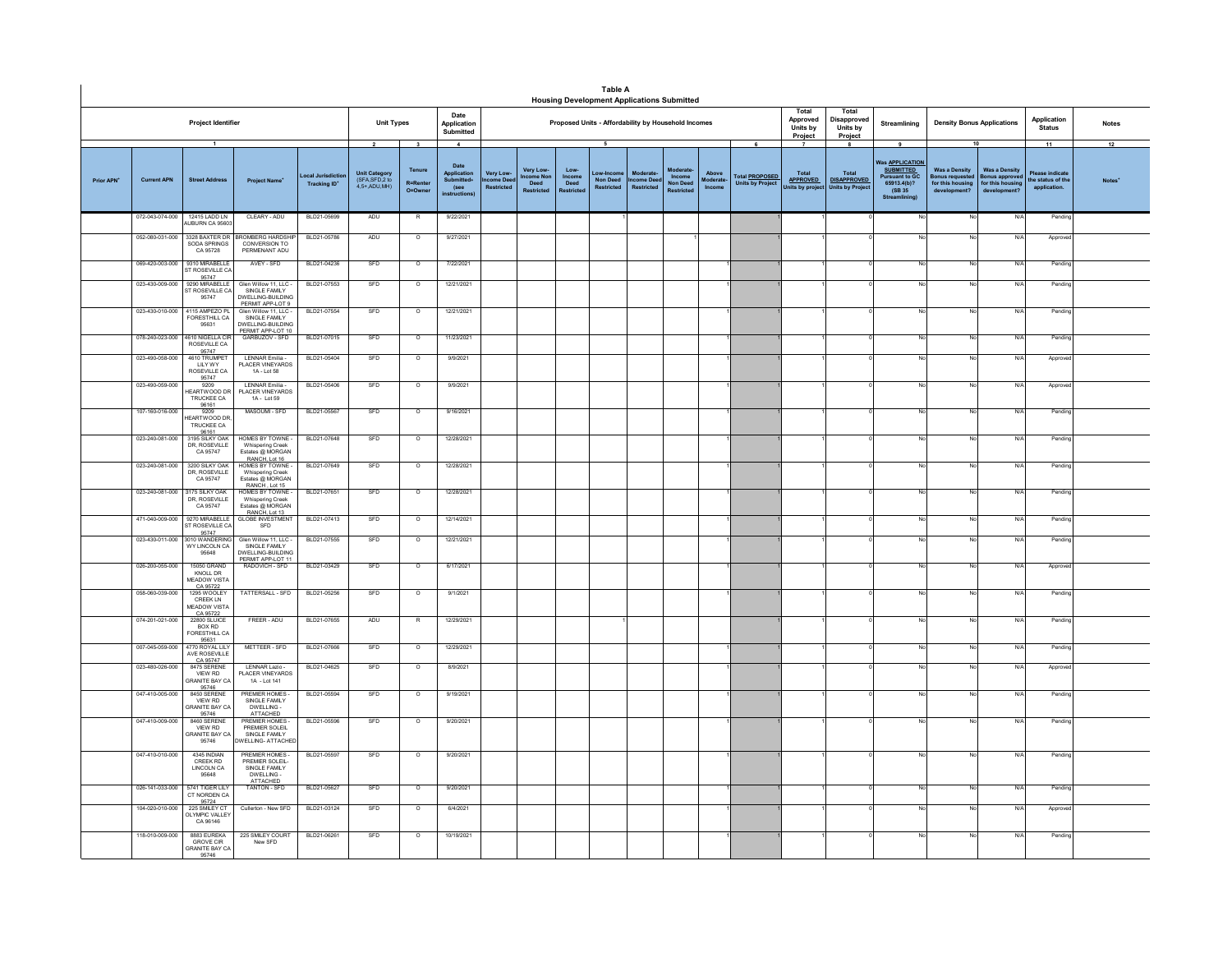# Table A

## Housing Development Applications Submitted

| Project Identifier | | | | | Unit Types | | Date Application Submitted | Proposed Units - Affordability by Household Incomes | | | | | | | | | Total Approved Units by Project | Total Disapproved Units by Project | Streamlining | Density Bonus Applications | | Application Status | Notes |
|---|---|---|---|---|---|---|---|---|---|---|---|---|---|---|---|---|---|---|---|---|---|---|---|
| 1 | | | | | 2 | 3 | 4 | 5 | | | | | | | | 6 | 7 | 8 | 9 | 10 | | 11 | 12 |
| Prior APN⁺ | Current APN | Street Address | Project Name⁺ | Local Jurisdiction Tracking ID⁺ | Unit Category (SFA,SFD,2 to 4,5+,ADU,MH) | Tenure R=Renter O=Owner | Date Application Submitted- (see instructions) | Very Low-Income Deed Restricted | Very Low-Income Non Deed Restricted | Low-Income Deed Restricted | Low-Income Non Deed Restricted | Moderate-Income Deed Restricted | Moderate-Income Non Deed Restricted | Above Moderate-Income | Total PROPOSED Units by Project | Total APPROVED Units by project | Total DISAPPROVED Units by Project | Was APPLICATION SUBMITTED Pursuant to GC 65913.4(b)? (SB 35 Streamlining) | Was a Density Bonus requested for this housing development? | Was a Density Bonus approved for this housing development? | Please indicate the status of the application. | Notes⁺ |
| | 072-043-074-000 | 12415 LADD LN AUBURN CA 95603 | CLEARY - ADU | BLD21-05699 | ADU | R | 9/22/2021 | | | | 1 | | | | 1 | 1 | 0 | No | No | N/A | Pending | |
| | 052-080-031-000 | 3328 BAXTER DR SODA SPRINGS CA 95728 | BROMBERG HARDSHIP CONVERSION TO PERMENANT ADU | BLD21-05786 | ADU | O | 9/27/2021 | | | | | | 1 | | 1 | 1 | 0 | No | No | N/A | Approved | |
| | 069-420-003-000 | 9310 MIRABELLE ST ROSEVILLE CA 95747 | AVEY - SFD | BLD21-04236 | SFD | O | 7/22/2021 | | | | | | | 1 | 1 | 1 | 0 | No | No | N/A | Pending | |
| | 023-430-009-000 | 9290 MIRABELLE ST ROSEVILLE CA 95747 | Glen Willow 11, LLC - SINGLE FAMILY DWELLING-BUILDING PERMIT APP-LOT 9 | BLD21-07553 | SFD | O | 12/21/2021 | | | | | | | 1 | 1 | 1 | 0 | No | No | N/A | Pending | |
| | 023-430-010-000 | 4115 AMPEZO PL FORESTHILL CA 95631 | Glen Willow 11, LLC - SINGLE FAMILY DWELLING-BUILDING PERMIT APP-LOT 10 | BLD21-07554 | SFD | O | 12/21/2021 | | | | | | | 1 | 1 | 1 | 0 | No | No | N/A | Pending | |
| | 078-240-023-000 | 4610 NIGELLA CIR ROSEVILLE CA 95747 | GARBUZOV - SFD | BLD21-07015 | SFD | O | 11/23/2021 | | | | | | | 1 | 1 | 1 | 0 | No | No | N/A | Pending | |
| | 023-490-058-000 | 4610 TRUMPET LILY WY ROSEVILLE CA 95747 | LENNAR Emilia - PLACER VINEYARDS 1A - Lot 58 | BLD21-05404 | SFD | O | 9/9/2021 | | | | | | | 1 | 1 | 1 | 0 | No | No | N/A | Approved | |
| | 023-490-059-000 | 9209 HEARTWOOD DR TRUCKEE CA 96161 | LENNAR Emilia - PLACER VINEYARDS 1A - Lot 59 | BLD21-05406 | SFD | O | 9/9/2021 | | | | | | | 1 | 1 | 1 | 0 | No | No | N/A | Approved | |
| | 107-160-016-000 | 9209 HEARTWOOD DR, TRUCKEE CA 96161 | MASOUMI - SFD | BLD21-05567 | SFD | O | 9/16/2021 | | | | | | | 1 | 1 | 1 | 0 | No | No | N/A | Pending | |
| | 023-240-081-000 | 3195 SILKY OAK DR, ROSEVILLE CA 95747 | HOMES BY TOWNE - Whispering Creek Estates @ MORGAN RANCH, Lot 16 | BLD21-07648 | SFD | O | 12/28/2021 | | | | | | | 1 | 1 | 1 | 0 | No | No | N/A | Pending | |
| | 023-240-081-000 | 3200 SILKY OAK DR, ROSEVILLE CA 95747 | HOMES BY TOWNE - Whispering Creek Estates @ MORGAN RANCH , Lot 15 | BLD21-07649 | SFD | O | 12/28/2021 | | | | | | | 1 | 1 | 1 | 0 | No | No | N/A | Pending | |
| | 023-240-081-000 | 3175 SILKY OAK DR, ROSEVILLE CA 95747 | HOMES BY TOWNE - Whispering Creek Estates @ MORGAN RANCH, Lot 13 | BLD21-07651 | SFD | O | 12/28/2021 | | | | | | | 1 | 1 | 1 | 0 | No | No | N/A | Pending | |
| | 471-040-009-000 | 9270 MIRABELLE ST ROSEVILLE CA 95747 | GLOBE INVESTMENT SFD | BLD21-07413 | SFD | O | 12/14/2021 | | | | | | | 1 | 1 | 1 | 0 | No | No | N/A | Pending | |
| | 023-430-011-000 | 3010 WANDERING WY LINCOLN CA 95648 | Glen Willow 11, LLC - SINGLE FAMILY DWELLING-BUILDING PERMIT APP-LOT 11 | BLD21-07555 | SFD | O | 12/21/2021 | | | | | | | 1 | 1 | 1 | 0 | No | No | N/A | Pending | |
| | 026-200-055-000 | 15050 GRAND KNOLL DR MEADOW VISTA CA 95722 | RADOVICH - SFD | BLD21-03429 | SFD | O | 6/17/2021 | | | | | | | 1 | 1 | 1 | 0 | No | No | N/A | Approved | |
| | 058-060-039-000 | 1295 WOOLEY CREEK LN MEADOW VISTA CA 95722 | TATTERSALL - SFD | BLD21-05256 | SFD | O | 9/1/2021 | | | | | | | 1 | 1 | 1 | 0 | No | No | N/A | Pending | |
| | 074-201-021-000 | 22800 SLUICE BOX RD FORESTHILL CA 95631 | FREER - ADU | BLD21-07655 | ADU | R | 12/29/2021 | | | | 1 | | | | 1 | 1 | 0 | No | No | N/A | Pending | |
| | 007-045-059-000 | 4770 ROYAL LILY AVE ROSEVILLE CA 95747 | METTEER - SFD | BLD21-07666 | SFD | O | 12/29/2021 | | | | | | | 1 | 1 | 1 | 0 | No | No | N/A | Pending | |
| | 023-480-026-000 | 8475 SERENE VIEW RD GRANITE BAY CA 95746 | LENNAR Lazio - PLACER VINEYARDS 1A - Lot 141 | BLD21-04625 | SFD | O | 8/9/2021 | | | | | | | 1 | 1 | 1 | 0 | No | No | N/A | Approved | |
| | 047-410-005-000 | 8450 SERENE VIEW RD GRANITE BAY CA 95746 | PREMIER HOMES - SINGLE FAMILY DWELLING - ATTACHED | BLD21-05594 | SFD | O | 9/19/2021 | | | | | | | 1 | 1 | 1 | 0 | No | No | N/A | Pending | |
| | 047-410-009-000 | 8460 SERENE VIEW RD GRANITE BAY CA 95746 | PREMIER HOMES - PREMIER SOLEIL SINGLE FAMILY DWELLING- ATTACHED | BLD21-05596 | SFD | O | 9/20/2021 | | | | | | | 1 | 1 | 1 | 0 | No | No | N/A | Pending | |
| | 047-410-010-000 | 4345 INDIAN CREEK RD LINCOLN CA 95648 | PREMIER HOMES - PREMIER SOLEIL- SINGLE FAMILY DWELLING - ATTACHED | BLD21-05597 | SFD | O | 9/20/2021 | | | | | | | 1 | 1 | 1 | 0 | No | No | N/A | Pending | |
| | 026-141-033-000 | 5741 TIGER LILY CT NORDEN CA 95724 | TANTON - SFD | BLD21-05627 | SFD | O | 9/20/2021 | | | | | | | 1 | 1 | 1 | 0 | No | No | N/A | Pending | |
| | 104-020-010-000 | 225 SMILEY CT OLYMPIC VALLEY CA 96146 | Cullerton - New SFD | BLD21-03124 | SFD | O | 6/4/2021 | | | | | | | 1 | 1 | 1 | 0 | No | No | N/A | Approved | |
| | 118-010-009-000 | 8883 EUREKA GROVE CIR GRANITE BAY CA 95746 | 225 SMILEY COURT New SFD | BLD21-06261 | SFD | O | 10/19/2021 | | | | | | | 1 | 1 | 1 | 0 | No | No | N/A | Pending | |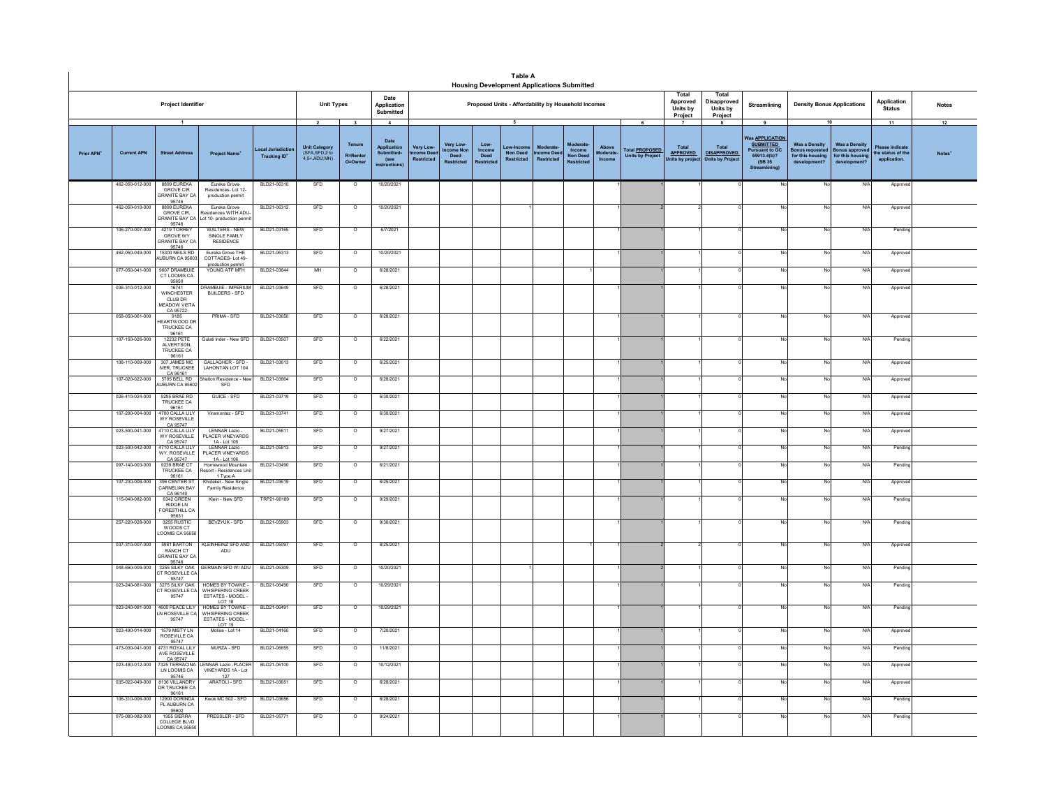# Table A
## Housing Development Applications Submitted

| Project Identifier | | | | | Unit Types | | Date Application Submitted | Proposed Units - Affordability by Household Incomes | | | | | | | | Total Approved Units by Project | Total Disapproved Units by Project | Streamlining | Density Bonus Applications | | Application Status | Notes |
|---|---|---|---|---|---|---|---|---|---|---|---|---|---|---|---|---|---|---|---|---|---|---|
| 1 | | | | | 2 | 3 | 4 | 5 | | | | | | | 6 | 7 | 8 | 9 | 10 | | 11 | 12 |
| Prior APN+ | Current APN | Street Address | Project Name+ | Local Jurisdiction Tracking ID+ | Unit Category (SFA,SFD,2 to 4,5+,ADU,MH) | Tenure R=Renter O=Owner | Date Application Submitted+ (see instructions) | Very Low-Income Deed Restricted | Very Low-Income Non Deed Restricted | Low-Income Deed Restricted | Low-Income Non Deed Restricted | Moderate-Income Deed Restricted | Moderate-Income Non Deed Restricted | Above Moderate-Income | Total PROPOSED Units by Project | Total APPROVED Units by project | Total DISAPPROVED Units by Project | Was APPLICATION SUBMITTED Pursuant to GC 65913.4(b)? (SB 35 Streamlining) | Was a Density Bonus requested for this housing development? | Was a Density Bonus approved for this housing development? | Please indicate the status of the application. | Notes+ |
| | 462-050-012-000 | 8899 EUREKA GROVE CIR GRANITE BAY CA 95746 | Eureka Grove-Residences- Lot 12-production permit | BLD21-06310 | SFD | O | 10/20/2021 | | | | | | | 1 | 1 | 1 | 0 | No | No | N/A | Approved | |
| | 462-050-010-000 | 8899 EUREKA GROVE CIR, GRANITE BAY CA 95746 | Eureka Grove-Residences WITH ADU-Lot 10- production permit | BLD21-06312 | SFD | O | 10/20/2021 | | | 1 | | | | 1 | 2 | 2 | 0 | No | No | N/A | Approved | |
| | 106-270-007-000 | 4219 TORREY GROVE WY GRANITE BAY CA 95746 | WALTERS - NEW SINGLE FAMILY RESIDENCE | BLD21-03165 | SFD | O | 6/7/2021 | | | | | | | 1 | 1 | 1 | 0 | No | No | N/A | Pending | |
| | 462-050-049-000 | 15300 NEILS RD AUBURN CA 95603 | Eureka Grove THE COTTAGES- Lot 49-production permit | BLD21-06313 | SFD | O | 10/20/2021 | | | | | | | 1 | 1 | 1 | 0 | No | No | N/A | Approved | |
| | 077-060-041-000 | 9607 DRAMBUIE CT LOOMIS CA 95650 | YOUNG ATF MFH | BLD21-03644 | MH | O | 6/28/2021 | | | | | | 1 | | 1 | 1 | 0 | No | No | N/A | Approved | |
| | 036-310-012-000 | 16741 WINCHESTER CLUB DR MEADOW VISTA CA 95722 | DRAMBUIE - IMPERIUM BUILDERS - SFD | BLD21-03649 | SFD | O | 6/28/2021 | | | | | | | 1 | 1 | 1 | 0 | No | No | N/A | Approved | |
| | 058-060-061-000 | 9185 HEARTWOOD DR TRUCKEE CA 96161 | PRIMA - SFD | BLD21-03650 | SFD | O | 6/28/2021 | | | | | | | 1 | 1 | 1 | 0 | No | No | N/A | Approved | |
| | 107-150-026-000 | 12232 PETE ALVERTSON, TRUCKEE CA 96161 | Gulati Inder - New SFD | BLD21-03507 | SFD | O | 6/22/2021 | | | | | | | 1 | 1 | 1 | 0 | No | No | N/A | Pending | |
| | 108-110-009-000 | 307 JAMES MC IVER, TRUCKEE CA 96161 | GALLAGHER - SFD - LAHONTAN LOT 104 | BLD21-03613 | SFD | O | 6/25/2021 | | | | | | | 1 | 1 | 1 | 0 | No | No | N/A | Approved | |
| | 107-020-022-000 | 5795 BELL RD AUBURN CA 95602 | Shelton Residence - New SFD | BLD21-03664 | SFD | O | 6/28/2021 | | | | | | | 1 | 1 | 1 | 0 | No | No | N/A | Approved | |
| | 026-410-024-000 | 9295 BRAE RD TRUCKEE CA 96161 | GUICE - SFD | BLD21-03719 | SFD | O | 6/30/2021 | | | | | | | 1 | 1 | 1 | 0 | No | No | N/A | Approved | |
| | 107-200-004-000 | 4700 CALLA LILY WY ROSEVILLE CA 95747 | Viramontez - SFD | BLD21-03741 | SFD | O | 6/30/2021 | | | | | | | 1 | 1 | 1 | 0 | No | No | N/A | Approved | |
| | 023-500-041-000 | 4710 CALLA LILY WY ROSEVILLE CA 95747 | LENNAR Lazio - PLACER VINEYARDS 1A - Lot 105 | BLD21-05811 | SFD | O | 9/27/2021 | | | | | | | 1 | 1 | 1 | 0 | No | No | N/A | Approved | |
| | 023-500-042-000 | 4710 CALLA LILY WY, ROSEVILLE CA 95747 | LENNAR Lazio - PLACER VINEYARDS 1A - Lot 106 | BLD21-05813 | SFD | O | 9/27/2021 | | | | | | | 1 | 1 | 1 | 0 | No | No | N/A | Pending | |
| | 097-140-003-000 | 9239 BRAE CT TRUCKEE CA 96161 | Homewood Mountain Resort - Residences Unit 1 Type A | BLD21-03490 | SFD | O | 6/21/2021 | | | | | | | 1 | 1 | 1 | 0 | No | No | N/A | Pending | |
| | 107-230-008-000 | 396 CENTER ST CARNELIAN BAY CA 96140 | Khidekel - New Single Family Residence | BLD21-03619 | SFD | O | 6/25/2021 | | | | | | | 1 | 1 | 1 | 0 | No | No | N/A | Approved | |
| | 115-040-082-000 | 6342 GREEN RIDGE LN FORESTHILL CA 95631 | Klein - New SFD | TRP21-90189 | SFD | O | 9/29/2021 | | | | | | | 1 | 1 | 1 | 0 | No | No | N/A | Pending | |
| | 257-220-028-000 | 3255 RUSTIC WOODS CT LOOMIS CA 95650 | BEVZYUK - SFD | BLD21-05903 | SFD | O | 9/30/2021 | | | | | | | 1 | 1 | 1 | 0 | No | No | N/A | Pending | |
| | 037-310-007-000 | 5981 BARTON RANCH CT GRANITE BAY CA 95746 | KLEINHEINZ SFD AND ADU | BLD21-05097 | SFD | O | 8/25/2021 | | | | | | 1 | 1 | 2 | 2 | 0 | No | No | N/A | Approved | |
| | 048-660-009-000 | 3255 SILKY OAK CT ROSEVILLE CA 95747 | GERMAIN SFD W/ ADU | BLD21-06309 | SFD | O | 10/20/2021 | | | 1 | | | | 1 | 2 | 1 | 0 | No | No | N/A | Pending | |
| | 023-240-081-000 | 3275 SILKY OAK CT ROSEVILLE CA 95747 | HOMES BY TOWNE - WHISPERING CREEK ESTATES - MODEL - LOT 18 | BLD21-06490 | SFD | O | 10/29/2021 | | | | | | | 1 | 1 | 1 | 0 | No | No | N/A | Pending | |
| | 023-240-081-000 | 4600 PEACE LILY LN ROSEVILLE CA 95747 | HOMES BY TOWNE - WHISPERING CREEK ESTATES - MODEL - LOT 19 | BLD21-06491 | SFD | O | 10/29/2021 | | | | | | | 1 | 1 | 1 | 0 | No | No | N/A | Pending | |
| | 023-490-014-000 | 1579 MISTY LN ROSEVILLE CA 95747 | Molise - Lot 14 | BLD21-04160 | SFD | O | 7/20/2021 | | | | | | | 1 | 1 | 1 | 0 | No | No | N/A | Approved | |
| | 473-030-041-000 | 4731 ROYAL LILY AVE ROSEVILLE CA 95747 | MURZA - SFD | BLD21-06655 | SFD | O | 11/8/2021 | | | | | | | 1 | 1 | 1 | 0 | No | No | N/A | Pending | |
| | 023-480-012-000 | 7325 TERRACINA LN LOOMIS CA 95746 | LENNAR Lazio -PLACER VINEYARDS 1A - Lot 127 | BLD21-06100 | SFD | O | 10/12/2021 | | | | | | | 1 | 1 | 1 | 0 | No | No | N/A | Approved | |
| | 035-022-049-000 | 8136 VILLANDRY DR TRUCKEE CA 96161 | ARATOLI - SFD | BLD21-03651 | SFD | O | 6/28/2021 | | | | | | | 1 | 1 | 1 | 0 | No | No | N/A | Approved | |
| | 106-310-006-000 | 12900 DORINDA PL AUBURN CA 95602 | Kwok MC 502 - SFD | BLD21-03656 | SFD | O | 6/28/2021 | | | | | | | 1 | 1 | 1 | 0 | No | No | N/A | Pending | |
| | 075-080-082-000 | 1955 SIERRA COLLEGE BLVD LOOMIS CA 95650 | PRESSLER - SFD | BLD21-05771 | SFD | O | 9/24/2021 | | | | | | | 1 | 1 | 1 | 0 | No | No | N/A | Pending | |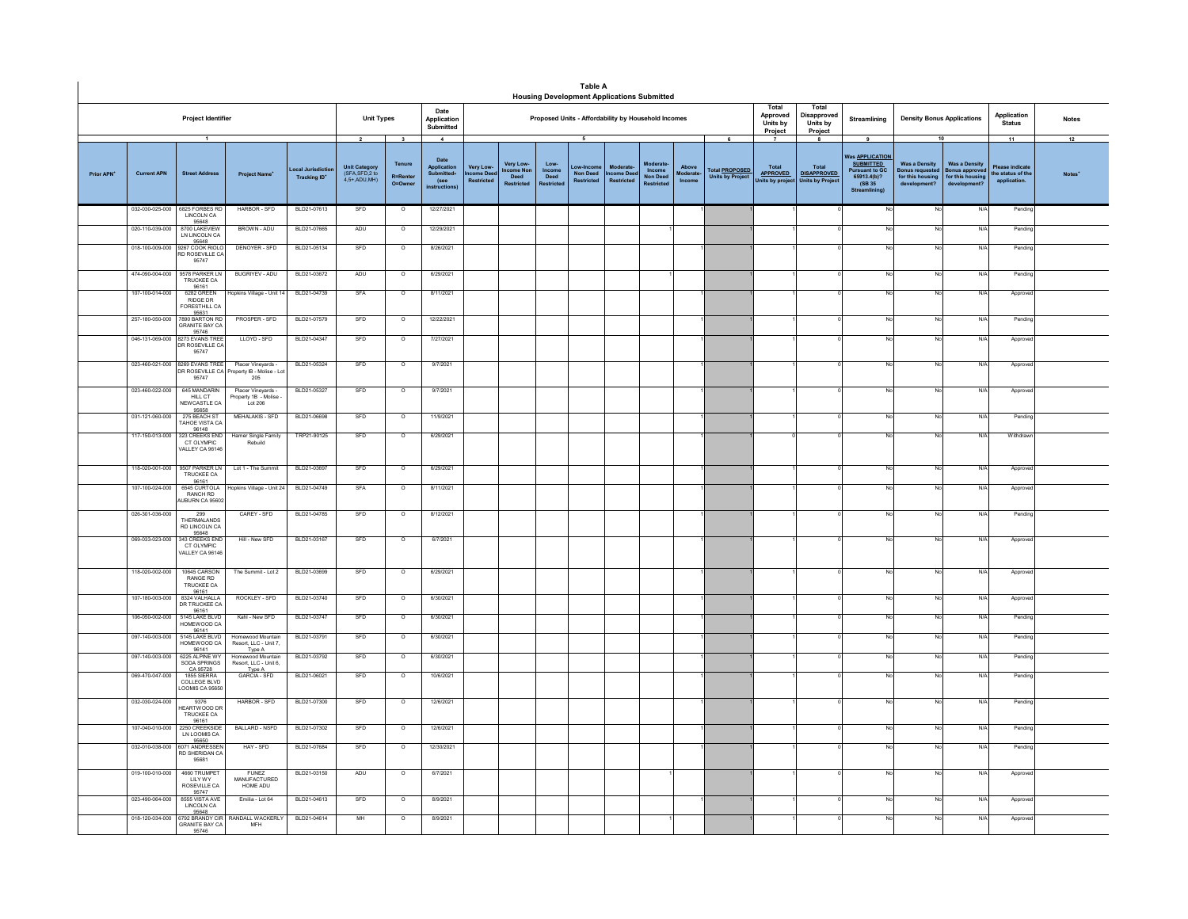# Table A

## Housing Development Applications Submitted

| Project Identifier | | | | | Unit Types | | Date Application Submitted | Proposed Units - Affordability by Household Incomes | | | | | | | | Total Approved Units by Project | Total Disapproved Units by Project | Streamlining | Density Bonus Applications | | Application Status | Notes |
|---|---|---|---|---|---|---|---|---|---|---|---|---|---|---|---|---|---|---|---|---|---|---|
| 1 | | | | | 2 | 3 | 4 | 5 | | | | | | | 6 | 7 | 8 | 9 | 10 | | 11 | 12 |
| Prior APN+ | Current APN | Street Address | Project Name+ | Local Jurisdiction Tracking ID+ | Unit Category (SFA,SFD,2 to 4,5+,ADU,MH) | Tenure R=Renter O=Owner | Date Application Submitted+ (see instructions) | Very Low-Income Deed Restricted | Very Low-Income Non Deed Restricted | Low-Income Deed Restricted | Low-Income Non Deed Restricted | Moderate-Income Deed Restricted | Moderate-Income Non Deed Restricted | Above Moderate-Income | Total PROPOSED Units by Project | Total APPROVED Units by project | Total DISAPPROVED Units by Project | Was APPLICATION SUBMITTED Pursuant to GC 65913.4(b)? (SB 35 Streamlining) | Was a Density Bonus requested for this housing development? | Was a Density Bonus approved for this housing development? | Please indicate the status of the application. | Notes+ |
| | 032-030-025-000 | 6825 FORBES RD LINCOLN CA 95648 | HARBOR - SFD | BLD21-07613 | SFD | O | 12/27/2021 | | | | | | | 1 | 1 | 1 | 0 | No | No | N/A | Pending | |
| | 020-110-039-000 | 8700 LAKEVIEW LN LINCOLN CA 95648 | BROWN - ADU | BLD21-07665 | ADU | O | 12/29/2021 | | | | | | 1 | | 1 | 1 | 0 | No | No | N/A | Pending | |
| | 018-100-009-000 | 9267 COOK RIOLO RD ROSEVILLE CA 95747 | DENOYER - SFD | BLD21-05134 | SFD | O | 8/26/2021 | | | | | | | 1 | 1 | 1 | 0 | No | No | N/A | Pending | |
| | 474-090-004-000 | 9578 PARKER LN TRUCKEE CA 96161 | BUGRIYEV - ADU | BLD21-03672 | ADU | O | 6/29/2021 | | | | | | 1 | | 1 | 1 | 0 | No | No | N/A | Pending | |
| | 107-100-014-000 | 6282 GREEN RIDGE DR FORESTHILL CA 95631 | Hopkins Village - Unit 14 | BLD21-04739 | SFA | O | 8/11/2021 | | | | | | | 1 | 1 | 1 | 0 | No | No | N/A | Approved | |
| | 257-180-050-000 | 7890 BARTON RD GRANITE BAY CA 95746 | PROSPER - SFD | BLD21-07579 | SFD | O | 12/22/2021 | | | | | | | 1 | 1 | 1 | 0 | No | No | N/A | Pending | |
| | 046-131-069-000 | 8273 EVANS TREE DR ROSEVILLE CA 95747 | LLOYD - SFD | BLD21-04347 | SFD | O | 7/27/2021 | | | | | | | 1 | 1 | 1 | 0 | No | No | N/A | Approved | |
| | 023-460-021-000 | 8269 EVANS TREE DR ROSEVILLE CA 95747 | Placer Vineyards - Property IB - Molise - Lot 205 | BLD21-05324 | SFD | O | 9/7/2021 | | | | | | | 1 | 1 | 1 | 0 | No | No | N/A | Approved | |
| | 023-460-022-000 | 645 MANDARIN HILL CT NEWCASTLE CA 95658 | Placer Vineyards - Property 1B - Molise - Lot 206 | BLD21-05327 | SFD | O | 9/7/2021 | | | | | | | 1 | 1 | 1 | 0 | No | No | N/A | Approved | |
| | 031-121-060-000 | 275 BEACH ST TAHOE VISTA CA 96148 | MEHALAKIS - SFD | BLD21-06698 | SFD | O | 11/9/2021 | | | | | | | 1 | 1 | 1 | 0 | No | No | N/A | Pending | |
| | 117-150-013-000 | 323 CREEKS END CT OLYMPIC VALLEY CA 96146 | Hamer Single Family Rebuild | TRP21-90125 | SFD | O | 6/29/2021 | | | | | | | 1 | 1 | 0 | 0 | No | No | N/A | Withdrawn | |
| | 118-020-001-000 | 9507 PARKER LN TRUCKEE CA 96161 | Lot 1 - The Summit | BLD21-03697 | SFD | O | 6/29/2021 | | | | | | | 1 | 1 | 1 | 0 | No | No | N/A | Approved | |
| | 107-100-024-000 | 6545 CURTOLA RANCH RD AUBURN CA 95602 | Hopkins Village - Unit 24 | BLD21-04749 | SFA | O | 8/11/2021 | | | | | | | 1 | 1 | 1 | 0 | No | No | N/A | Approved | |
| | 026-301-036-000 | 299 THERMALANDS RD LINCOLN CA 95648 | CAREY - SFD | BLD21-04785 | SFD | O | 8/12/2021 | | | | | | | 1 | 1 | 1 | 0 | No | No | N/A | Pending | |
| | 069-033-023-000 | 343 CREEKS END CT OLYMPIC VALLEY CA 96146 | Hill - New SFD | BLD21-03167 | SFD | O | 6/7/2021 | | | | | | | 1 | 1 | 1 | 0 | No | No | N/A | Approved | |
| | 118-020-002-000 | 10645 CARSON RANGE RD TRUCKEE CA 96161 | The Summit - Lot 2 | BLD21-03699 | SFD | O | 6/29/2021 | | | | | | | 1 | 1 | 1 | 0 | No | No | N/A | Approved | |
| | 107-180-003-000 | 8324 VALHALLA DR TRUCKEE CA 96161 | ROCKLEY - SFD | BLD21-03740 | SFD | O | 6/30/2021 | | | | | | | 1 | 1 | 1 | 0 | No | No | N/A | Approved | |
| | 106-050-002-000 | 5145 LAKE BLVD HOMEWOOD CA 96141 | Kahl - New SFD | BLD21-03747 | SFD | O | 6/30/2021 | | | | | | | 1 | 1 | 1 | 0 | No | No | N/A | Pending | |
| | 097-140-003-000 | 5145 LAKE BLVD HOMEWOOD CA 96141 | Homewood Mountain Resort, LLC - Unit 7, Type A | BLD21-03791 | SFD | O | 6/30/2021 | | | | | | | 1 | 1 | 1 | 0 | No | No | N/A | Pending | |
| | 097-140-003-000 | 6225 ALPINE WY SODA SPRINGS CA 95728 | Homewood Mountain Resort, LLC - Unit 6, Type A | BLD21-03792 | SFD | O | 6/30/2021 | | | | | | | 1 | 1 | 1 | 0 | No | No | N/A | Pending | |
| | 069-470-047-000 | 1855 SIERRA COLLEGE BLVD LOOMIS CA 95650 | GARCIA - SFD | BLD21-06021 | SFD | O | 10/6/2021 | | | | | | | 1 | 1 | 1 | 0 | No | No | N/A | Pending | |
| | 032-030-024-000 | 9376 HEARTWOOD DR TRUCKEE CA 96161 | HARBOR - SFD | BLD21-07300 | SFD | O | 12/6/2021 | | | | | | | 1 | 1 | 1 | 0 | No | No | N/A | Pending | |
| | 107-040-010-000 | 2250 CREEKSIDE LN LOOMIS CA 95650 | BALLARD - NSFD | BLD21-07302 | SFD | O | 12/6/2021 | | | | | | | 1 | 1 | 1 | 0 | No | No | N/A | Pending | |
| | 032-010-038-000 | 6071 ANDRESSEN RD SHERIDAN CA 95681 | HAY - SFD | BLD21-07684 | SFD | O | 12/30/2021 | | | | | | | 1 | 1 | 1 | 0 | No | No | N/A | Pending | |
| | 019-100-010-000 | 4660 TRUMPET LILY WY ROSEVILLE CA 95747 | FUNEZ MANUFACTURED HOME ADU | BLD21-03150 | ADU | O | 6/7/2021 | | | | | | 1 | | 1 | 1 | 0 | No | No | N/A | Approved | |
| | 023-490-064-000 | 8555 VISTA AVE LINCOLN CA 95648 | Emilia - Lot 64 | BLD21-04613 | SFD | O | 8/9/2021 | | | | | | | 1 | 1 | 1 | 0 | No | No | N/A | Approved | |
| | 018-120-034-000 | 6792 BRANDY CIR GRANITE BAY CA 95746 | RANDALL WACKERLY MFH | BLD21-04614 | MH | O | 8/9/2021 | | | | | | 1 | | 1 | 1 | 0 | No | No | N/A | Approved | |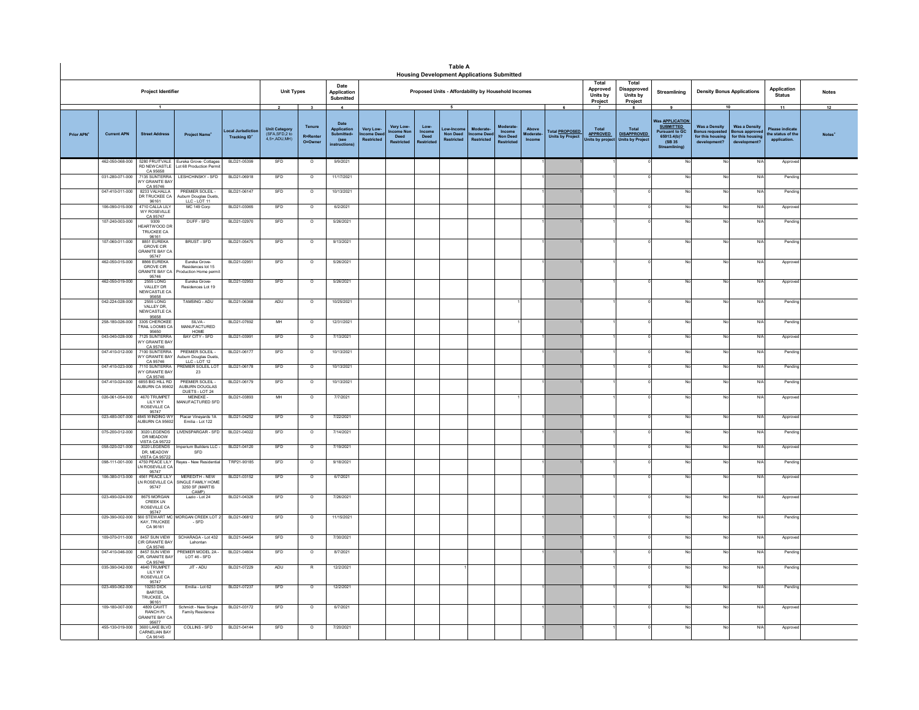# Table A

## Housing Development Applications Submitted

| Project Identifier | | | | | Unit Types | | Date Application Submitted | Proposed Units - Affordability by Household Incomes | | | | | | | | Total Approved Units by Project | Total Disapproved Units by Project | Streamlining | Density Bonus Applications | | Application Status | Notes |
|---|---|---|---|---|---|---|---|---|---|---|---|---|---|---|---|---|---|---|---|---|---|---|
| 1 | | | | | 2 | 3 | 4 | 5 | | | | | | | 6 | 7 | 8 | 9 | 10 | | 11 | 12 |
| Prior APN+ | Current APN | Street Address | Project Name+ | Local Jurisdiction Tracking ID+ | Unit Category (SFA,SFD,2 to 4,5+,ADU,MH) | Tenure R=Renter O=Owner | Date Application Submitted- (see instructions) | Very Low-Income Deed Restricted | Very Low-Income Non Deed Restricted | Low-Income Deed Restricted | Low-Income Non Deed Restricted | Moderate-Income Deed Restricted | Moderate-Income Non Deed Restricted | Above Moderate-Income | Total PROPOSED Units by Project | Total APPROVED Units by project | Total DISAPPROVED Units by Project | Was APPLICATION SUBMITTED Pursuant to GC 65913.4(b)? (SB 35 Streamlining) | Was a Density Bonus requested for this housing development? | Was a Density Bonus approved for this housing development? | Please indicate the status of the application. | Notes+ |
| | 462-050-068-000 | 5280 FRUITVALE RD NEWCASTLE CA 95658 | Eureka Grove- Cottages Lot 68 Production Permit | BLD21-05399 | SFD | O | 9/9/2021 | | | | | | | 1 | 1 | 1 | 0 | No | No | N/A | Approved | |
| | 031-280-071-000 | 7135 SUNTERRA WY GRANITE BAY CA 95746 | LESHCHINSKY - SFD | BLD21-06918 | SFD | O | 11/17/2021 | | | | | | | 1 | 1 | 1 | 0 | No | No | N/A | Pending | |
| | 047-410-011-000 | 8233 VALHALLA DR TRUCKEE CA 96161 | PREMIER SOLEIL - Auburn Douglas Duets, LLC - LOT 11 | BLD21-06147 | SFD | O | 10/13/2021 | | | | | | | 1 | 1 | 1 | 0 | No | No | N/A | Pending | |
| | 106-090-015-000 | 4710 CALLA LILY WY ROSEVILLE CA 95747 | MC 149 Corp | BLD21-03065 | SFD | O | 6/2/2021 | | | | | | | 1 | 1 | 1 | 0 | No | No | N/A | Approved | |
| | 107-240-003-000 | 9309 HEARTWOOD DR TRUCKEE CA 96161 | DUFF - SFD | BLD21-02970 | SFD | O | 5/26/2021 | | | | | | | 1 | 1 | 1 | 0 | No | No | N/A | Pending | |
| | 107-060-011-000 | 8851 EUREKA GROVE CIR GRANITE BAY CA 95747 | BRUST - SFD | BLD21-05475 | SFD | O | 9/13/2021 | | | | | | | 1 | 1 | 1 | 0 | No | No | N/A | Pending | |
| | 462-050-015-000 | 8866 EUREKA GROVE CIR GRANITE BAY CA 95746 | Eureka Grove- Residences lot 15 Production Home permit | BLD21-02951 | SFD | O | 5/26/2021 | | | | | | | 1 | 1 | 1 | 0 | No | No | N/A | Approved | |
| | 462-050-019-000 | 2555 LONG VALLEY DR NEWCASTLE CA 95658 | Eureka Grove- Residences Lot 19 | BLD21-02953 | SFD | O | 5/26/2021 | | | | | | | 1 | 1 | 1 | 0 | No | No | N/A | Approved | |
| | 042-224-028-000 | 2555 LONG VALLEY DR, NEWCASTLE CA 95658 | TAMSING - ADU | BLD21-06368 | ADU | O | 10/25/2021 | | | | | | 1 | | 1 | 1 | 0 | No | No | N/A | Pending | |
| | 258-180-026-000 | 3305 CHEROKEE TRAIL LOOMIS CA 95650 | SILVA - MANUFACTURED HOME | BLD21-07692 | MH | O | 12/31/2021 | | | | | | 1 | | 1 | 1 | 0 | No | No | N/A | Pending | |
| | 043-040-028-000 | 7125 SUNTERRA WY GRANITE BAY CA 95746 | BAY CITY - SFD | BLD21-03991 | SFD | O | 7/13/2021 | | | | | | | 1 | 1 | 1 | 0 | No | No | N/A | Approved | |
| | 047-410-012-000 | 7100 SUNTERRA WY GRANITE BAY CA 95746 | PREMIER SOLEIL - Auburn Douglas Duets, LLC - LOT 12 | BLD21-06177 | SFD | O | 10/13/2021 | | | | | | | 1 | 1 | 1 | 0 | No | No | N/A | Pending | |
| | 047-410-023-000 | 7110 SUNTERRA WY GRANITE BAY CA 95746 | PREMIER SOLEIL LOT 23 | BLD21-06178 | SFD | O | 10/13/2021 | | | | | | | 1 | 1 | 1 | 0 | No | No | N/A | Pending | |
| | 047-410-024-000 | 6855 BIG HILL RD AUBURN CA 95602 | PREMIER SOLEIL - AUBURN DOUGLAS DUETS - LOT 24 | BLD21-06179 | SFD | O | 10/13/2021 | | | | | | | 1 | 1 | 1 | 0 | No | No | N/A | Pending | |
| | 026-061-054-000 | 4670 TRUMPET LILY WY ROSEVILLE CA 95747 | MEINEKE - MANUFACTURED SFD | BLD21-03893 | MH | O | 7/7/2021 | | | | | | 1 | | 1 | 1 | 0 | No | No | N/A | Approved | |
| | 023-480-007-000 | 4845 WINDING WY AUBURN CA 95602 | Placer Vineyards 1A Emilia - Lot 122 | BLD21-04252 | SFD | O | 7/22/2021 | | | | | | | 1 | 1 | 1 | 0 | No | No | N/A | Approved | |
| | 075-200-012-000 | 3020 LEGENDS DR MEADOW VISTA CA 95722 | LIVENSPARGAR - SFD | BLD21-04022 | SFD | O | 7/14/2021 | | | | | | | 1 | 1 | 1 | 0 | No | No | N/A | Pending | |
| | 058-020-021-000 | 3020 LEGENDS DR, MEADOW VISTA CA 95722 | Imperium Builders LLC - SFD | BLD21-04120 | SFD | O | 7/19/2021 | | | | | | | 1 | 1 | 1 | 0 | No | No | N/A | Approved | |
| | 098-111-001-000 | 4750 PEACE LILY LN ROSEVILLE CA 95747 | Reyes - New Residential | TRP21-90185 | SFD | O | 9/18/2021 | | | | | | | 1 | 1 | 1 | 0 | No | No | N/A | Pending | |
| | 106-380-013-000 | 4561 PEACE LILY LN ROSEVILLE CA 95747 | MEREDITH - NEW SINGLE FAMILY HOME 3250 SF (MARTIS CAMP) | BLD21-03152 | SFD | O | 6/7/2021 | | | | | | | 1 | 1 | 1 | 0 | No | No | N/A | Approved | |
| | 023-490-024-000 | 8675 MORGAN CREEK LN ROSEVILLE CA 95747 | Lazio - Lot 24 | BLD21-04326 | SFD | O | 7/26/2021 | | | | | | | 1 | 1 | 1 | 0 | No | No | N/A | Approved | |
| | 029-390-002-000 | 560 STEWART MC KAY, TRUCKEE CA 96161 | MORGAN CREEK LOT 2 - SFD | BLD21-06812 | SFD | O | 11/15/2021 | | | | | | | 1 | 1 | 1 | 0 | No | No | N/A | Pending | |
| | 109-070-011-000 | 8457 SUN VIEW CIR GRANITE BAY CA 95746 | SCHARAGA - Lot 432 Lahontan | BLD21-04454 | SFD | O | 7/30/2021 | | | | | | | 1 | 1 | 1 | 0 | No | No | N/A | Approved | |
| | 047-410-046-000 | 8457 SUN VIEW CIR, GRANITE BAY CA 95746 | PREMIER MODEL 2A - LOT 46 - SFD | BLD21-04604 | SFD | O | 8/7/2021 | | | | | | | 1 | 1 | 1 | 0 | No | No | N/A | Pending | |
| | 035-390-042-000 | 4640 TRUMPET LILY WY ROSEVILLE CA 95747 | JIT - ADU | BLD21-07229 | ADU | R | 12/2/2021 | | | | 1 | | | | 1 | 1 | 0 | No | No | N/A | Pending | |
| | 023-490-062-000 | 10253 DICK BARTER, TRUCKEE, CA 96161 | Emilia - Lot 62 | BLD21-07237 | SFD | O | 12/2/2021 | | | | | | | 1 | 1 | 1 | 0 | No | No | N/A | Pending | |
| | 109-180-007-000 | 4809 CAVITT RANCH PL GRANITE BAY CA 95677 | Schmidt - New Single Family Residence | BLD21-03172 | SFD | O | 6/7/2021 | | | | | | | 1 | 1 | 1 | 0 | No | No | N/A | Approved | |
| | 455-130-019-000 | 3600 LAKE BLVD CARNELIAN BAY CA 96145 | COLLINS - SFD | BLD21-04144 | SFD | O | 7/20/2021 | | | | | | | 1 | 1 | 1 | 0 | No | No | N/A | Approved | |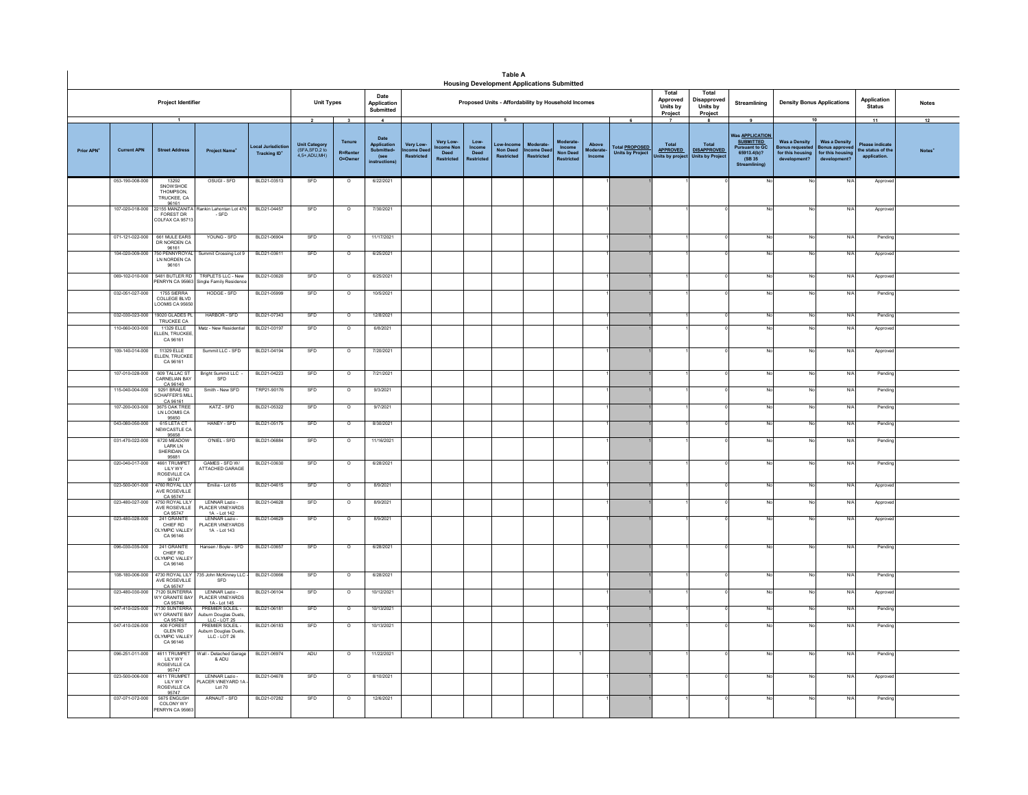**Table A**
**Housing Development Applications Submitted**

| Project Identifier | | | | | Unit Types | | Date Application Submitted | Proposed Units - Affordability by Household Incomes | | | | | | | | Total Approved Units by Project | Total Disapproved Units by Project | Streamlining | Density Bonus Applications | | Application Status | Notes |
|---|---|---|---|---|---|---|---|---|---|---|---|---|---|---|---|---|---|---|---|---|---|---|
| 1 | | | | | 2 | 3 | 4 | 5 | | | | | | | 6 | 7 | 8 | 9 | 10 | | 11 | 12 |
| Prior APN+ | Current APN | Street Address | Project Name+ | Local Jurisdiction Tracking ID+ | Unit Category (SFA,SFD,2 to 4,5+,ADU,MH) | Tenure R=Renter O=Owner | Date Application Submitted+ (see instructions) | Very Low-Income Deed Restricted | Very Low-Income Non Deed Restricted | Low-Income Deed Restricted | Low-Income Non Deed Restricted | Moderate-Income Deed Restricted | Moderate-Income Non Deed Restricted | Above Moderate-Income | Total PROPOSED Units by Project | Total APPROVED Units by project | Total DISAPPROVED Units by Project | Was APPLICATION SUBMITTED Pursuant to GC 65913.4(b)? (SB 35 Streamlining) | Was a Density Bonus requested for this housing development? | Was a Density Bonus approved for this housing development? | Please indicate the status of the application. | Notes+ |
| | 053-190-008-000 | 13292 SNOWSHOE THOMPSON, TRUCKEE, CA 96161 | OSUGI - SFD | BLD21-03513 | SFD | O | 6/22/2021 | | | | | | | 1 | 1 | 1 | 0 | No | No | N/A | Approved | |
| | 107-020-018-000 | 22155 MANZANITA FOREST DR COLFAX CA 95713 | Rankin Lahontan Lot 476 - SFD | BLD21-04457 | SFD | O | 7/30/2021 | | | | | | | 1 | 1 | 1 | 0 | No | No | N/A | Approved | |
| | 071-121-022-000 | 661 MULE EARS DR NORDEN CA 96161 | YOUNG - SFD | BLD21-06904 | SFD | O | 11/17/2021 | | | | | | | 1 | 1 | 1 | 0 | No | No | N/A | Pending | |
| | 104-020-009-000 | 750 PENNYROYAL LN NORDEN CA 96161 | Summit Crossing Lot 9 | BLD21-03611 | SFD | O | 6/25/2021 | | | | | | | 1 | 1 | 1 | 0 | No | No | N/A | Approved | |
| | 069-102-010-000 | 5481 BUTLER RD PENRYN CA 95663 | TRIPLETS LLC - New Single Family Residence | BLD21-03620 | SFD | O | 6/25/2021 | | | | | | | 1 | 1 | 1 | 0 | No | No | N/A | Approved | |
| | 032-061-027-000 | 1755 SIERRA COLLEGE BLVD LOOMIS CA 95650 | HODGE - SFD | BLD21-05999 | SFD | O | 10/5/2021 | | | | | | | 1 | 1 | 1 | 0 | No | No | N/A | Pending | |
| | 032-030-023-000 | 19020 GLADES PL TRUCKEE CA | HARBOR - SFD | BLD21-07343 | SFD | O | 12/8/2021 | | | | | | | 1 | 1 | 1 | 0 | No | No | N/A | Pending | |
| | 110-660-003-000 | 11329 ELLE ELLEN, TRUCKEE, CA 96161 | Matz - New Residential | BLD21-03197 | SFD | O | 6/8/2021 | | | | | | | 1 | 1 | 1 | 0 | No | No | N/A | Approved | |
| | 109-140-014-000 | 11329 ELLE ELLEN, TRUCKEE CA 96161 | Summit LLC - SFD | BLD21-04194 | SFD | O | 7/20/2021 | | | | | | | 1 | 1 | 1 | 0 | No | No | N/A | Approved | |
| | 107-010-028-000 | 609 TALLAC ST CARNELIAN BAY CA 96140 | Bright Summit LLC - SFD | BLD21-04223 | SFD | O | 7/21/2021 | | | | | | | 1 | 1 | 1 | 0 | No | No | N/A | Pending | |
| | 115-040-004-000 | 9291 BRAE RD SCHAFFER'S MILL CA 96161 | Smith - New SFD | TRP21-90176 | SFD | O | 9/3/2021 | | | | | | | 1 | 1 | 1 | 0 | No | No | N/A | Pending | |
| | 107-200-003-000 | 3675 OAK TREE LN LOOMIS CA 95650 | KATZ - SFD | BLD21-05322 | SFD | O | 9/7/2021 | | | | | | | 1 | 1 | 1 | 0 | No | No | N/A | Pending | |
| | 043-080-050-000 | 615 LETA CT NEWCASTLE CA 95658 | HANEY - SFD | BLD21-05175 | SFD | O | 8/30/2021 | | | | | | | 1 | 1 | 1 | 0 | No | No | N/A | Pending | |
| | 031-470-022-000 | 6720 MEADOW LARK LN SHERIDAN CA 95681 | O'NIEL - SFD | BLD21-06884 | SFD | O | 11/16/2021 | | | | | | | 1 | 1 | 1 | 0 | No | No | N/A | Pending | |
| | 020-040-017-000 | 4661 TRUMPET LILY WY ROSEVILLE CA 95747 | GAMES - SFD W/ ATTACHED GARAGE | BLD21-03630 | SFD | O | 6/28/2021 | | | | | | | 1 | 1 | 1 | 0 | No | No | N/A | Pending | |
| | 023-500-001-000 | 4760 ROYAL LILY AVE ROSEVILLE CA 95747 | Emilia - Lot 65 | BLD21-04615 | SFD | O | 8/9/2021 | | | | | | | 1 | 1 | 1 | 0 | No | No | N/A | Approved | |
| | 023-480-027-000 | 4750 ROYAL LILY AVE ROSEVILLE CA 95747 | LENNAR Lazio - PLACER VINEYARDS 1A - Lot 142 | BLD21-04628 | SFD | O | 8/9/2021 | | | | | | | 1 | 1 | 1 | 0 | No | No | N/A | Approved | |
| | 023-480-028-000 | 241 GRANITE CHIEF RD OLYMPIC VALLEY CA 96146 | LENNAR Lazio - PLACER VINEYARDS 1A - Lot 143 | BLD21-04629 | SFD | O | 8/9/2021 | | | | | | | 1 | 1 | 1 | 0 | No | No | N/A | Approved | |
| | 096-030-035-000 | 241 GRANITE CHIEF RD OLYMPIC VALLEY CA 96146 | Hansen / Boyle - SFD | BLD21-03657 | SFD | O | 6/28/2021 | | | | | | | 1 | 1 | 1 | 0 | No | No | N/A | Pending | |
| | 108-180-006-000 | 4730 ROYAL LILY AVE ROSEVILLE CA 95747 | 735 John McKinney LLC - SFD | BLD21-03666 | SFD | O | 6/28/2021 | | | | | | | 1 | 1 | 1 | 0 | No | No | N/A | Pending | |
| | 023-480-030-000 | 7120 SUNTERRA WY GRANITE BAY CA 95746 | LENNAR Lazio - PLACER VINEYARDS 1A - Lot 145 | BLD21-06104 | SFD | O | 10/12/2021 | | | | | | | 1 | 1 | 1 | 0 | No | No | N/A | Approved | |
| | 047-410-025-000 | 7130 SUNTERRA WY GRANITE BAY CA 95746 | PREMIER SOLEIL - Auburn Douglas Duets, LLC - LOT 25 | BLD21-06181 | SFD | O | 10/13/2021 | | | | | | | 1 | 1 | 1 | 0 | No | No | N/A | Pending | |
| | 047-410-026-000 | 400 FOREST GLEN RD OLYMPIC VALLEY CA 96146 | PREMIER SOLEIL - Auburn Douglas Duets, LLC - LOT 26 | BLD21-06183 | SFD | O | 10/13/2021 | | | | | | | 1 | 1 | 1 | 0 | No | No | N/A | Pending | |
| | 096-251-011-000 | 4611 TRUMPET LILY WY ROSEVILLE CA 95747 | Wall - Detached Garage & ADU | BLD21-06974 | ADU | O | 11/22/2021 | | | | | | 1 | | 1 | 1 | 0 | No | No | N/A | Pending | |
| | 023-500-006-000 | 4611 TRUMPET LILY WY ROSEVILLE CA 95747 | LENNAR Lazio - PLACER VINEYARD 1A - Lot 70 | BLD21-04678 | SFD | O | 8/10/2021 | | | | | | | 1 | 1 | 1 | 0 | No | No | N/A | Approved | |
| | 037-071-072-000 | 5675 ENGLISH COLONY WY PENRYN CA 95663 | ARNAUT - SFD | BLD21-07282 | SFD | O | 12/6/2021 | | | | | | | 1 | 1 | 1 | 0 | No | No | N/A | Pending | |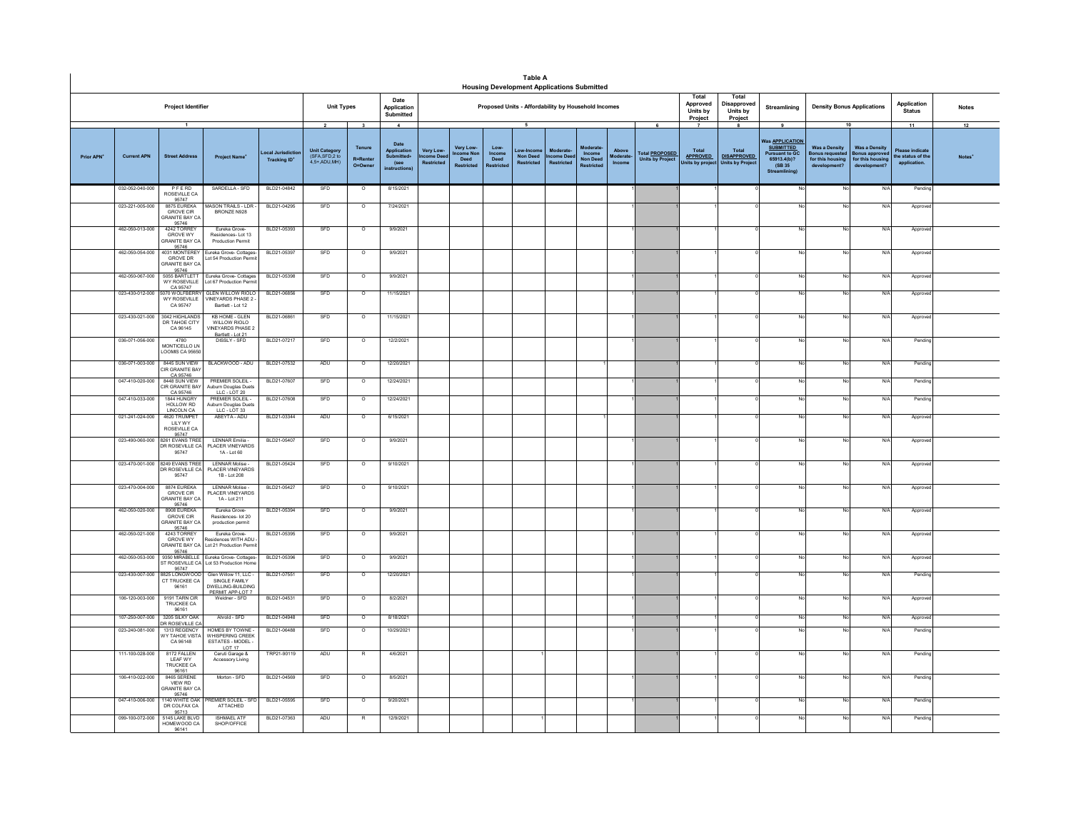# Table A

## Housing Development Applications Submitted

| Project Identifier | | | | | Unit Types | | Date Application Submitted | Proposed Units - Affordability by Household Incomes | | | | | | | | Total Approved Units by Project | Total Disapproved Units by Project | Streamlining | Density Bonus Applications | | Application Status | Notes |
|---|---|---|---|---|---|---|---|---|---|---|---|---|---|---|---|---|---|---|---|---|---|---|
| 1 | | | | | 2 | 3 | 4 | 5 | | | | | | | 6 | 7 | 8 | 9 | 10 | | 11 | 12 |
| Prior APN⁺ | Current APN | Street Address | Project Name⁺ | Local Jurisdiction Tracking ID⁺ | Unit Category (SFA,SFD,2 to 4,5+,ADU,MH) | Tenure R=Renter O=Owner | Date Application Submitted- (see instructions) | Very Low-Income Deed Restricted | Very Low-Income Non Deed Restricted | Low-Income Deed Restricted | Low-Income Non Deed Restricted | Moderate-Income Deed Restricted | Moderate-Income Non Deed Restricted | Above Moderate-Income | Total PROPOSED Units by Project | Total APPROVED Units by project | Total DISAPPROVED Units by Project | Was APPLICATION SUBMITTED Pursuant to GC 65913.4(b)? (SB 35 Streamlining) | Was a Density Bonus requested for this housing development? | Was a Density Bonus approved for this housing development? | Please indicate the status of the application. | Notes⁺ |
| | 032-052-040-000 | P F E RD ROSEVILLE CA 95747 | SARDELLA - SFD | BLD21-04842 | SFD | O | 8/15/2021 | | | | | | | 1 | 1 | 1 | 0 | No | No | N/A | Pending | |
| | 023-221-005-000 | 8875 EUREKA GROVE CIR GRANITE BAY CA 95746 | MASON TRAILS - LDR - BRONZE N928 | BLD21-04295 | SFD | O | 7/24/2021 | | | | | | | 1 | 1 | 1 | 0 | No | No | N/A | Approved | |
| | 462-050-013-000 | 4242 TORREY GROVE WY GRANITE BAY CA 95746 | Eureka Grove- Residences- Lot 13 Production Permit | BLD21-05393 | SFD | O | 9/9/2021 | | | | | | | 1 | 1 | 1 | 0 | No | No | N/A | Approved | |
| | 462-050-054-000 | 4031 MONTEREY GROVE DR GRANITE BAY CA 95746 | Eureka Grove- Cottages- Lot 54 Production Permit | BLD21-05397 | SFD | O | 9/9/2021 | | | | | | | 1 | 1 | 1 | 0 | No | No | N/A | Approved | |
| | 462-050-067-000 | 5055 BARTLETT WY ROSEVILLE CA 95747 | Eureka Grove- Cottages Lot 67 Production Permit | BLD21-05398 | SFD | O | 9/9/2021 | | | | | | | 1 | 1 | 1 | 0 | No | No | N/A | Approved | |
| | 023-430-012-000 | 5070 WOLFBERRY WY ROSEVILLE CA 95747 | GLEN WILLOW RIOLO VINEYARDS PHASE 2 - Bartlett - Lot 12 | BLD21-06856 | SFD | O | 11/15/2021 | | | | | | | 1 | 1 | 1 | 0 | No | No | N/A | Approved | |
| | 023-430-021-000 | 3042 HIGHLANDS DR TAHOE CITY CA 96145 | KB HOME - GLEN WILLOW RIOLO VINEYARDS PHASE 2 Bartlett - Lot 21 | BLD21-06861 | SFD | O | 11/15/2021 | | | | | | | 1 | 1 | 1 | 0 | No | No | N/A | Approved | |
| | 036-071-056-000 | 4780 MONTICELLO LN LOOMIS CA 95650 | DISSLY - SFD | BLD21-07217 | SFD | O | 12/2/2021 | | | | | | | 1 | 1 | 1 | 0 | No | No | N/A | Pending | |
| | 036-071-003-000 | 8445 SUN VIEW CIR GRANITE BAY CA 95746 | BLACKWOOD - ADU | BLD21-07532 | ADU | O | 12/20/2021 | | | | | 1 | | | 1 | 1 | 0 | No | No | N/A | Pending | |
| | 047-410-020-000 | 8448 SUN VIEW CIR GRANITE BAY CA 95746 | PREMIER SOLEIL - Auburn Douglas Duets LLC - LOT 20 | BLD21-07607 | SFD | O | 12/24/2021 | | | | | | | 1 | 1 | 1 | 0 | No | No | N/A | Pending | |
| | 047-410-033-000 | 1844 HUNGRY HOLLOW RD LINCOLN CA | PREMIER SOLEIL - Auburn Douglas Duets LLC - LOT 33 | BLD21-07608 | SFD | O | 12/24/2021 | | | | | | | 1 | 1 | 1 | 0 | No | No | N/A | Pending | |
| | 021-241-024-000 | 4620 TRUMPET LILY WY ROSEVILLE CA 95747 | ABEYTA - ADU | BLD21-03344 | ADU | O | 6/15/2021 | | | | | | 1 | | 1 | 1 | 0 | No | No | N/A | Approved | |
| | 023-490-060-000 | 8261 EVANS TREE DR ROSEVILLE CA 95747 | LENNAR Emilia - PLACER VINEYARDS 1A - Lot 60 | BLD21-05407 | SFD | O | 9/9/2021 | | | | | | | 1 | 1 | 1 | 0 | No | No | N/A | Approved | |
| | 023-470-001-000 | 8249 EVANS TREE DR ROSEVILLE CA 95747 | LENNAR Molise - PLACER VINEYARDS 1B - Lot 208 | BLD21-05424 | SFD | O | 9/10/2021 | | | | | | | 1 | 1 | 1 | 0 | No | No | N/A | Approved | |
| | 023-470-004-000 | 8874 EUREKA GROVE CIR GRANITE BAY CA 95746 | LENNAR Molise - PLACER VINEYARDS 1A - Lot 211 | BLD21-05427 | SFD | O | 9/10/2021 | | | | | | | 1 | 1 | 1 | 0 | No | No | N/A | Approved | |
| | 462-050-020-000 | 8908 EUREKA GROVE CIR GRANITE BAY CA 95746 | Eureka Grove- Residences- lot 20 production permit | BLD21-05394 | SFD | O | 9/9/2021 | | | | | | | 1 | 1 | 1 | 0 | No | No | N/A | Approved | |
| | 462-050-021-000 | 4243 TORREY GROVE WY GRANITE BAY CA 95746 | Eureka Grove- Residences WITH ADU - Lot 21 Production Permit | BLD21-05395 | SFD | O | 9/9/2021 | | | | | | | 1 | 1 | 1 | 0 | No | No | N/A | Approved | |
| | 462-050-053-000 | 9350 MIRABELLE ST ROSEVILLE CA 95747 | Eureka Grove- Cottages- Lot 53 Production Home | BLD21-05396 | SFD | O | 9/9/2021 | | | | | | | 1 | 1 | 1 | 0 | No | No | N/A | Approved | |
| | 023-430-007-000 | 8825 LONGWOOD CT TRUCKEE CA 96161 | Glen Willow 11, LLC - SINGLE FAMILY DWELLING-BUILDING PERMIT APP-LOT 7 | BLD21-07551 | SFD | O | 12/20/2021 | | | | | | | 1 | 1 | 1 | 0 | No | No | N/A | Pending | |
| | 106-120-003-000 | 9191 TARN CIR TRUCKEE CA 96161 | Weidner - SFD | BLD21-04531 | SFD | O | 8/2/2021 | | | | | | | 1 | 1 | 1 | 0 | No | No | N/A | Approved | |
| | 107-250-007-000 | 3205 SILKY OAK DR ROSEVILLE CA | Ahrold - SFD | BLD21-04948 | SFD | O | 8/18/2021 | | | | | | | 1 | 1 | 1 | 0 | No | No | N/A | Approved | |
| | 023-240-081-000 | 1313 REGENCY WY TAHOE VISTA CA 96148 | HOMES BY TOWNE - WHISPERING CREEK ESTATES - MODEL - LOT 17 | BLD21-06488 | SFD | O | 10/29/2021 | | | | | | | 1 | 1 | 1 | 0 | No | No | N/A | Pending | |
| | 111-100-028-000 | 8172 FALLEN LEAF WY TRUCKEE CA 96161 | Ceruti Garage & Accessory Living | TRP21-90119 | ADU | R | 4/6/2021 | | | 1 | | | | | 1 | 1 | 0 | No | No | N/A | Pending | |
| | 106-410-022-000 | 8465 SERENE VIEW RD GRANITE BAY CA 95746 | Morton - SFD | BLD21-04569 | SFD | O | 8/5/2021 | | | | | | | 1 | 1 | 1 | 0 | No | No | N/A | Pending | |
| | 047-410-006-000 | 1140 WHITE OAK DR COLFAX CA 95713 | PREMIER SOLEIL - SFD ATTACHED | BLD21-05595 | SFD | O | 9/20/2021 | | | | | | | 1 | 1 | 1 | 0 | No | No | N/A | Pending | |
| | 099-100-072-000 | 5145 LAKE BLVD HOMEWOOD CA 96141 | ISHMAEL ATF SHOP/OFFICE | BLD21-07363 | ADU | R | 12/9/2021 | | | 1 | | | | | 1 | 1 | 0 | No | No | N/A | Pending | |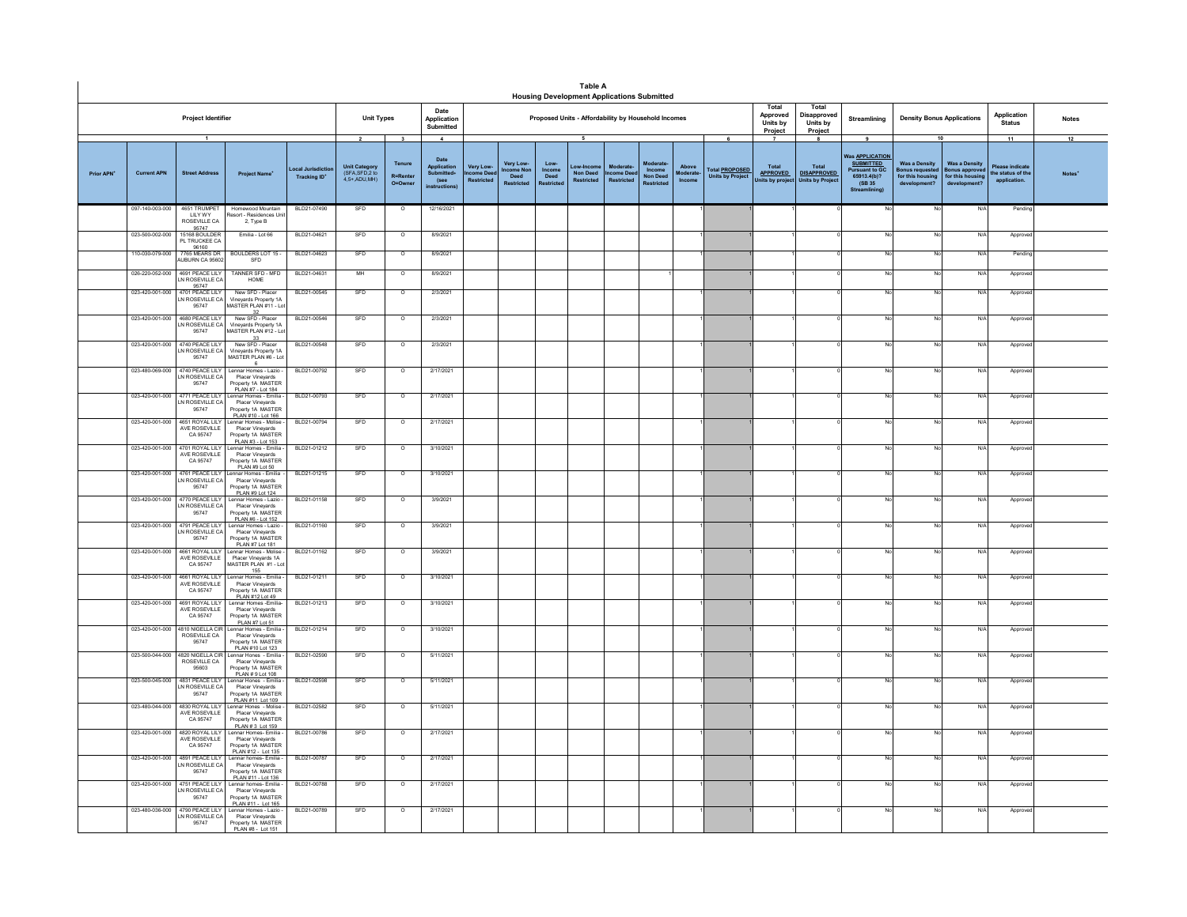# Table A

## Housing Development Applications Submitted

| Project Identifier | | | | | Unit Types | | Date Application Submitted | Proposed Units - Affordability by Household Incomes | | | | | | | | Total Approved Units by Project | Total Disapproved Units by Project | Streamlining | Density Bonus Applications | | Application Status | Notes |
|---|---|---|---|---|---|---|---|---|---|---|---|---|---|---|---|---|---|---|---|---|---|---|
| 1 | | | | | 2 | 3 | 4 | 5 | | | | | | | 6 | 7 | 8 | 9 | 10 | | 11 | 12 |
| Prior APN⁺ | Current APN | Street Address | Project Name⁺ | Local Jurisdiction Tracking ID⁺ | Unit Category (SFA,SFD,2 to 4,5+,ADU,MH) | Tenure R=Renter O=Owner | Date Application Submitted- (see instructions) | Very Low-Income Deed Restricted | Very Low-Income Non Deed Restricted | Low-Income Deed Restricted | Low-Income Non Deed Restricted | Moderate-Income Deed Restricted | Moderate-Income Non Deed Restricted | Above Moderate-Income | Total PROPOSED Units by Project | Total APPROVED Units by project | Total DISAPPROVED Units by Project | Was APPLICATION SUBMITTED Pursuant to GC 65913.4(b)? (SB 35 Streamlining) | Was a Density Bonus requested for this housing development? | Was a Density Bonus approved for this housing development? | Please indicate the status of the application. | Notes⁺ |
| | 097-140-003-000 | 4651 TRUMPET LILY WY ROSEVILLE CA 95747 | Homewood Mountain Resort - Residences Unit 2, Type B | BLD21-07490 | SFD | O | 12/16/2021 | | | | | | | 1 | 1 | 1 | 0 | No | No | N/A | Pending | |
| | 023-500-002-000 | 15168 BOULDER PL TRUCKEE CA 96160 | Emilia - Lot 66 | BLD21-04621 | SFD | O | 8/9/2021 | | | | | | | 1 | 1 | 1 | 0 | No | No | N/A | Approved | |
| | 110-030-079-000 | 7765 MEARS DR AUBURN CA 95602 | BOULDERS LOT 15 - SFD | BLD21-04623 | SFD | O | 8/9/2021 | | | | | | | 1 | 1 | 1 | 0 | No | No | N/A | Pending | |
| | 026-220-052-000 | 4691 PEACE LILY LN ROSEVILLE CA 95747 | TANNER SFD - MFD HOME | BLD21-04631 | MH | O | 8/9/2021 | | | | | | 1 | | 1 | 1 | 0 | No | No | N/A | Approved | |
| | 023-420-001-000 | 4701 PEACE LILY LN ROSEVILLE CA 95747 | New SFD - Placer Vineyards Property 1A MASTER PLAN #11 - Lot 32 | BLD21-00545 | SFD | O | 2/3/2021 | | | | | | | 1 | 1 | 1 | 0 | No | No | N/A | Approved | |
| | 023-420-001-000 | 4680 PEACE LILY LN ROSEVILLE CA 95747 | New SFD - Placer Vineyards Property 1A MASTER PLAN #12 - Lot 33 | BLD21-00546 | SFD | O | 2/3/2021 | | | | | | | 1 | 1 | 1 | 0 | No | No | N/A | Approved | |
| | 023-420-001-000 | 4740 PEACE LILY LN ROSEVILLE CA 95747 | New SFD - Placer Vineyards Property 1A MASTER PLAN #6 - Lot 6 | BLD21-00548 | SFD | O | 2/3/2021 | | | | | | | 1 | 1 | 1 | 0 | No | No | N/A | Approved | |
| | 023-480-069-000 | 4740 PEACE LILY LN ROSEVILLE CA 95747 | Lennar Homes - Lazio - Placer Vineyards Property 1A MASTER PLAN #7 - Lot 184 | BLD21-00792 | SFD | O | 2/17/2021 | | | | | | | 1 | 1 | 1 | 0 | No | No | N/A | Approved | |
| | 023-420-001-000 | 4771 PEACE LILY LN ROSEVILLE CA 95747 | Lennar Homes - Emilia - Placer Vineyards Property 1A MASTER PLAN #10 - Lot 166 | BLD21-00793 | SFD | O | 2/17/2021 | | | | | | | 1 | 1 | 1 | 0 | No | No | N/A | Approved | |
| | 023-420-001-000 | 4651 ROYAL LILY AVE ROSEVILLE CA 95747 | Lennar Homes - Melise - Placer Vineyards Property 1A MASTER PLAN #3 - Lot 153 | BLD21-00794 | SFD | O | 2/17/2021 | | | | | | | 1 | 1 | 1 | 0 | No | No | N/A | Approved | |
| | 023-420-001-000 | 4701 ROYAL LILY AVE ROSEVILLE CA 95747 | Lennar Homes - Emilia - Placer Vineyards Property 1A MASTER PLAN #9 Lot 50 | BLD21-01212 | SFD | O | 3/10/2021 | | | | | | | 1 | 1 | 1 | 0 | No | No | N/A | Approved | |
| | 023-420-001-000 | 4761 PEACE LILY LN ROSEVILLE CA 95747 | Lennar Homes - Emilia - Placer Vineyards Property 1A MASTER PLAN #9 Lot 124 | BLD21-01215 | SFD | O | 3/10/2021 | | | | | | | 1 | 1 | 1 | 0 | No | No | N/A | Approved | |
| | 023-420-001-000 | 4770 PEACE LILY LN ROSEVILLE CA 95747 | Lennar Homes - Lazio - Placer Vineyards Property 1A MASTER PLAN #6 - Lot 152 | BLD21-01158 | SFD | O | 3/9/2021 | | | | | | | 1 | 1 | 1 | 0 | No | No | N/A | Approved | |
| | 023-420-001-000 | 4791 PEACE LILY LN ROSEVILLE CA 95747 | Lennar Homes - Lazio - Placer Vineyards Property 1A MASTER PLAN #7 Lot 181 | BLD21-01160 | SFD | O | 3/9/2021 | | | | | | | 1 | 1 | 1 | 0 | No | No | N/A | Approved | |
| | 023-420-001-000 | 4661 ROYAL LILY AVE ROSEVILLE CA 95747 | Lennar Homes - Melise - Placer Vineyards 1A MASTER PLAN #1 - Lot 155 | BLD21-01162 | SFD | O | 3/9/2021 | | | | | | | 1 | 1 | 1 | 0 | No | No | N/A | Approved | |
| | 023-420-001-000 | 4661 ROYAL LILY AVE ROSEVILLE CA 95747 | Lennar Homes - Emilia - Placer Vineyards Property 1A MASTER PLAN #12 Lot 49 | BLD21-01211 | SFD | O | 3/10/2021 | | | | | | | 1 | 1 | 1 | 0 | No | No | N/A | Approved | |
| | 023-420-001-000 | 4691 ROYAL LILY AVE ROSEVILLE CA 95747 | Lennar Homes -Emilia- Placer Vineyards Property 1A MASTER PLAN #7 Lot 51 | BLD21-01213 | SFD | O | 3/10/2021 | | | | | | | 1 | 1 | 1 | 0 | No | No | N/A | Approved | |
| | 023-420-001-000 | 4810 NIGELLA CIR ROSEVILLE CA 95747 | Lennar Homes - Emilia - Placer Vineyards Property 1A MASTER PLAN #10 Lot 123 | BLD21-01214 | SFD | O | 3/10/2021 | | | | | | | 1 | 1 | 1 | 0 | No | No | N/A | Approved | |
| | 023-500-044-000 | 4820 NIGELLA CIR ROSEVILLE CA 95603 | Lennar Hones - Emilia - Placer Vineyards Property 1A MASTER PLAN # 9 Lot 108 | BLD21-02590 | SFD | O | 5/11/2021 | | | | | | | 1 | 1 | 1 | 0 | No | No | N/A | Approved | |
| | 023-500-045-000 | 4831 PEACE LILY LN ROSEVILLE CA 95747 | Lennar Hones - Emilia - Placer Vineyards Property 1A MASTER PLAN #11 Lot 109 | BLD21-02598 | SFD | O | 5/11/2021 | | | | | | | 1 | 1 | 1 | 0 | No | No | N/A | Approved | |
| | 023-480-044-000 | 4830 ROYAL LILY AVE ROSEVILLE CA 95747 | Lennar Hones - Melise - Placer Vineyards Property 1A MASTER PLAN # 3 Lot 159 | BLD21-02582 | SFD | O | 5/11/2021 | | | | | | | 1 | 1 | 1 | 0 | No | No | N/A | Approved | |
| | 023-420-001-000 | 4820 ROYAL LILY AVE ROSEVILLE CA 95747 | Lennar Homes- Emilia - Placer Vineyards Property 1A MASTER PLAN #12 - Lot 135 | BLD21-00786 | SFD | O | 2/17/2021 | | | | | | | 1 | 1 | 1 | 0 | No | No | N/A | Approved | |
| | 023-420-001-000 | 4891 PEACE LILY LN ROSEVILLE CA 95747 | Lennar homes- Emilia - Placer Vineyards Property 1A MASTER PLAN #11 - Lot 136 | BLD21-00787 | SFD | O | 2/17/2021 | | | | | | | 1 | 1 | 1 | 0 | No | No | N/A | Approved | |
| | 023-420-001-000 | 4751 PEACE LILY LN ROSEVILLE CA 95747 | Lennar homes- Emilia - Placer Vineyards Property 1A MASTER PLAN #11 - Lot 165 | BLD21-00788 | SFD | O | 2/17/2021 | | | | | | | 1 | 1 | 1 | 0 | No | No | N/A | Approved | |
| | 023-480-036-000 | 4790 PEACE LILY LN ROSEVILLE CA 95747 | Lennar Homes - Lazio - Placer Vineyards Property 1A MASTER PLAN #8 - Lot 151 | BLD21-00789 | SFD | O | 2/17/2021 | | | | | | | 1 | 1 | 1 | 0 | No | No | N/A | Approved | |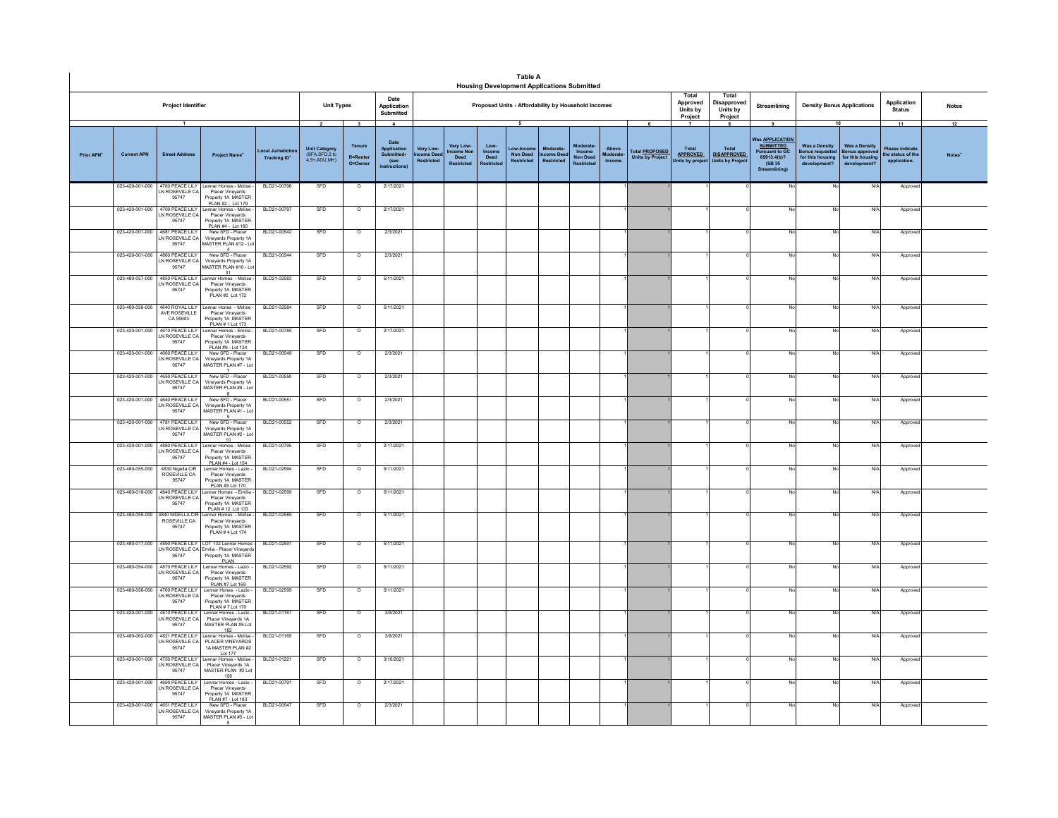# Table A

## Housing Development Applications Submitted

| Project Identifier | | | | Unit Types | | Date Application Submitted | Proposed Units - Affordability by Household Incomes | | | | | | | | Total Approved Units by Project | Total Disapproved Units by Project | Streamlining | Density Bonus Applications | | Application Status | Notes |
|---|---|---|---|---|---|---|---|---|---|---|---|---|---|---|---|---|---|---|---|---|---|
| 1 | | | | 2 | 3 | 4 | 5 | | | | | | | 6 | 7 | 8 | 9 | 10 | | 11 | 12 |
| Prior APN* | Current APN | Street Address | Project Name* | Local Jurisdiction Tracking ID* | Unit Category (SFA,SFD,2 to 4,5+,ADU,MH) | Tenure R=Renter O=Owner | Date Application Submitted+ (see instructions) | Very Low-Income Deed Restricted | Very Low-Income Non Deed Restricted | Low-Income Deed Restricted | Low-Income Non Deed Restricted | Moderate-Income Deed Restricted | Moderate-Income Non Deed Restricted | Above Moderate-Income | Total PROPOSED Units by Project | Total APPROVED Units by project | Total DISAPPROVED Units by Project | Was APPLICATION SUBMITTED Pursuant to GC 65913.4(b)? (SB 35 Streamlining) | Was a Density Bonus requested for this housing development? | Was a Density Bonus approved for this housing development? | Please indicate the status of the application. | Notes* |
| | 023-420-001-000 | 4780 PEACE LILY LN ROSEVILLE CA 95747 | Lennar Homes - Molise - Placer Vineyards Property 1A MASTER PLAN #2 - Lot 179 | BLD21-00796 | SFD | O | 2/17/2021 | | | | | | | 1 | 1 | 1 | 0 | No | No | N/A | Approved | |
| | 023-420-001-000 | 4700 PEACE LILY LN ROSEVILLE CA 95747 | Lennar Homes - Molise - Placer Vineyards Property 1A MASTER PLAN #4 - Lot 180 | BLD21-00797 | SFD | O | 2/17/2021 | | | | | | | 1 | 1 | 1 | 0 | No | No | N/A | Approved | |
| | 023-420-001-000 | 4681 PEACE LILY LN ROSEVILLE CA 95747 | New SFD - Placer Vineyards Property 1A MASTER PLAN #12 - Lot 4 | BLD21-00542 | SFD | O | 2/3/2021 | | | | | | | 1 | 1 | 1 | 0 | No | No | N/A | Approved | |
| | 023-420-001-000 | 4860 PEACE LILY LN ROSEVILLE CA 95747 | New SFD - Placer Vineyards Property 1A MASTER PLAN #10 - Lot 31 | BLD21-00544 | SFD | O | 2/3/2021 | | | | | | | 1 | 1 | 1 | 0 | No | No | N/A | Approved | |
| | 023-480-057-000 | 4850 PEACE LILY LN ROSEVILLE CA 95747 | Lennar Homes - Molise - Placer Vineyards Property 1A MASTER PLAN #2 Lot 172 | BLD21-02583 | SFD | O | 5/11/2021 | | | | | | | 1 | 1 | 1 | 0 | No | No | N/A | Approved | |
| | 023-480-058-000 | 4840 ROYAL LILY AVE ROSEVILLE CA 95603 | Lennar Homes - Molise - Placer Vineyards Property 1A MASTER PLAN # 1 Lot 173 | BLD21-02584 | SFD | O | 5/11/2021 | | | | | | | 1 | 1 | 1 | 0 | No | No | N/A | Approved | |
| | 023-420-001-000 | 4670 PEACE LILY LN ROSEVILLE CA 95747 | Lennar Homes - Emilia - Placer Vineyards Property 1A MASTER PLAN #9 - Lot 134 | BLD21-00786 | SFD | O | 2/17/2021 | | | | | | | 1 | 1 | 1 | 0 | No | No | N/A | Approved | |
| | 023-420-001-000 | 4660 PEACE LILY LN ROSEVILLE CA 95747 | New SFD - Placer Vineyards Property 1A MASTER PLAN #7 - Lot 7 | BLD21-00549 | SFD | O | 2/3/2021 | | | | | | | 1 | 1 | 1 | 0 | No | No | N/A | Approved | |
| | 023-420-001-000 | 4650 PEACE LILY LN ROSEVILLE CA 95747 | New SFD - Placer Vineyards Property 1A MASTER PLAN #8 - Lot 8 | BLD21-00550 | SFD | O | 2/3/2021 | | | | | | | 1 | 1 | 1 | 0 | No | No | N/A | Approved | |
| | 023-420-001-000 | 4640 PEACE LILY LN ROSEVILLE CA 95747 | New SFD - Placer Vineyards Property 1A MASTER PLAN #1 - Lot 9 | BLD21-00551 | SFD | O | 2/3/2021 | | | | | | | 1 | 1 | 1 | 0 | No | No | N/A | Approved | |
| | 023-420-001-000 | 4781 PEACE LILY LN ROSEVILLE CA 95747 | New SFD - Placer Vineyards Property 1A MASTER PLAN #2 - Lot 10 | BLD21-00552 | SFD | O | 2/3/2021 | | | | | | | 1 | 1 | 1 | 0 | No | No | N/A | Approved | |
| | 023-420-001-000 | 4880 PEACE LILY LN ROSEVILLE CA 95747 | Lennar Homes - Molise - Placer Vineyards Property 1A MASTER PLAN #4 - Lot 154 | BLD21-00795 | SFD | O | 2/17/2021 | | | | | | | 1 | 1 | 1 | 0 | No | No | N/A | Approved | |
| | 023-480-055-000 | 4830 Nigella CIR ROSEVILLE CA 95747 | Lennar Homes - Lazio - Placer Vineyards Property 1A MASTER PLAN #5 Lot 170 | BLD21-02594 | SFD | O | 5/11/2021 | | | | | | | 1 | 1 | 1 | 0 | No | No | N/A | Approved | |
| | 023-480-018-000 | 4840 PEACE LILY LN ROSEVILLE CA 95747 | Lennar Homes - Emilia - Placer Vineyards Property 1A MASTER PLAN # 12 Lot 133 | BLD21-02599 | SFD | O | 5/11/2021 | | | | | | | 1 | 1 | 1 | 0 | No | No | N/A | Approved | |
| | 023-480-059-000 | 4840 NIGELLA CIR ROSEVILLE CA 95747 | Lennar Homes - Molise - Placer Vineyards Property 1A MASTER PLAN # 4 Lot 174 | BLD21-02585 | SFD | O | 5/11/2021 | | | | | | | 1 | 1 | 1 | 0 | No | No | N/A | Approved | |
| | 023-480-017-000 | 4890 PEACE LILY LN ROSEVILLE CA 95747 | LOT 132 Lennar Homes Emilia - Placer Vineyards Property 1A MASTER PLAN | BLD21-02591 | SFD | O | 5/11/2021 | | | | | | | 1 | 1 | 1 | 0 | No | No | N/A | Approved | |
| | 023-480-054-000 | 4870 PEACE LILY LN ROSEVILLE CA 95747 | Lennar Homes - Lazio - Placer Vineyards Property 1A MASTER PLAN #7 Lot 169 | BLD21-02592 | SFD | O | 5/11/2021 | | | | | | | 1 | 1 | 1 | 0 | No | No | N/A | Approved | |
| | 023-480-056-000 | 4760 PEACE LILY LN ROSEVILLE CA 95747 | Lennar Hones - Lazio - Placer Vineyards Property 1A MASTER PLAN # 7 Lot 170 | BLD21-02595 | SFD | O | 5/11/2021 | | | | | | | 1 | 1 | 1 | 0 | No | No | N/A | Approved | |
| | 023-420-001-000 | 4810 PEACE LILY LN ROSEVILLE CA 95747 | Lennar Homes - Lazio - Placer Vineyards 1A MASTER PLAN #5 Lot 182 | BLD21-01161 | SFD | O | 3/9/2021 | | | | | | | 1 | 1 | 1 | 0 | No | No | N/A | Approved | |
| | 023-480-062-000 | 4821 PEACE LILY LN ROSEVILLE CA 95747 | Lennar Homes - Molise - PLACER VINEYARDS 1A MASTER PLAN #2 Lot 177 | BLD21-01165 | SFD | O | 3/9/2021 | | | | | | | 1 | 1 | 1 | 0 | No | No | N/A | Approved | |
| | 023-420-001-000 | 4750 PEACE LILY LN ROSEVILLE CA 95747 | Lennar Homes - Molise - Placer Vineyards 1A MASTER PLAN #2 Lot 158 | BLD21-01221 | SFD | O | 3/10/2021 | | | | | | | 1 | 1 | 1 | 0 | No | No | N/A | Approved | |
| | 023-420-001-000 | 4690 PEACE LILY LN ROSEVILLE CA 95747 | Lennar Homes - Lazio - Placer Vineyards Property 1A MASTER PLAN #7 - Lot 183 | BLD21-00791 | SFD | O | 2/17/2021 | | | | | | | 1 | 1 | 1 | 0 | No | No | N/A | Approved | |
| | 023-420-001-000 | 4651 PEACE LILY LN ROSEVILLE CA 95747 | New SFD - Placer Vineyards Property 1A MASTER PLAN #5 - Lot 5 | BLD21-00547 | SFD | O | 2/3/2021 | | | | | | | 1 | 1 | 1 | 0 | No | No | N/A | Approved | |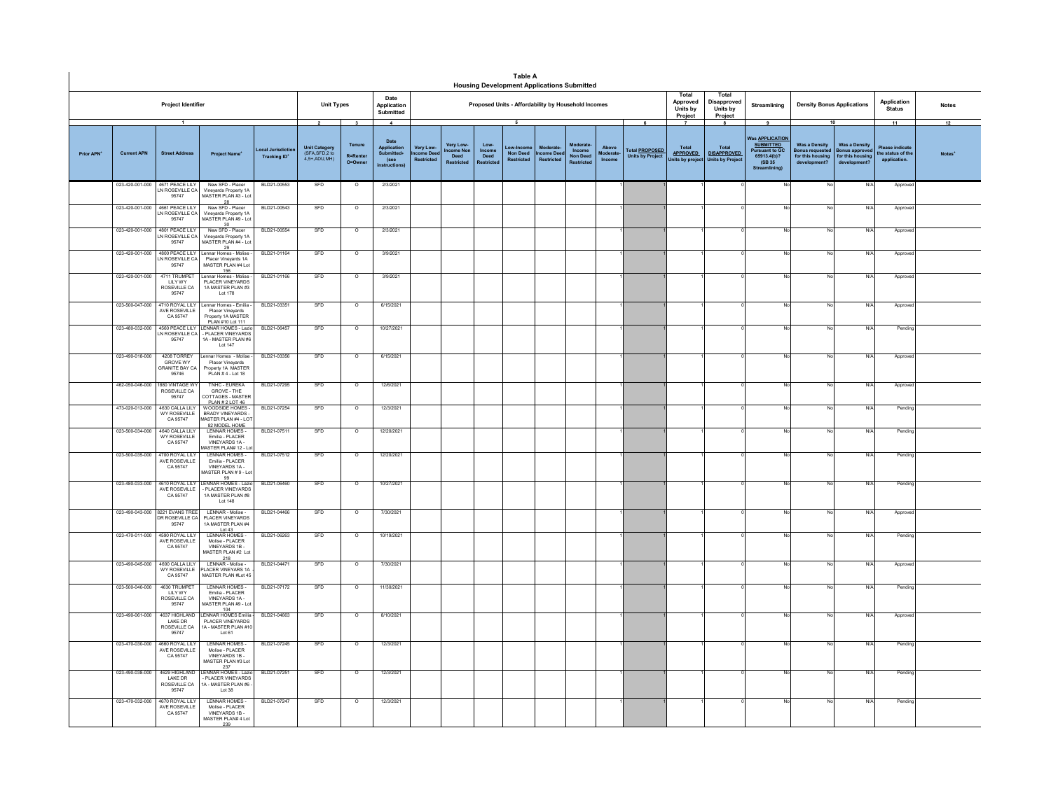# Table A

## Housing Development Applications Submitted

| Project Identifier | | | | Unit Types | | Date Application Submitted | Proposed Units - Affordability by Household Incomes | | | | | | | | | Total Approved Units by Project | Total Disapproved Units by Project | Streamlining | Density Bonus Applications | | Application Status | Notes |
|---|---|---|---|---|---|---|---|---|---|---|---|---|---|---|---|---|---|---|---|---|---|---|
| 1 | | | | 2 | 3 | 4 | 5 | | | | | | | | 6 | 7 | 8 | 9 | 10 | | 11 | 12 |
| Prior APN+ | Current APN | Street Address | Project Name+ | Local Jurisdiction Tracking ID+ | Unit Category (SFA,SFD,2 to 4,5+,ADU,MH) | Tenure R=Renter O=Owner | Date Application Submitted- (see instructions) | Very Low-Income Deed Restricted | Very Low-Income Non Deed Restricted | Low-Income Deed Restricted | Low-Income Non Deed Restricted | Moderate-Income Deed Restricted | Moderate-Income Non Deed Restricted | Above Moderate-Income | Total PROPOSED Units by Project | Total APPROVED Units by project | Total DISAPPROVED Units by Project | Was APPLICATION SUBMITTED Pursuant to GC 65913.4(b)? (SB 35 Streamlining) | Was a Density Bonus requested for this housing development? | Was a Density Bonus approved for this housing development? | Please indicate the status of the application. | Notes+ |
| | 023-420-001-000 | 4671 PEACE LILY LN ROSEVILLE CA 95747 | New SFD - Placer Vineyards Property 1A MASTER PLAN #3 - Lot 28 | BLD21-00553 | SFD | O | 2/3/2021 | | | | | | | 1 | 1 | 1 | 0 | No | No | N/A | Approved | |
| | 023-420-001-000 | 4661 PEACE LILY LN ROSEVILLE CA 95747 | New SFD - Placer Vineyards Property 1A MASTER PLAN #9 - Lot 30 | BLD21-00543 | SFD | O | 2/3/2021 | | | | | | | 1 | 1 | 1 | 0 | No | No | N/A | Approved | |
| | 023-420-001-000 | 4801 PEACE LILY LN ROSEVILLE CA 95747 | New SFD - Placer Vineyards Property 1A MASTER PLAN #4 - Lot 29 | BLD21-00554 | SFD | O | 2/3/2021 | | | | | | | 1 | 1 | 1 | 0 | No | No | N/A | Approved | |
| | 023-420-001-000 | 4800 PEACE LILY LN ROSEVILLE CA 95747 | Lennar Homes - Molise - Placer Vineyards 1A MASTER PLAN #4 Lot 156 | BLD21-01164 | SFD | O | 3/9/2021 | | | | | | | 1 | 1 | 1 | 0 | No | No | N/A | Approved | |
| | 023-420-001-000 | 4711 TRUMPET LILY WY ROSEVILLE CA 95747 | Lennar Homes - Molise - PLACER VINEYARDS 1A MASTER PLAN #3 Lot 178 | BLD21-01166 | SFD | O | 3/9/2021 | | | | | | | 1 | 1 | 1 | 0 | No | No | N/A | Approved | |
| | 023-500-047-000 | 4710 ROYAL LILY AVE ROSEVILLE CA 95747 | Lennar Homes - Emilia - Placer Vineyards Property 1A MASTER PLAN #10 Lot 111 | BLD21-03351 | SFD | O | 6/15/2021 | | | | | | | 1 | 1 | 1 | 0 | No | No | N/A | Approved | |
| | 023-480-032-000 | 4560 PEACE LILY LN ROSEVILLE CA 95747 | LENNAR HOMES - Lazio - PLACER VINEYARDS 1A - MASTER PLAN #6 Lot 147 | BLD21-06457 | SFD | O | 10/27/2021 | | | | | | | 1 | 1 | 1 | 0 | No | No | N/A | Pending | |
| | 023-490-018-000 | 4208 TORREY GROVE WY GRANITE BAY CA 95746 | Lennar Homes - Molise - Placer Vineyards Property 1A MASTER PLAN # 4 - Lot 18 | BLD21-03356 | SFD | O | 6/15/2021 | | | | | | | 1 | 1 | 1 | 0 | No | No | N/A | Approved | |
| | 462-050-046-000 | 1880 VINTAGE WY ROSEVILLE CA 95747 | TNHC - EUREKA GROVE - THE COTTAGES - MASTER PLAN # 2 LOT 46 | BLD21-07295 | SFD | O | 12/6/2021 | | | | | | | 1 | 1 | 1 | 0 | No | No | N/A | Approved | |
| | 473-020-013-000 | 4630 CALLA LILY WY ROSEVILLE CA 95747 | WOODSIDE HOMES - BRADY VINEYARDS - MASTER PLAN #4 - LOT 82 MODEL HOME | BLD21-07254 | SFD | O | 12/3/2021 | | | | | | | 1 | 1 | 1 | 0 | No | No | N/A | Pending | |
| | 023-500-034-000 | 4640 CALLA LILY WY ROSEVILLE CA 95747 | LENNAR HOMES - Emilia - PLACER VINEYARDS 1A - MASTER PLAN# 12 - Lot | BLD21-07511 | SFD | O | 12/20/2021 | | | | | | | 1 | 1 | 1 | 0 | No | No | N/A | Pending | |
| | 023-500-035-000 | 4700 ROYAL LILY AVE ROSEVILLE CA 95747 | LENNAR HOMES - Emilia - PLACER VINEYARDS 1A - MASTER PLAN # 9 - Lot 99 | BLD21-07512 | SFD | O | 12/20/2021 | | | | | | | 1 | 1 | 1 | 0 | No | No | N/A | Pending | |
| | 023-480-033-000 | 4610 ROYAL LILY AVE ROSEVILLE CA 95747 | LENNAR HOMES - Lazio - PLACER VINEYARDS 1A MASTER PLAN #8 Lot 148 | BLD21-06460 | SFD | O | 10/27/2021 | | | | | | | 1 | 1 | 1 | 0 | No | No | N/A | Pending | |
| | 023-490-043-000 | 8221 EVANS TREE DR ROSEVILLE CA 95747 | LENNAR - Molise - PLACER VINEYARDS 1A MASTER PLAN #4 Lot 43 | BLD21-04466 | SFD | O | 7/30/2021 | | | | | | | 1 | 1 | 1 | 0 | No | No | N/A | Approved | |
| | 023-470-011-000 | 4590 ROYAL LILY AVE ROSEVILLE CA 95747 | LENNAR HOMES - Molise - PLACER VINEYARDS 1B - MASTER PLAN #2 Lot 218 | BLD21-06263 | SFD | O | 10/19/2021 | | | | | | | 1 | 1 | 1 | 0 | No | No | N/A | Pending | |
| | 023-490-045-000 | 4690 CALLA LILY WY ROSEVILLE CA 95747 | LENNAR - Molise - PLACER VINEYARS 1A MASTER PLAN #Lot 45 | BLD21-04471 | SFD | O | 7/30/2021 | | | | | | | 1 | 1 | 1 | 0 | No | No | N/A | Approved | |
| | 023-500-040-000 | 4630 TRUMPET LILY WY ROSEVILLE CA 95747 | LENNAR HOMES - Emilia - PLACER VINEYARDS 1A - MASTER PLAN #9 - Lot 104 | BLD21-07172 | SFD | O | 11/30/2021 | | | | | | | 1 | 1 | 1 | 0 | No | No | N/A | Pending | |
| | 023-490-061-000 | 4637 HIGHLAND LAKE DR ROSEVILLE CA 95747 | LENNAR HOMES Emilia - PLACER VINEYARDS 1A - MASTER PLAN #10 Lot 61 | BLD21-04663 | SFD | O | 8/10/2021 | | | | | | | 1 | 1 | 1 | 0 | No | No | N/A | Approved | |
| | 023-470-030-000 | 4660 ROYAL LILY AVE ROSEVILLE CA 95747 | LENNAR HOMES - Molise - PLACER VINEYARDS 1B - MASTER PLAN #3 Lot 237 | BLD21-07245 | SFD | O | 12/3/2021 | | | | | | | 1 | 1 | 1 | 0 | No | No | N/A | Pending | |
| | 023-490-038-000 | 4629 HIGHLAND LAKE DR ROSEVILLE CA 95747 | LENNAR HOMES - Lazio - PLACER VINEYARDS 1A - MASTER PLAN #6 - Lot 38 | BLD21-07251 | SFD | O | 12/3/2021 | | | | | | | 1 | 1 | 1 | 0 | No | No | N/A | Pending | |
| | 023-470-032-000 | 4670 ROYAL LILY AVE ROSEVILLE CA 95747 | LENNAR HOMES - Molise - PLACER VINEYARDS 1B - MASTER PLAN# 4 Lot 239 | BLD21-07247 | SFD | O | 12/3/2021 | | | | | | | 1 | 1 | 1 | 0 | No | No | N/A | Pending | |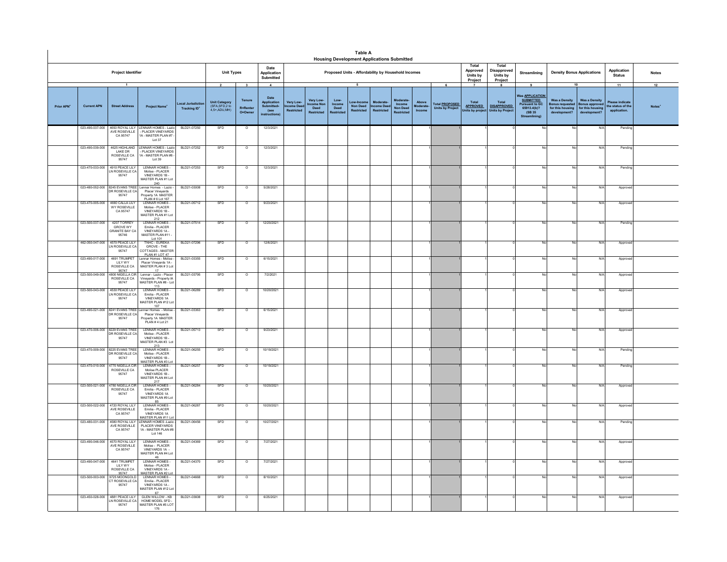# Table A

## Housing Development Applications Submitted

| Project Identifier | | | | Unit Types | | Date Application Submitted | Proposed Units - Affordability by Household Incomes | | | | | | | | Total Approved Units by Project | Total Disapproved Units by Project | Streamlining | Density Bonus Applications | | Application Status | Notes |
|---|---|---|---|---|---|---|---|---|---|---|---|---|---|---|---|---|---|---|---|---|---|
| 1 | | | | 2 | 3 | 4 | 5 | | | | | | | 6 | 7 | 8 | 9 | 10 | | 11 | 12 |
| Prior APN⁺ | Current APN | Street Address | Project Name⁺ | Local Jurisdiction Tracking ID⁺ | Unit Category (SFA,SFD,2 to 4,5+,ADU,MH) | Tenure R=Renter O=Owner | Date Application Submitted- (see instructions) | Very Low-Income Deed Restricted | Very Low-Income Non Deed Restricted | Low-Income Deed Restricted | Low-Income Non Deed Restricted | Moderate-Income Deed Restricted | Moderate-Income Non Deed Restricted | Above Moderate-Income | Total PROPOSED Units by Project | Total APPROVED Units by project | Total DISAPPROVED Units by Project | Was APPLICATION SUBMITTED Pursuant to GC 65913.4(b)? (SB 35 Streamlining) | Was a Density Bonus requested for this housing development? | Was a Density Bonus approved for this housing development? | Please indicate the status of the application. | Notes⁺ |
| | 023-490-037-000 | 4650 ROYAL LILY AVE ROSEVILLE CA 95747 | LENNAR HOMES - Lazio - PLACER VINEYARDS 1A - MASTER PLAN #7 - Lot 37 | BLD21-07250 | SFD | O | 12/3/2021 | | | | | | | 1 | 1 | 1 | 0 | No | No | N/A | Pending | |
| | 023-490-039-000 | 4625 HIGHLAND LAKE DR ROSEVILLE CA 95747 | LENNAR HOMES - Lazio - PLACER VINEYARDS 1A - MASTER PLAN #8 - Lot 39 | BLD21-07252 | SFD | O | 12/3/2021 | | | | | | | 1 | 1 | 1 | 0 | No | No | N/A | Pending | |
| | 023-470-033-000 | 4910 PEACE LILY LN ROSEVILLE CA 95747 | LENNAR HOMES - Molise - PLACER VINEYARDS 1B - MASTER PLAN #1 Lot 240 | BLD21-07253 | SFD | O | 12/3/2021 | | | | | | | 1 | 1 | 1 | 0 | No | No | N/A | Pending | |
| | 023-480-052-000 | 8245 EVANS TREE DR ROSEVILLE CA 95747 | Lennar Homes - Lazio - Placer Vineyards Property 1A MASTER PLAN # 6 Lot 167 | BLD21-03008 | SFD | O | 5/28/2021 | | | | | | | 1 | 1 | 1 | 0 | No | No | N/A | Approved | |
| | 023-470-005-000 | 4660 CALLA LILY WY ROSEVILLE CA 95747 | LENNAR HOMES - Molise - PLACER VINEYARDS 1B - MASTER PLAN #1 Lot 212 | BLD21-05712 | SFD | O | 9/23/2021 | | | | | | | 1 | 1 | 1 | 0 | No | No | N/A | Approved | |
| | 023-500-037-000 | 4207 TORREY GROVE WY GRANITE BAY CA 95746 | LENNAR HOMES - Emilia - PLACER VINEYARDS 1A - MASTER PLAN #11 - Lot 101 | BLD21-07514 | SFD | O | 12/20/2021 | | | | | | | 1 | 1 | 1 | 0 | No | No | N/A | Pending | |
| | 462-050-047-000 | 4570 PEACE LILY LN ROSEVILLE CA 95747 | TNHC - EUREKA GROVE - THE COTTAGES - MASTER PLAN #1 LOT 47 | BLD21-07296 | SFD | O | 12/6/2021 | | | | | | | 1 | 1 | 1 | 0 | No | No | N/A | Approved | |
| | 023-490-017-000 | 4691 TRUMPET LILY WY ROSEVILLE CA 95747 | Lennar Homes - Molise - Placer Vineyards 1A - MASTER PLAN # 3 Lot 17 | BLD21-03355 | SFD | O | 6/15/2021 | | | | | | | 1 | 1 | 1 | 0 | No | No | N/A | Approved | |
| | 023-500-049-000 | 4800 NIGELLA CIR ROSEVILLE CA 95747 | Lennar - Lazio - Placer Vineyards - Property IA MASTER PLAN #8 - Lot 113 | BLD21-03796 | SFD | O | 7/2/2021 | | | | | | | 1 | 1 | 1 | 0 | No | No | N/A | Approved | |
| | 023-500-043-000 | 4530 PEACE LILY LN ROSEVILLE CA 95747 | LENNAR HOMES - Emilia - PLACER VINEYARDS 1A MASTER PLAN #12 Lot 107 | BLD21-06289 | SFD | O | 10/20/2021 | | | | | | | 1 | 1 | 1 | 0 | No | No | N/A | Approved | |
| | 023-490-021-000 | 8241 EVANS TREE DR ROSEVILLE CA 95747 | Lennar Homes - Molise - Placer Vineyards Property 1A MASTER PLAN # 4 Lot 21 | BLD21-03363 | SFD | O | 6/15/2021 | | | | | | | 1 | 1 | 1 | 0 | No | No | N/A | Approved | |
| | 023-470-006-000 | 8229 EVANS TREE DR ROSEVILLE CA 95747 | LENNAR HOMES - Molise - PLACER VINEYARDS 1B - MASTER PLAN #3 Lot 213 | BLD21-05713 | SFD | O | 9/23/2021 | | | | | | | 1 | 1 | 1 | 0 | No | No | N/A | Approved | |
| | 023-470-009-000 | 8225 EVANS TREE DR ROSEVILLE CA 95747 | LENNAR HOMES - Molise - PLACER VINEYARDS 1B - MASTER PLAN #3 Lot | BLD21-06255 | SFD | O | 10/19/2021 | | | | | | | 1 | 1 | 1 | 0 | No | No | N/A | Pending | |
| | 023-470-010-000 | 4770 NIGELLA CIR ROSEVILLE CA 95747 | LENNAR HOMES - Molise PLACER VINEYARDS 1B - MASTER PLAN #4 Lot 217 | BLD21-06257 | SFD | O | 10/19/2021 | | | | | | | 1 | 1 | 1 | 0 | No | No | N/A | Pending | |
| | 023-500-021-000 | 4780 NIGELLA CIR ROSEVILLE CA 95747 | LENNAR HOMES - Emilia - PLACER VINEYARDS 1A MASTER PLAN #9 Lot 85 | BLD21-06284 | SFD | O | 10/20/2021 | | | | | | | 1 | 1 | 1 | 0 | No | No | N/A | Approved | |
| | 023-500-022-000 | 4720 ROYAL LILY AVE ROSEVILLE CA 95747 | LENNAR HOMES - Emilia - PLACER VINEYARDS 1A MASTER PLAN #11 Lot | BLD21-06287 | SFD | O | 10/20/2021 | | | | | | | 1 | 1 | 1 | 0 | No | No | N/A | Approved | |
| | 023-480-031-000 | 4580 ROYAL LILY AVE ROSEVILLE CA 95747 | LENNAR HOMES -Lazio - PLACER VINEYARDS 1A - MASTER PLAN #8 Lot 146 | BLD21-06456 | SFD | O | 10/27/2021 | | | | | | | 1 | 1 | 1 | 0 | No | No | N/A | Pending | |
| | 023-490-046-000 | 4570 ROYAL LILY AVE ROSEVILLE CA 95747 | LENNAR HOMES - Molise - PLACER VINEYARDS 1A - MASTER PLAN #4 Lot 46 | BLD21-04369 | SFD | O | 7/27/2021 | | | | | | | 1 | 1 | 1 | 0 | No | No | N/A | Approved | |
| | 023-490-047-000 | 4641 TRUMPET LILY WY ROSEVILLE CA 95747 | LENNAR HOMES - Molise - PLACER VINEYARDS 1A - MASTER PLAN #2 Lot | BLD21-04370 | SFD | O | 7/27/2021 | | | | | | | 1 | 1 | 1 | 0 | No | No | N/A | Approved | |
| | 023-500-003-000 | 9725 MOONGOLD CT ROSEVILLE CA 95747 | LENNAR HOMES - Emilia - PLACER VINEYARDS 1A - MASTER PLAN #12 Lot 67 | BLD21-04668 | SFD | O | 8/10/2021 | | | | | | | 1 | 1 | 1 | 0 | No | No | N/A | Approved | |
| | 023-450-028-000 | 4881 PEACE LILY LN ROSEVILLE CA 95747 | GLEN WILLOW - KB HOME MODEL SFD - MASTER PLAN #5 LOT 176 | BLD21-03608 | SFD | O | 6/25/2021 | | | | | | | 1 | 1 | 1 | 0 | No | No | N/A | Approved | |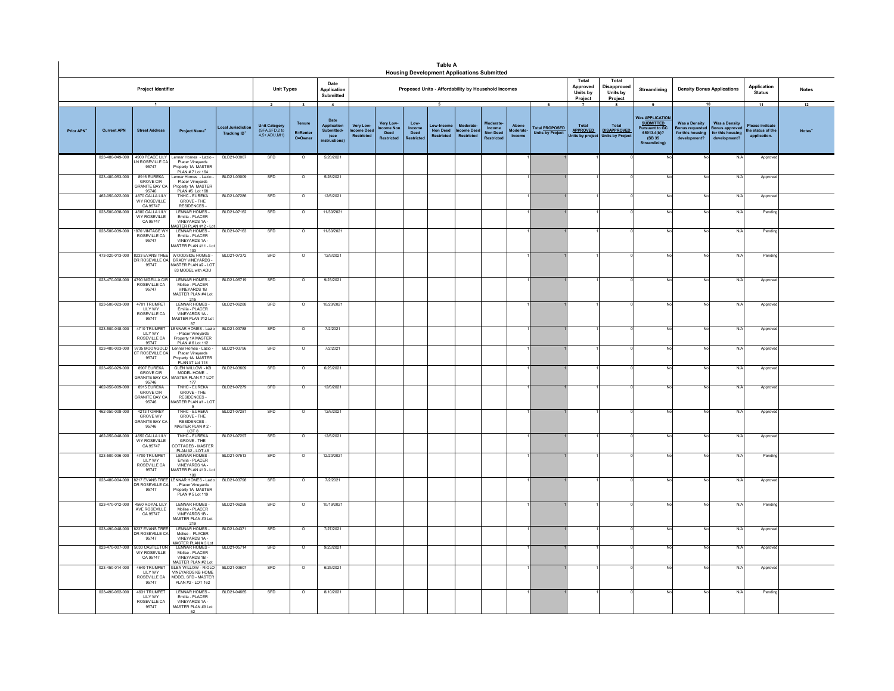# Table A
## Housing Development Applications Submitted

| Project Identifier | | | | Unit Types | | Date Application Submitted | Proposed Units - Affordability by Household Incomes | | | | | | | | Total Approved Units by Project | Total Disapproved Units by Project | Streamlining | Density Bonus Applications | | Application Status | Notes |
|---|---|---|---|---|---|---|---|---|---|---|---|---|---|---|---|---|---|---|---|---|---|
| 1 | | | | 2 | 3 | 4 | 5 | | | | | | | 6 | 7 | 8 | 9 | 10 | | 11 | 12 |
| Prior APN* | Current APN | Street Address | Project Name* | Local Jurisdiction Tracking ID* | Unit Category (SFA,SFD,2 to 4,5+,ADU,MH) | Tenure R=Renter O=Owner | Date Application Submitted- (see instructions) | Very Low-Income Deed Restricted | Very Low-Income Non Deed Restricted | Low-Income Deed Restricted | Low-Income Non Deed Restricted | Moderate-Income Deed Restricted | Moderate-Income Non Deed Restricted | Above Moderate-Income | Total PROPOSED Units by Project | Total APPROVED Units by project | Total DISAPPROVED Units by Project | Was APPLICATION SUBMITTED Pursuant to GC 65913.4(b)? (SB 35 Streamlining) | Was a Density Bonus requested for this housing development? | Was a Density Bonus approved for this housing development? | Please indicate the status of the application. | Notes* |
| | 023-480-049-000 | 4900 PEACE LILY LN ROSEVILLE CA 95747 | Lennar Homes - Lazio - Placer Vineyards Property 1A MASTER PLAN # 7 Lot 164 | BLD21-03007 | SFD | O | 5/28/2021 | | | | | | | 1 | 1 | 1 | 0 | No | No | N/A | Approved | |
| | 023-480-053-000 | 8916 EUREKA GROVE CIR GRANITE BAY CA 95746 | Lennar Homes - Lazio - Placer Vineyards Property 1A MASTER PLAN #5 Lot 168 | BLD21-03009 | SFD | O | 5/28/2021 | | | | | | | 1 | 1 | 1 | 0 | No | No | N/A | Approved | |
| | 462-050-022-000 | 4670 CALLA LILY WY ROSEVILLE CA 95747 | TNHC - EUREKA GROVE - THE RESIDENCES - | BLD21-07286 | SFD | O | 12/6/2021 | | | | | | | 1 | 1 | 1 | 0 | No | No | N/A | Approved | |
| | 023-500-038-000 | 4680 CALLA LILY WY ROSEVILLE CA 95747 | LENNAR HOMES - Emilia - PLACER VINEYARDS 1A - MASTER PLAN #12 - Lot | BLD21-07162 | SFD | O | 11/30/2021 | | | | | | | 1 | 1 | 1 | 0 | No | No | N/A | Pending | |
| | 023-500-039-000 | 1870 VINTAGE WY ROSEVILLE CA 95747 | LENNAR HOMES - Emilia - PLACER VINEYARDS 1A - MASTER PLAN #11 - Lot 103 | BLD21-07163 | SFD | O | 11/30/2021 | | | | | | | 1 | 1 | 1 | 0 | No | No | N/A | Pending | |
| | 473-020-013-000 | 8233 EVANS TREE DR ROSEVILLE CA 95747 | WOODSIDE HOMES - BRADY VINEYARDS - MASTER PLAN #2 - LOT 83 MODEL with ADU | BLD21-07372 | SFD | O | 12/9/2021 | | | | | | | 1 | 1 | 1 | 0 | No | No | N/A | Pending | |
| | 023-470-008-000 | 4790 NIGELLA CIR ROSEVILLE CA 95747 | LENNAR HOMES - Molise - PLACER VINEYARDS 1B MASTER PLAN #4 Lot 215 | BLD21-05719 | SFD | O | 9/23/2021 | | | | | | | 1 | 1 | 1 | 0 | No | No | N/A | Approved | |
| | 023-500-023-000 | 4701 TRUMPET LILY WY ROSEVILLE CA 95747 | LENNAR HOMES - Emilia - PLACER VINEYARDS 1A - MASTER PLAN #12 Lot 87 | BLD21-06288 | SFD | O | 10/20/2021 | | | | | | | 1 | 1 | 1 | 0 | No | No | N/A | Approved | |
| | 023-500-048-000 | 4710 TRUMPET LILY WY ROSEVILLE CA 95747 | LENNAR HOMES - Lazio - Placer Vineyards Property 1A MASTER PLAN # 6 Lot 112 | BLD21-03788 | SFD | O | 7/2/2021 | | | | | | | 1 | 1 | 1 | 0 | No | No | N/A | Approved | |
| | 023-480-003-000 | 9735 MOONGOLD CT ROSEVILLE CA 95747 | Lennar Homes - Lazio - Placer Vineyards Property 1A MASTER PLAN #7 Lot 118 | BLD21-03796 | SFD | O | 7/2/2021 | | | | | | | 1 | 1 | 1 | 0 | No | No | N/A | Approved | |
| | 023-450-029-000 | 8907 EUREKA GROVE CIR GRANITE BAY CA 95746 | GLEN WILLOW - KB MODEL HOME - MASTER PLAN # 7 LOT 177 | BLD21-03609 | SFD | O | 6/25/2021 | | | | | | | 1 | 1 | 1 | 0 | No | No | N/A | Approved | |
| | 462-050-009-000 | 8915 EUREKA GROVE CIR GRANITE BAY CA 95746 | TNHC - EUREKA GROVE - THE RESIDENCES - MASTER PLAN #1 - LOT 9 | BLD21-07279 | SFD | O | 12/6/2021 | | | | | | | 1 | 1 | 1 | 0 | No | No | N/A | Approved | |
| | 462-050-008-000 | 4213 TORREY GROVE WY GRANITE BAY CA 95746 | TNHC - EUREKA GROVE - THE RESIDENCES - MASTER PLAN # 2 - LOT 8 | BLD21-07281 | SFD | O | 12/6/2021 | | | | | | | 1 | 1 | 1 | 0 | No | No | N/A | Approved | |
| | 462-050-048-000 | 4650 CALLA LILY WY ROSEVILLE CA 95747 | TNHC - EUREKA GROVE - THE COTTAGES - MASTER PLAN #2 - LOT 48 | BLD21-07297 | SFD | O | 12/6/2021 | | | | | | | 1 | 1 | 1 | 0 | No | No | N/A | Approved | |
| | 023-500-036-000 | 4700 TRUMPET LILY WY ROSEVILLE CA 95747 | LENNAR HOMES - Emilia - PLACER VINEYARDS 1A - MASTER PLAN #10 - Lot 100 | BLD21-07513 | SFD | O | 12/20/2021 | | | | | | | 1 | 1 | 1 | 0 | No | No | N/A | Pending | |
| | 023-480-004-000 | 8217 EVANS TREE DR ROSEVILLE CA 95747 | LENNAR HOMES - Lazio - Placer Vineyards Property 1A MASTER PLAN # 5 Lot 119 | BLD21-03798 | SFD | O | 7/2/2021 | | | | | | | 1 | 1 | 1 | 0 | No | No | N/A | Approved | |
| | 023-470-012-000 | 4560 ROYAL LILY AVE ROSEVILLE CA 95747 | LENNAR HOMES - Molise - PLACER VINEYARDS 1B - MASTER PLAN #3 Lot 219 | BLD21-06258 | SFD | O | 10/19/2021 | | | | | | | 1 | 1 | 1 | 0 | No | No | N/A | Pending | |
| | 023-490-048-000 | 8237 EVANS TREE DR ROSEVILLE CA 95747 | LENNAR HOMES - Molise - PLACER VINEYARDS 1A - MASTER PLAN # 3 Lot | BLD21-04371 | SFD | O | 7/27/2021 | | | | | | | 1 | 1 | 1 | 0 | No | No | N/A | Approved | |
| | 023-470-007-000 | 5030 CASTLETON WY ROSEVILLE CA 95747 | LENNAR HOMES - Molise - PLACER VINEYARDS 1B - MASTER PLAN #2 Lot | BLD21-05714 | SFD | O | 9/23/2021 | | | | | | | 1 | 1 | 1 | 0 | No | No | N/A | Approved | |
| | 023-450-014-000 | 4640 TRUMPET LILY WY ROSEVILLE CA 95747 | GLEN WILLOW - RIOLO VINEYARDS KB HOME MODEL SFD - MASTER PLAN #2 - LOT 162 | BLD21-03607 | SFD | O | 6/25/2021 | | | | | | | 1 | 1 | 1 | 0 | No | No | N/A | Approved | |
| | 023-490-062-000 | 4631 TRUMPET LILY WY ROSEVILLE CA 95747 | LENNAR HOMES - Emilia - PLACER VINEYARDS 1A - MASTER PLAN #9 Lot 62 | BLD21-04665 | SFD | O | 8/10/2021 | | | | | | | 1 | 1 | 1 | 0 | No | No | N/A | Pending | |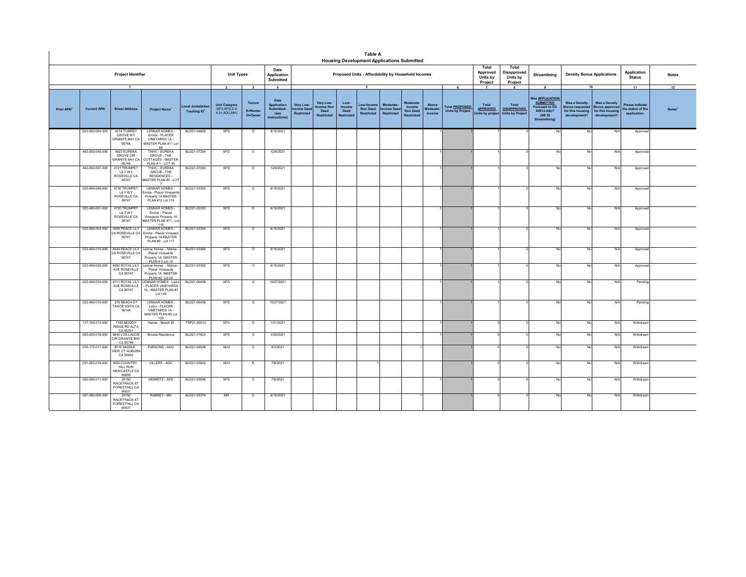# Table A

## Housing Development Applications Submitted

| Project Identifier | | | | | Unit Types | | Date Application Submitted | Proposed Units - Affordability by Household Incomes | | | | | | | | Total Approved Units by Project | Total Disapproved Units by Project | Streamlining | Density Bonus Applications | | Application Status | Notes |
|---|---|---|---|---|---|---|---|---|---|---|---|---|---|---|---|---|---|---|---|---|---|---|
| 1 | | | | | 2 | 3 | 4 | 5 | | | | | | | 6 | 7 | 8 | 9 | 10 | | 11 | 12 |
| Prior APN* | Current APN | Street Address | Project Name* | Local Jurisdiction Tracking ID* | Unit Category (SFA,SFD,2 to 4,5+,ADU,MH) | Tenure R=Renter O=Owner | Date Application Submitted+ (see instructions) | Very Low-Income Deed Restricted | Very Low-Income Non Deed Restricted | Low-Income Deed Restricted | Low-Income Non Deed Restricted | Moderate-Income Deed Restricted | Moderate-Income Non Deed Restricted | Above Moderate-Income | Total PROPOSED Units by Project | Total APPROVED Units by project | Total DISAPPROVED Units by Project | Was APPLICATION SUBMITTED Pursuant to GC 65913.4(b)? (SB 35 Streamlining) | Was a Density Bonus requested for this housing development? | Was a Density Bonus approved for this housing development? | Please indicate the status of the application. | Notes* |
| | 023-500-004-000 | 4214 TORREY GROVE WY GRANITE BAY CA 95746 | LENNAR HOMES - Emilia - PLACER VINEYARDS 1A - MASTER PLAN #11 Lot 68 | BLD21-04669 | SFD | O | 8/10/2021 | | | | | | | 1 | 1 | 1 | 0 | No | No | N/A | Approved | |
| | 462-050-045-000 | 8923 EUREKA GROVE CIR GRANITE BAY CA 95746 | TNHC - EUREKA GROVE - THE COTTAGES - MASTER PLAN # 1 - LOT 45 | BLD21-07294 | SFD | O | 12/6/2021 | | | | | | | 1 | 1 | 1 | 0 | No | No | N/A | Approved | |
| | 462-050-007-000 | 4721 TRUMPET LILY WY ROSEVILLE CA 95747 | TNHC - EUREKA GROVE - THE RESIDENCES - MASTER PLAN #2 - LOT 7 | BLD21-07283 | SFD | O | 12/6/2021 | | | | | | | 1 | 1 | 1 | 0 | No | No | N/A | Approved | |
| | 023-500-046-000 | 4730 TRUMPET LILY WY ROSEVILLE CA 95747 | LENNAR HOMES - Emilia - Placer Vineyards Property 1A MASTER PLAN #12 Lot 110 | BLD21-03350 | SFD | O | 6/15/2021 | | | | | | | 1 | 1 | 1 | 0 | No | No | N/A | Approved | |
| | 023-480-001-000 | 4720 TRUMPET LILY WY ROSEVILLE CA 95747 | LENNAR HOMES - Emilia - Placer Vineyards Property 1A MASTER PLAN #11 - Lot 116 | BLD21-03353 | SFD | O | 6/15/2021 | | | | | | | 1 | 1 | 1 | 0 | No | No | N/A | Approved | |
| | 023-480-002-000 | 4550 PEACE LILY LN ROSEVILLE CA 95747 | LENNAR HOMES - Emilia - Placer Vineyard Property 1A MASTER PLAN #9 - Lot 117 | BLD21-03354 | SFD | O | 6/15/2021 | | | | | | | 1 | 1 | 1 | 0 | No | No | N/A | Approved | |
| | 023-490-019-000 | 4540 PEACE LILY LN ROSEVILLE CA 95747 | Lennar Homes - Molise - Placer Vineyards Property 1A MASTER PLAN # 3 Lot 19 | BLD21-03360 | SFD | O | 6/15/2021 | | | | | | | 1 | 1 | 1 | 0 | No | No | N/A | Approved | |
| | 023-490-020-000 | 4690 ROYAL LILY AVE ROSEVILLE CA 95747 | Lennar Homes - Molise - Placer Vineyards Property 1A MASTER PLAN #2 Lot 20 | BLD21-03362 | SFD | O | 6/15/2021 | | | | | | | 1 | 1 | 1 | 0 | No | No | N/A | Approved | |
| | 023-480-034-000 | 4711 ROYAL LILY AVE ROSEVILLE CA 95747 | LENNAR HOMES - Lazio - PLACER VINEYARDS 1A - MASTER PLAN #7 Lot 149 | BLD21-06458 | SFD | O | 10/27/2021 | | | | | | | 1 | 1 | 1 | 0 | No | No | N/A | Pending | |
| | 023-480-010-000 | 275 BEACH ST TAHOE VISTA CA 96148 | LENNAR HOMES - Lazio - PLACER VINEYARDS 1A - MASTER PLAN #5 Lot 125 | BLD21-06459 | SFD | O | 10/27/2021 | | | | | | | 1 | 1 | 1 | 0 | No | No | N/A | Pending | |
| | 117-150-013-000 | 1180 MOODY RIDGE RD ALTA CA 95701 | Hamer - Beach St | TRP21-90013 | SFD | O | 1/31/2021 | | | | | | | 1 | 1 | 0 | 0 | No | No | N/A | Withdrawn | |
| | 063-420-018-000 | 9845 LOS LAGOS CIR GRANITE BAY CA 95746 | Brooke Residence | BLD21-01624 | SFD | O | 3/29/2021 | | | | | | | 1 | 1 | 0 | 0 | No | No | N/A | Withdrawn | |
| | 076-172-017-000 | 3010 SADDLE VIEW CT AUBURN CA 95602 | PARSONS - ADU | BLD21-04528 | ADU | O | 8/3/2021 | | | | | | 1 | | 1 | 0 | 0 | No | No | N/A | Withdrawn | |
| | 031-062-019-000 | 1650 COUNTRY HILL RUN NEWCASTLE CA 95658 | VILLERS - ADU | BLD21-03902 | ADU | R | 7/8/2021 | | | | 1 | | | | 1 | 0 | 0 | No | No | N/A | Withdrawn | |
| | 020-090-011-000 | 24150 RACETRACK ST FORESTHILL CA 95631 | HEINRITZ - SFD | BLD21-03896 | SFD | O | 7/8/2021 | | | | | | | 1 | 1 | 0 | 0 | No | No | N/A | Withdrawn | |
| | 007-060-005-000 | 24150 RACETRACK ST FORESTHILL CA 95631 | RAMSEY - MH | BLD21-03379 | MH | O | 6/15/2021 | | | | | | 1 | | 1 | 0 | 0 | No | No | N/A | Withdrawn | |